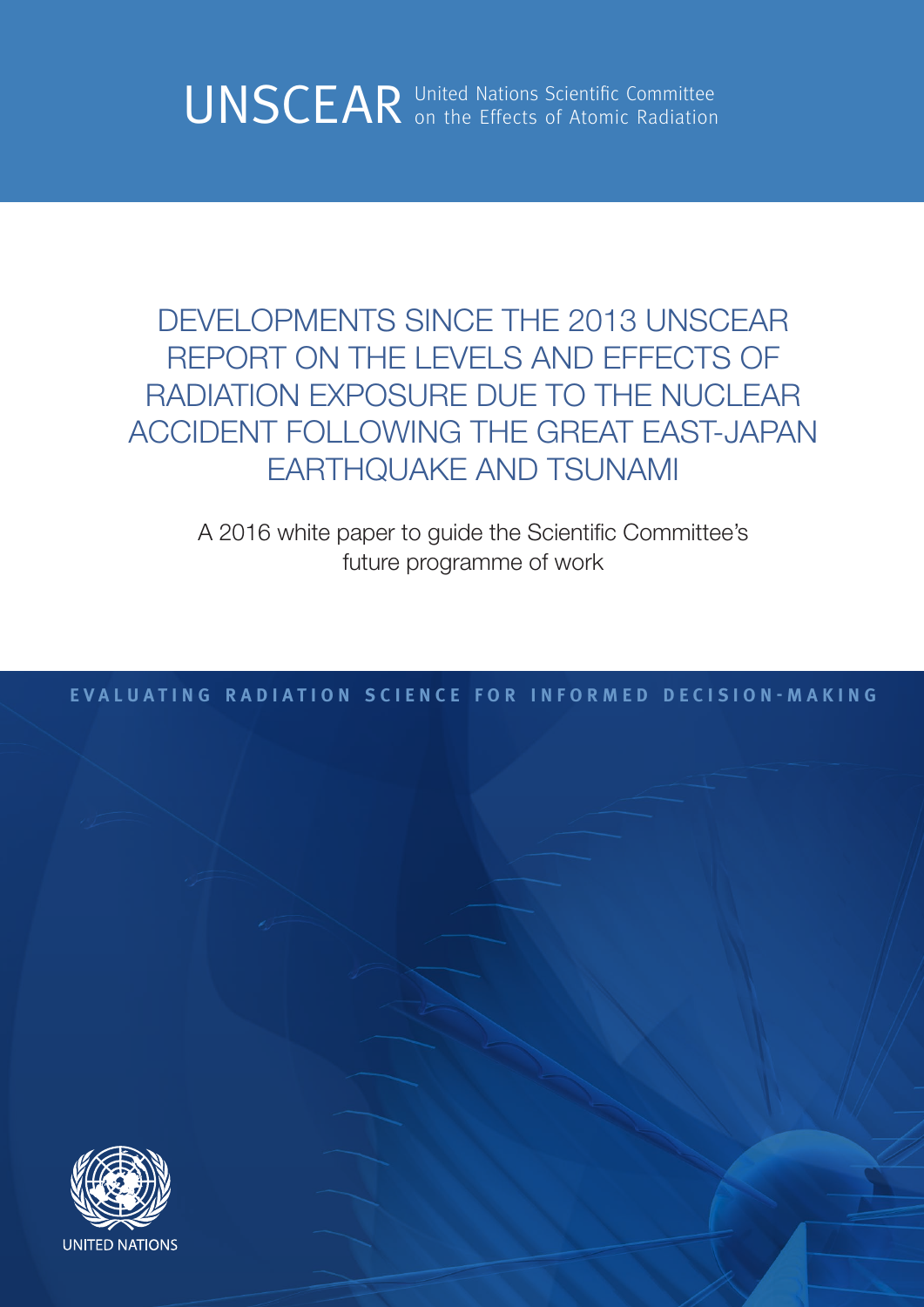UNSCEAR United Nations Scientific Committee on the Effects of Atomic Radiation

# DEVELOPMENTS SINCE THE 2013 UNSCEAR REPORT ON THE LEVELS AND EFFECTS OF RADIATION EXPOSURE DUE TO THE NUCLEAR ACCIDENT FOLLOWING THE GREAT EAST-JAPAN EARTHQUAKE AND TSUNAMI

A 2016 white paper to guide the Scientific Committee's future programme of work

EVALUATING RADIATION SCIENCE FOR INFORMED DECISION-MAKING

UNITED NATIONS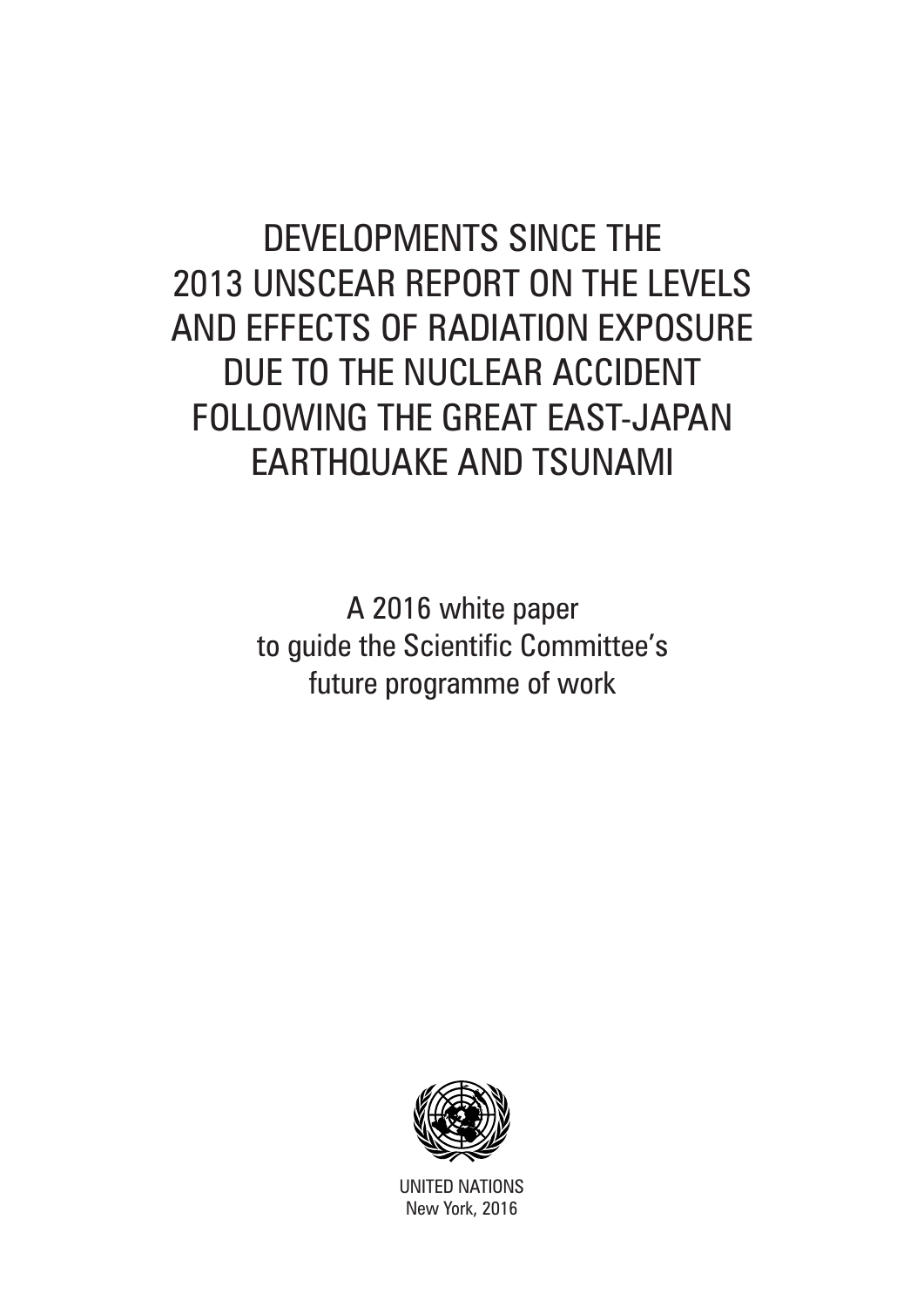# DEVELOPMENTS SINCE THE 2013 UNSCEAR REPORT ON THE LEVELS AND EFFECTS OF RADIATION EXPOSURE DUE TO THE NUCLEAR ACCIDENT FOLLOWING THE GREAT EAST-JAPAN EARTHQUAKE AND TSUNAMI

A 2016 white paper
to guide the Scientific Committee's
future programme of work

UNITED NATIONS
New York, 2016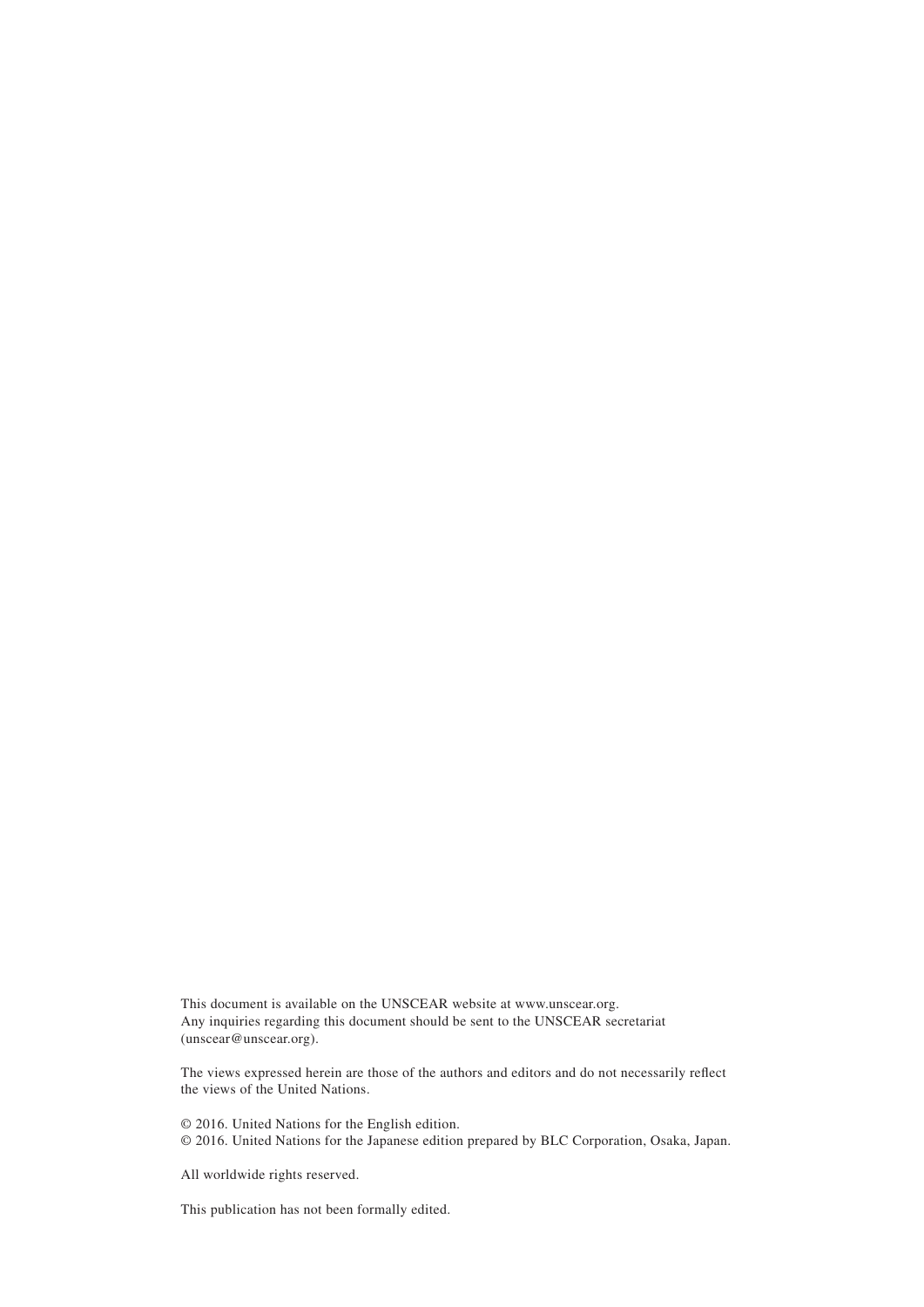This document is available on the UNSCEAR website at www.unscear.org.
Any inquiries regarding this document should be sent to the UNSCEAR secretariat (unscear@unscear.org).

The views expressed herein are those of the authors and editors and do not necessarily reflect the views of the United Nations.

© 2016. United Nations for the English edition.
© 2016. United Nations for the Japanese edition prepared by BLC Corporation, Osaka, Japan.

All worldwide rights reserved.

This publication has not been formally edited.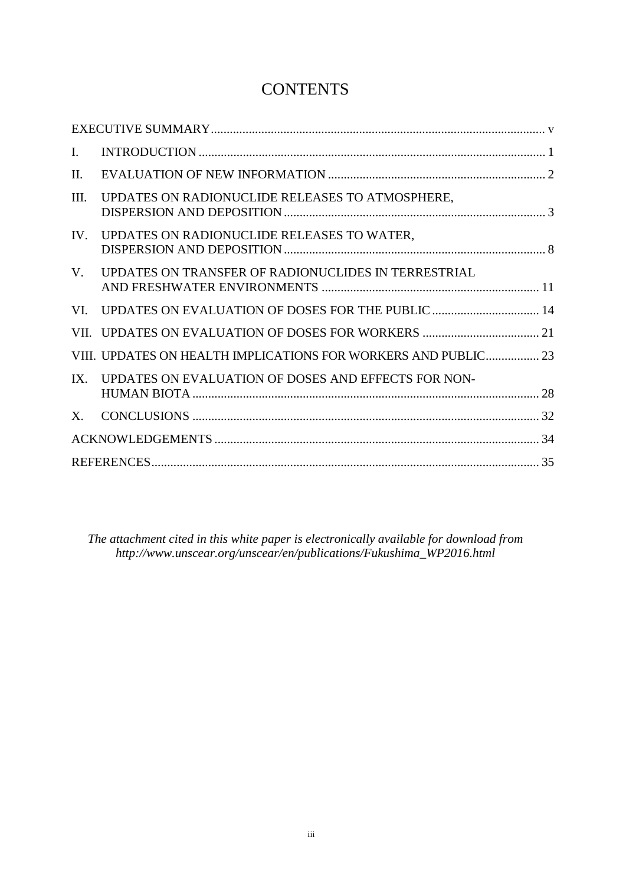# CONTENTS

| | | |
|---|---|---|
| EXECUTIVE SUMMARY | | v |
| I. | INTRODUCTION | 1 |
| II. | EVALUATION OF NEW INFORMATION | 2 |
| III. | UPDATES ON RADIONUCLIDE RELEASES TO ATMOSPHERE, DISPERSION AND DEPOSITION | 3 |
| IV. | UPDATES ON RADIONUCLIDE RELEASES TO WATER, DISPERSION AND DEPOSITION | 8 |
| V. | UPDATES ON TRANSFER OF RADIONUCLIDES IN TERRESTRIAL AND FRESHWATER ENVIRONMENTS | 11 |
| VI. | UPDATES ON EVALUATION OF DOSES FOR THE PUBLIC | 14 |
| VII. | UPDATES ON EVALUATION OF DOSES FOR WORKERS | 21 |
| VIII. | UPDATES ON HEALTH IMPLICATIONS FOR WORKERS AND PUBLIC | 23 |
| IX. | UPDATES ON EVALUATION OF DOSES AND EFFECTS FOR NON-HUMAN BIOTA | 28 |
| X. | CONCLUSIONS | 32 |
| ACKNOWLEDGEMENTS | | 34 |
| REFERENCES | | 35 |

*The attachment cited in this white paper is electronically available for download from http://www.unscear.org/unscear/en/publications/Fukushima_WP2016.html*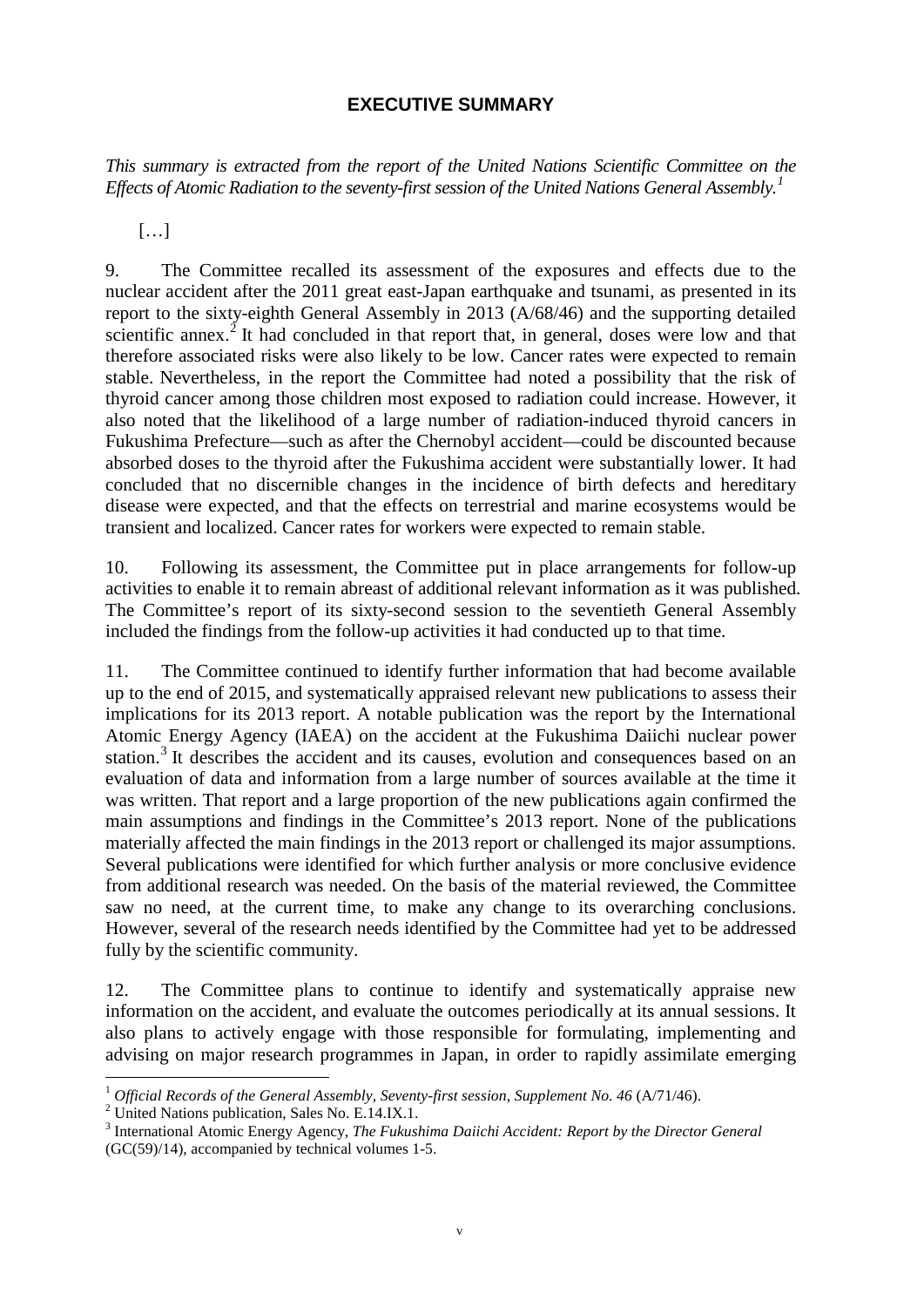## EXECUTIVE SUMMARY

*This summary is extracted from the report of the United Nations Scientific Committee on the Effects of Atomic Radiation to the seventy-first session of the United Nations General Assembly.*[1]

[…]

9. The Committee recalled its assessment of the exposures and effects due to the nuclear accident after the 2011 great east-Japan earthquake and tsunami, as presented in its report to the sixty-eighth General Assembly in 2013 (A/68/46) and the supporting detailed scientific annex.[2] It had concluded in that report that, in general, doses were low and that therefore associated risks were also likely to be low. Cancer rates were expected to remain stable. Nevertheless, in the report the Committee had noted a possibility that the risk of thyroid cancer among those children most exposed to radiation could increase. However, it also noted that the likelihood of a large number of radiation-induced thyroid cancers in Fukushima Prefecture—such as after the Chernobyl accident—could be discounted because absorbed doses to the thyroid after the Fukushima accident were substantially lower. It had concluded that no discernible changes in the incidence of birth defects and hereditary disease were expected, and that the effects on terrestrial and marine ecosystems would be transient and localized. Cancer rates for workers were expected to remain stable.

10. Following its assessment, the Committee put in place arrangements for follow-up activities to enable it to remain abreast of additional relevant information as it was published. The Committee's report of its sixty-second session to the seventieth General Assembly included the findings from the follow-up activities it had conducted up to that time.

11. The Committee continued to identify further information that had become available up to the end of 2015, and systematically appraised relevant new publications to assess their implications for its 2013 report. A notable publication was the report by the International Atomic Energy Agency (IAEA) on the accident at the Fukushima Daiichi nuclear power station.[3] It describes the accident and its causes, evolution and consequences based on an evaluation of data and information from a large number of sources available at the time it was written. That report and a large proportion of the new publications again confirmed the main assumptions and findings in the Committee's 2013 report. None of the publications materially affected the main findings in the 2013 report or challenged its major assumptions. Several publications were identified for which further analysis or more conclusive evidence from additional research was needed. On the basis of the material reviewed, the Committee saw no need, at the current time, to make any change to its overarching conclusions. However, several of the research needs identified by the Committee had yet to be addressed fully by the scientific community.

12. The Committee plans to continue to identify and systematically appraise new information on the accident, and evaluate the outcomes periodically at its annual sessions. It also plans to actively engage with those responsible for formulating, implementing and advising on major research programmes in Japan, in order to rapidly assimilate emerging

---

[1] *Official Records of the General Assembly, Seventy-first session, Supplement No. 46* (A/71/46).

[2] United Nations publication, Sales No. E.14.IX.1.

[3] International Atomic Energy Agency, *The Fukushima Daiichi Accident: Report by the Director General* (GC(59)/14), accompanied by technical volumes 1-5.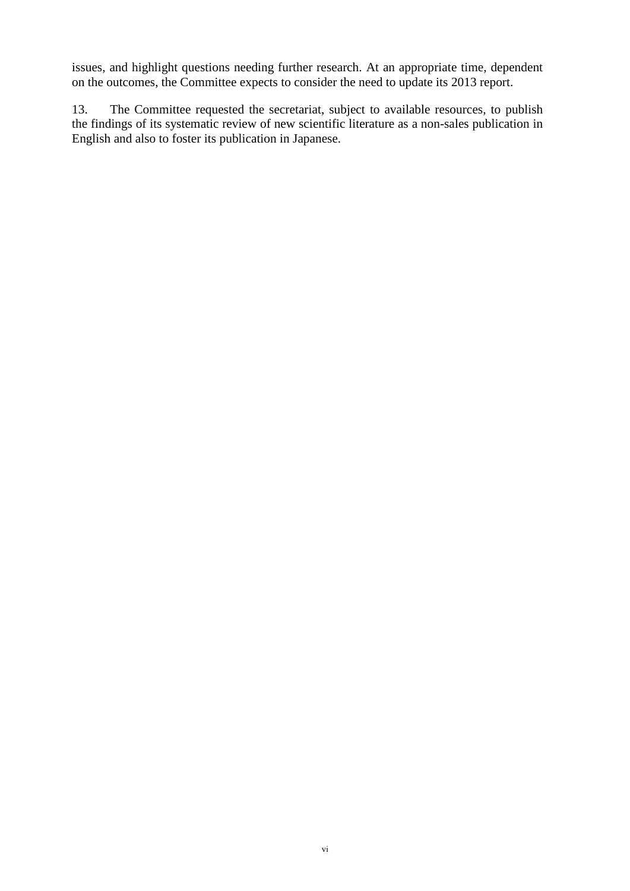issues, and highlight questions needing further research. At an appropriate time, dependent on the outcomes, the Committee expects to consider the need to update its 2013 report.

13. The Committee requested the secretariat, subject to available resources, to publish the findings of its systematic review of new scientific literature as a non-sales publication in English and also to foster its publication in Japanese.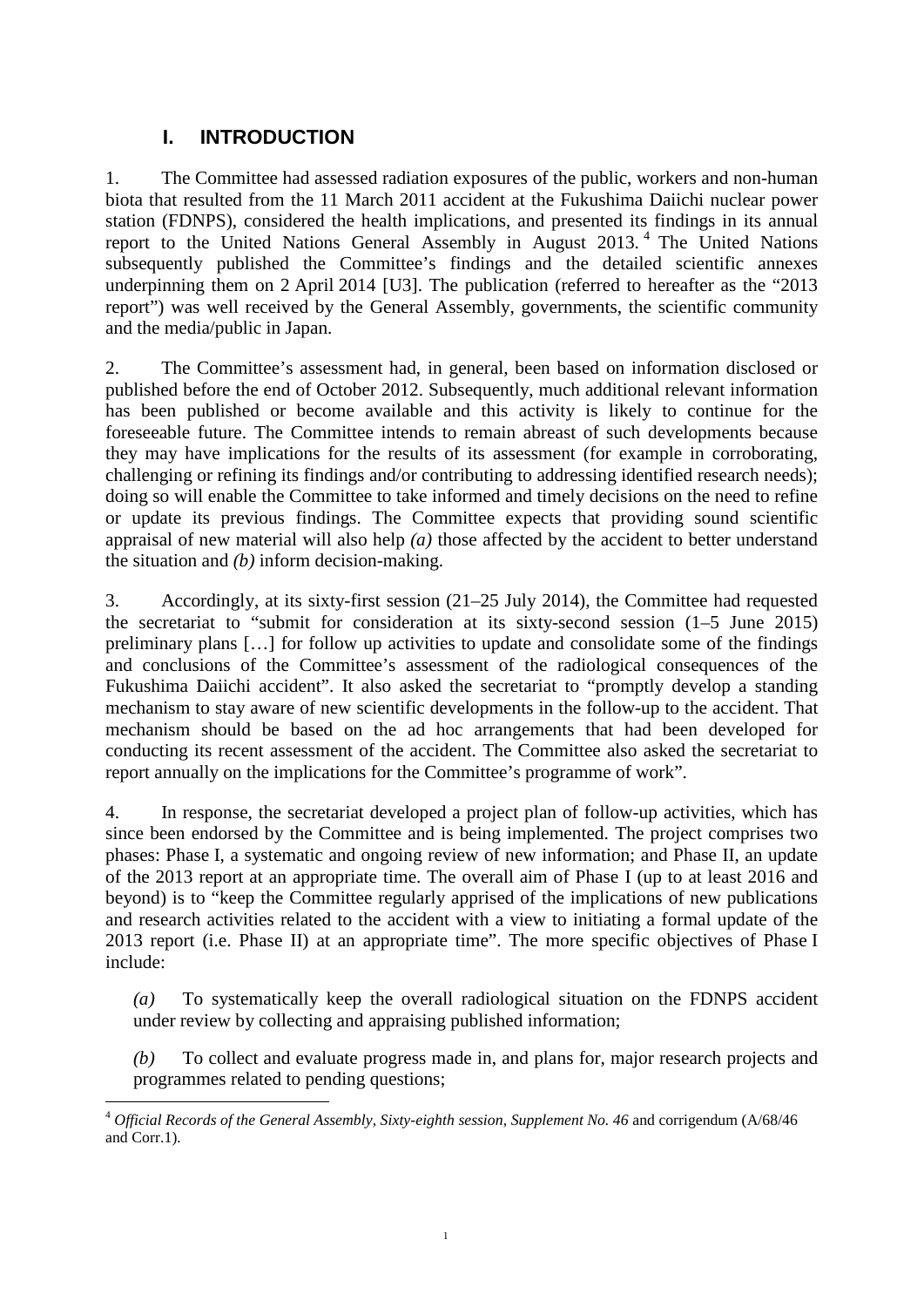# I. INTRODUCTION

1. The Committee had assessed radiation exposures of the public, workers and non-human biota that resulted from the 11 March 2011 accident at the Fukushima Daiichi nuclear power station (FDNPS), considered the health implications, and presented its findings in its annual report to the United Nations General Assembly in August 2013.[4] The United Nations subsequently published the Committee's findings and the detailed scientific annexes underpinning them on 2 April 2014 [U3]. The publication (referred to hereafter as the "2013 report") was well received by the General Assembly, governments, the scientific community and the media/public in Japan.

2. The Committee's assessment had, in general, been based on information disclosed or published before the end of October 2012. Subsequently, much additional relevant information has been published or become available and this activity is likely to continue for the foreseeable future. The Committee intends to remain abreast of such developments because they may have implications for the results of its assessment (for example in corroborating, challenging or refining its findings and/or contributing to addressing identified research needs); doing so will enable the Committee to take informed and timely decisions on the need to refine or update its previous findings. The Committee expects that providing sound scientific appraisal of new material will also help *(a)* those affected by the accident to better understand the situation and *(b)* inform decision-making.

3. Accordingly, at its sixty-first session (21–25 July 2014), the Committee had requested the secretariat to "submit for consideration at its sixty-second session (1–5 June 2015) preliminary plans […] for follow up activities to update and consolidate some of the findings and conclusions of the Committee's assessment of the radiological consequences of the Fukushima Daiichi accident". It also asked the secretariat to "promptly develop a standing mechanism to stay aware of new scientific developments in the follow-up to the accident. That mechanism should be based on the ad hoc arrangements that had been developed for conducting its recent assessment of the accident. The Committee also asked the secretariat to report annually on the implications for the Committee's programme of work".

4. In response, the secretariat developed a project plan of follow-up activities, which has since been endorsed by the Committee and is being implemented. The project comprises two phases: Phase I, a systematic and ongoing review of new information; and Phase II, an update of the 2013 report at an appropriate time. The overall aim of Phase I (up to at least 2016 and beyond) is to "keep the Committee regularly apprised of the implications of new publications and research activities related to the accident with a view to initiating a formal update of the 2013 report (i.e. Phase II) at an appropriate time". The more specific objectives of Phase I include:

*(a)* To systematically keep the overall radiological situation on the FDNPS accident under review by collecting and appraising published information;

*(b)* To collect and evaluate progress made in, and plans for, major research projects and programmes related to pending questions;

[4] *Official Records of the General Assembly, Sixty-eighth session, Supplement No. 46* and corrigendum (A/68/46 and Corr.1).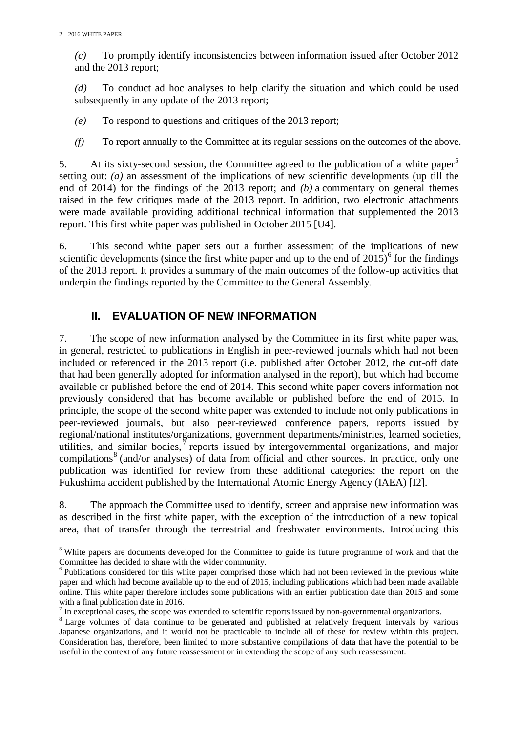*(c)* To promptly identify inconsistencies between information issued after October 2012 and the 2013 report;

*(d)* To conduct ad hoc analyses to help clarify the situation and which could be used subsequently in any update of the 2013 report;

*(e)* To respond to questions and critiques of the 2013 report;

*(f)* To report annually to the Committee at its regular sessions on the outcomes of the above.

5. At its sixty-second session, the Committee agreed to the publication of a white paper[5] setting out: *(a)* an assessment of the implications of new scientific developments (up till the end of 2014) for the findings of the 2013 report; and *(b)* a commentary on general themes raised in the few critiques made of the 2013 report. In addition, two electronic attachments were made available providing additional technical information that supplemented the 2013 report. This first white paper was published in October 2015 [U4].

6. This second white paper sets out a further assessment of the implications of new scientific developments (since the first white paper and up to the end of 2015)[6] for the findings of the 2013 report. It provides a summary of the main outcomes of the follow-up activities that underpin the findings reported by the Committee to the General Assembly.

## II. EVALUATION OF NEW INFORMATION

7. The scope of new information analysed by the Committee in its first white paper was, in general, restricted to publications in English in peer-reviewed journals which had not been included or referenced in the 2013 report (i.e. published after October 2012, the cut-off date that had been generally adopted for information analysed in the report), but which had become available or published before the end of 2014. This second white paper covers information not previously considered that has become available or published before the end of 2015. In principle, the scope of the second white paper was extended to include not only publications in peer-reviewed journals, but also peer-reviewed conference papers, reports issued by regional/national institutes/organizations, government departments/ministries, learned societies, utilities, and similar bodies,[7] reports issued by intergovernmental organizations, and major compilations[8] (and/or analyses) of data from official and other sources. In practice, only one publication was identified for review from these additional categories: the report on the Fukushima accident published by the International Atomic Energy Agency (IAEA) [I2].

8. The approach the Committee used to identify, screen and appraise new information was as described in the first white paper, with the exception of the introduction of a new topical area, that of transfer through the terrestrial and freshwater environments. Introducing this

---

[5] White papers are documents developed for the Committee to guide its future programme of work and that the Committee has decided to share with the wider community.

[6] Publications considered for this white paper comprised those which had not been reviewed in the previous white paper and which had become available up to the end of 2015, including publications which had been made available online. This white paper therefore includes some publications with an earlier publication date than 2015 and some with a final publication date in 2016.

[7] In exceptional cases, the scope was extended to scientific reports issued by non-governmental organizations.

[8] Large volumes of data continue to be generated and published at relatively frequent intervals by various Japanese organizations, and it would not be practicable to include all of these for review within this project. Consideration has, therefore, been limited to more substantive compilations of data that have the potential to be useful in the context of any future reassessment or in extending the scope of any such reassessment.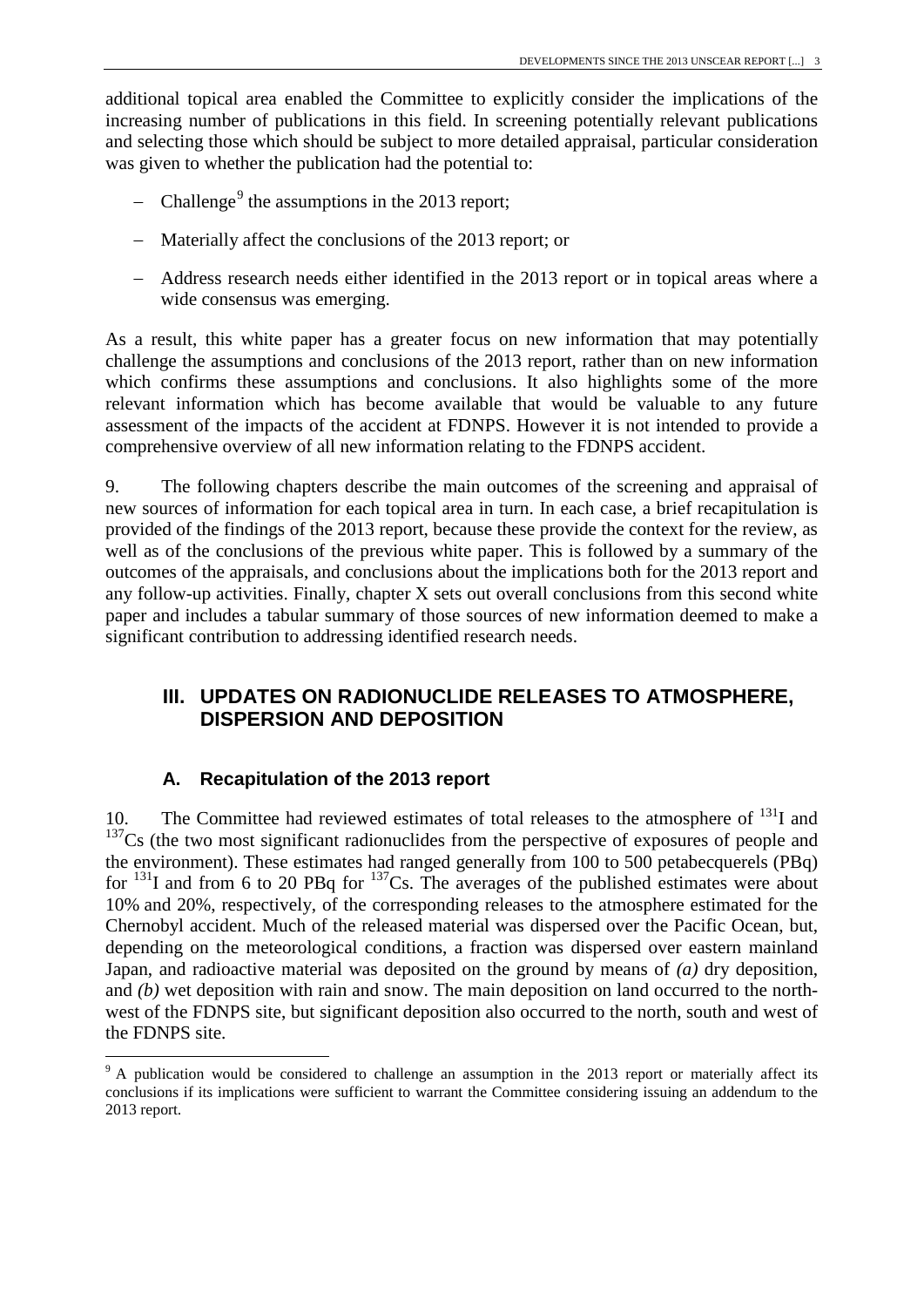additional topical area enabled the Committee to explicitly consider the implications of the increasing number of publications in this field. In screening potentially relevant publications and selecting those which should be subject to more detailed appraisal, particular consideration was given to whether the publication had the potential to:

- Challenge[9] the assumptions in the 2013 report;
- Materially affect the conclusions of the 2013 report; or
- Address research needs either identified in the 2013 report or in topical areas where a wide consensus was emerging.

As a result, this white paper has a greater focus on new information that may potentially challenge the assumptions and conclusions of the 2013 report, rather than on new information which confirms these assumptions and conclusions. It also highlights some of the more relevant information which has become available that would be valuable to any future assessment of the impacts of the accident at FDNPS. However it is not intended to provide a comprehensive overview of all new information relating to the FDNPS accident.

9. The following chapters describe the main outcomes of the screening and appraisal of new sources of information for each topical area in turn. In each case, a brief recapitulation is provided of the findings of the 2013 report, because these provide the context for the review, as well as of the conclusions of the previous white paper. This is followed by a summary of the outcomes of the appraisals, and conclusions about the implications both for the 2013 report and any follow-up activities. Finally, chapter X sets out overall conclusions from this second white paper and includes a tabular summary of those sources of new information deemed to make a significant contribution to addressing identified research needs.

# III. UPDATES ON RADIONUCLIDE RELEASES TO ATMOSPHERE, DISPERSION AND DEPOSITION

## A. Recapitulation of the 2013 report

10. The Committee had reviewed estimates of total releases to the atmosphere of $^{131}$I and $^{137}$Cs (the two most significant radionuclides from the perspective of exposures of people and the environment). These estimates had ranged generally from 100 to 500 petabecquerels (PBq) for $^{131}$I and from 6 to 20 PBq for $^{137}$Cs. The averages of the published estimates were about 10% and 20%, respectively, of the corresponding releases to the atmosphere estimated for the Chernobyl accident. Much of the released material was dispersed over the Pacific Ocean, but, depending on the meteorological conditions, a fraction was dispersed over eastern mainland Japan, and radioactive material was deposited on the ground by means of *(a)* dry deposition, and *(b)* wet deposition with rain and snow. The main deposition on land occurred to the north-west of the FDNPS site, but significant deposition also occurred to the north, south and west of the FDNPS site.

[9] A publication would be considered to challenge an assumption in the 2013 report or materially affect its conclusions if its implications were sufficient to warrant the Committee considering issuing an addendum to the 2013 report.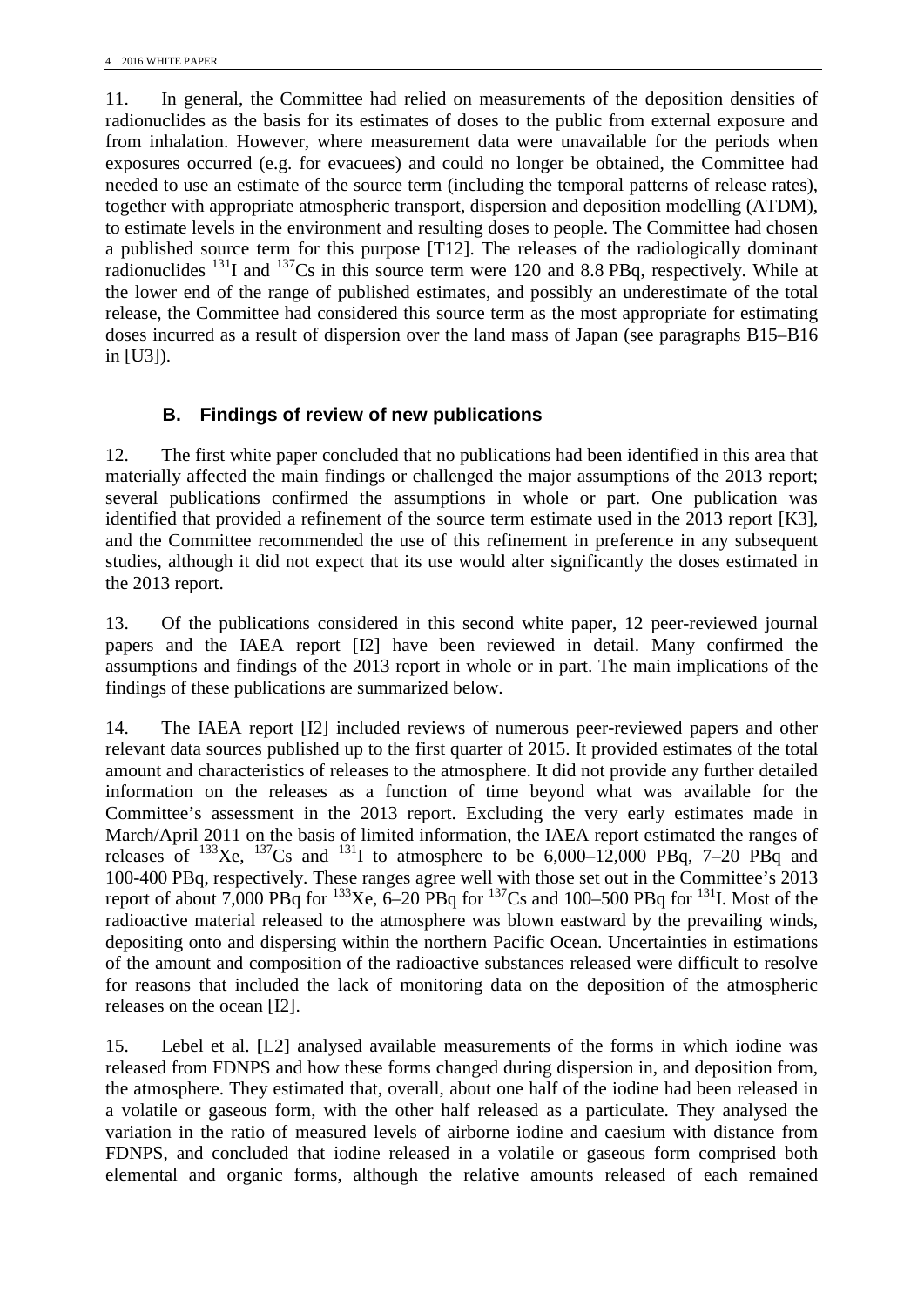11. In general, the Committee had relied on measurements of the deposition densities of radionuclides as the basis for its estimates of doses to the public from external exposure and from inhalation. However, where measurement data were unavailable for the periods when exposures occurred (e.g. for evacuees) and could no longer be obtained, the Committee had needed to use an estimate of the source term (including the temporal patterns of release rates), together with appropriate atmospheric transport, dispersion and deposition modelling (ATDM), to estimate levels in the environment and resulting doses to people. The Committee had chosen a published source term for this purpose [T12]. The releases of the radiologically dominant radionuclides $^{131}$I and $^{137}$Cs in this source term were 120 and 8.8 PBq, respectively. While at the lower end of the range of published estimates, and possibly an underestimate of the total release, the Committee had considered this source term as the most appropriate for estimating doses incurred as a result of dispersion over the land mass of Japan (see paragraphs B15–B16 in [U3]).

## B. Findings of review of new publications

12. The first white paper concluded that no publications had been identified in this area that materially affected the main findings or challenged the major assumptions of the 2013 report; several publications confirmed the assumptions in whole or part. One publication was identified that provided a refinement of the source term estimate used in the 2013 report [K3], and the Committee recommended the use of this refinement in preference in any subsequent studies, although it did not expect that its use would alter significantly the doses estimated in the 2013 report.

13. Of the publications considered in this second white paper, 12 peer-reviewed journal papers and the IAEA report [I2] have been reviewed in detail. Many confirmed the assumptions and findings of the 2013 report in whole or in part. The main implications of the findings of these publications are summarized below.

14. The IAEA report [I2] included reviews of numerous peer-reviewed papers and other relevant data sources published up to the first quarter of 2015. It provided estimates of the total amount and characteristics of releases to the atmosphere. It did not provide any further detailed information on the releases as a function of time beyond what was available for the Committee's assessment in the 2013 report. Excluding the very early estimates made in March/April 2011 on the basis of limited information, the IAEA report estimated the ranges of releases of $^{133}$Xe, $^{137}$Cs and $^{131}$I to atmosphere to be 6,000–12,000 PBq, 7–20 PBq and 100-400 PBq, respectively. These ranges agree well with those set out in the Committee's 2013 report of about 7,000 PBq for $^{133}$Xe, 6–20 PBq for $^{137}$Cs and 100–500 PBq for $^{131}$I. Most of the radioactive material released to the atmosphere was blown eastward by the prevailing winds, depositing onto and dispersing within the northern Pacific Ocean. Uncertainties in estimations of the amount and composition of the radioactive substances released were difficult to resolve for reasons that included the lack of monitoring data on the deposition of the atmospheric releases on the ocean [I2].

15. Lebel et al. [L2] analysed available measurements of the forms in which iodine was released from FDNPS and how these forms changed during dispersion in, and deposition from, the atmosphere. They estimated that, overall, about one half of the iodine had been released in a volatile or gaseous form, with the other half released as a particulate. They analysed the variation in the ratio of measured levels of airborne iodine and caesium with distance from FDNPS, and concluded that iodine released in a volatile or gaseous form comprised both elemental and organic forms, although the relative amounts released of each remained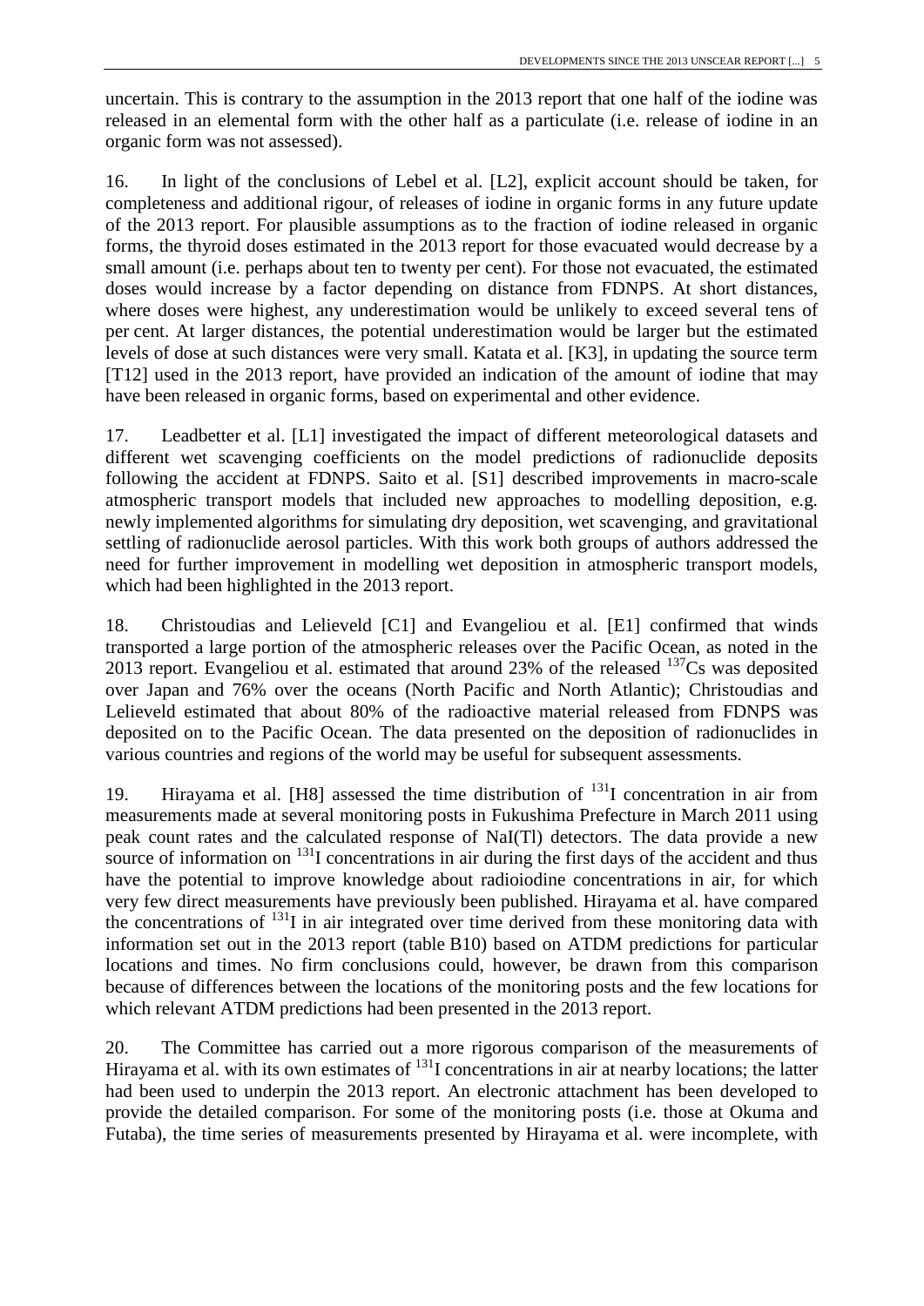uncertain. This is contrary to the assumption in the 2013 report that one half of the iodine was released in an elemental form with the other half as a particulate (i.e. release of iodine in an organic form was not assessed).

16. In light of the conclusions of Lebel et al. [L2], explicit account should be taken, for completeness and additional rigour, of releases of iodine in organic forms in any future update of the 2013 report. For plausible assumptions as to the fraction of iodine released in organic forms, the thyroid doses estimated in the 2013 report for those evacuated would decrease by a small amount (i.e. perhaps about ten to twenty per cent). For those not evacuated, the estimated doses would increase by a factor depending on distance from FDNPS. At short distances, where doses were highest, any underestimation would be unlikely to exceed several tens of per cent. At larger distances, the potential underestimation would be larger but the estimated levels of dose at such distances were very small. Katata et al. [K3], in updating the source term [T12] used in the 2013 report, have provided an indication of the amount of iodine that may have been released in organic forms, based on experimental and other evidence.

17. Leadbetter et al. [L1] investigated the impact of different meteorological datasets and different wet scavenging coefficients on the model predictions of radionuclide deposits following the accident at FDNPS. Saito et al. [S1] described improvements in macro-scale atmospheric transport models that included new approaches to modelling deposition, e.g. newly implemented algorithms for simulating dry deposition, wet scavenging, and gravitational settling of radionuclide aerosol particles. With this work both groups of authors addressed the need for further improvement in modelling wet deposition in atmospheric transport models, which had been highlighted in the 2013 report.

18. Christoudias and Lelieveld [C1] and Evangeliou et al. [E1] confirmed that winds transported a large portion of the atmospheric releases over the Pacific Ocean, as noted in the 2013 report. Evangeliou et al. estimated that around 23% of the released $^{137}$Cs was deposited over Japan and 76% over the oceans (North Pacific and North Atlantic); Christoudias and Lelieveld estimated that about 80% of the radioactive material released from FDNPS was deposited on to the Pacific Ocean. The data presented on the deposition of radionuclides in various countries and regions of the world may be useful for subsequent assessments.

19. Hirayama et al. [H8] assessed the time distribution of $^{131}$I concentration in air from measurements made at several monitoring posts in Fukushima Prefecture in March 2011 using peak count rates and the calculated response of NaI(Tl) detectors. The data provide a new source of information on $^{131}$I concentrations in air during the first days of the accident and thus have the potential to improve knowledge about radioiodine concentrations in air, for which very few direct measurements have previously been published. Hirayama et al. have compared the concentrations of $^{131}$I in air integrated over time derived from these monitoring data with information set out in the 2013 report (table B10) based on ATDM predictions for particular locations and times. No firm conclusions could, however, be drawn from this comparison because of differences between the locations of the monitoring posts and the few locations for which relevant ATDM predictions had been presented in the 2013 report.

20. The Committee has carried out a more rigorous comparison of the measurements of Hirayama et al. with its own estimates of $^{131}$I concentrations in air at nearby locations; the latter had been used to underpin the 2013 report. An electronic attachment has been developed to provide the detailed comparison. For some of the monitoring posts (i.e. those at Okuma and Futaba), the time series of measurements presented by Hirayama et al. were incomplete, with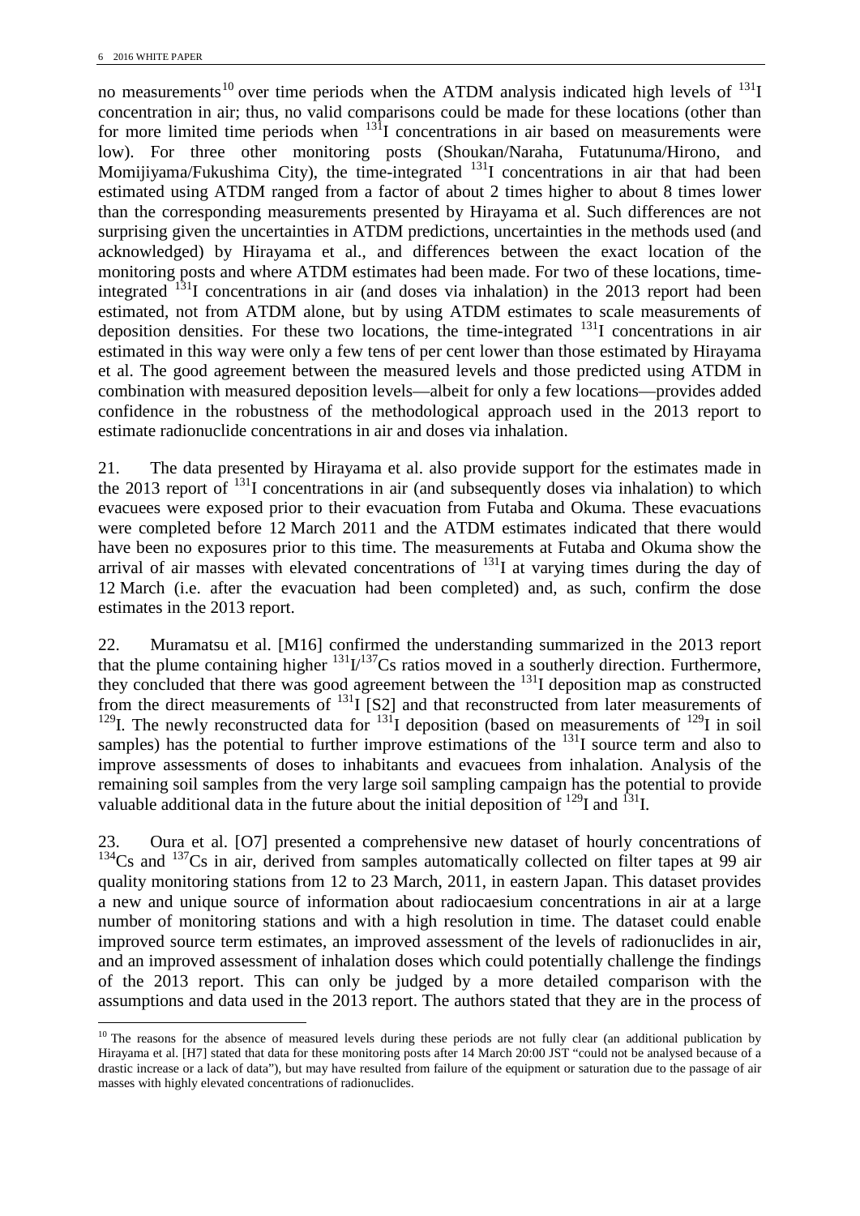no measurements[10] over time periods when the ATDM analysis indicated high levels of $^{131}I$ concentration in air; thus, no valid comparisons could be made for these locations (other than for more limited time periods when $^{131}I$ concentrations in air based on measurements were low). For three other monitoring posts (Shoukan/Naraha, Futatunuma/Hirono, and Momijiyama/Fukushima City), the time-integrated $^{131}I$ concentrations in air that had been estimated using ATDM ranged from a factor of about 2 times higher to about 8 times lower than the corresponding measurements presented by Hirayama et al. Such differences are not surprising given the uncertainties in ATDM predictions, uncertainties in the methods used (and acknowledged) by Hirayama et al., and differences between the exact location of the monitoring posts and where ATDM estimates had been made. For two of these locations, time-integrated $^{131}I$ concentrations in air (and doses via inhalation) in the 2013 report had been estimated, not from ATDM alone, but by using ATDM estimates to scale measurements of deposition densities. For these two locations, the time-integrated $^{131}I$ concentrations in air estimated in this way were only a few tens of per cent lower than those estimated by Hirayama et al. The good agreement between the measured levels and those predicted using ATDM in combination with measured deposition levels—albeit for only a few locations—provides added confidence in the robustness of the methodological approach used in the 2013 report to estimate radionuclide concentrations in air and doses via inhalation.

21. The data presented by Hirayama et al. also provide support for the estimates made in the 2013 report of $^{131}I$ concentrations in air (and subsequently doses via inhalation) to which evacuees were exposed prior to their evacuation from Futaba and Okuma. These evacuations were completed before 12 March 2011 and the ATDM estimates indicated that there would have been no exposures prior to this time. The measurements at Futaba and Okuma show the arrival of air masses with elevated concentrations of $^{131}I$ at varying times during the day of 12 March (i.e. after the evacuation had been completed) and, as such, confirm the dose estimates in the 2013 report.

22. Muramatsu et al. [M16] confirmed the understanding summarized in the 2013 report that the plume containing higher $^{131}I/^{137}Cs$ ratios moved in a southerly direction. Furthermore, they concluded that there was good agreement between the $^{131}I$ deposition map as constructed from the direct measurements of $^{131}I$ [S2] and that reconstructed from later measurements of $^{129}I$. The newly reconstructed data for $^{131}I$ deposition (based on measurements of $^{129}I$ in soil samples) has the potential to further improve estimations of the $^{131}I$ source term and also to improve assessments of doses to inhabitants and evacuees from inhalation. Analysis of the remaining soil samples from the very large soil sampling campaign has the potential to provide valuable additional data in the future about the initial deposition of $^{129}I$ and $^{131}I$.

23. Oura et al. [O7] presented a comprehensive new dataset of hourly concentrations of $^{134}Cs$ and $^{137}Cs$ in air, derived from samples automatically collected on filter tapes at 99 air quality monitoring stations from 12 to 23 March, 2011, in eastern Japan. This dataset provides a new and unique source of information about radiocaesium concentrations in air at a large number of monitoring stations and with a high resolution in time. The dataset could enable improved source term estimates, an improved assessment of the levels of radionuclides in air, and an improved assessment of inhalation doses which could potentially challenge the findings of the 2013 report. This can only be judged by a more detailed comparison with the assumptions and data used in the 2013 report. The authors stated that they are in the process of

[10] The reasons for the absence of measured levels during these periods are not fully clear (an additional publication by Hirayama et al. [H7] stated that data for these monitoring posts after 14 March 20:00 JST "could not be analysed because of a drastic increase or a lack of data"), but may have resulted from failure of the equipment or saturation due to the passage of air masses with highly elevated concentrations of radionuclides.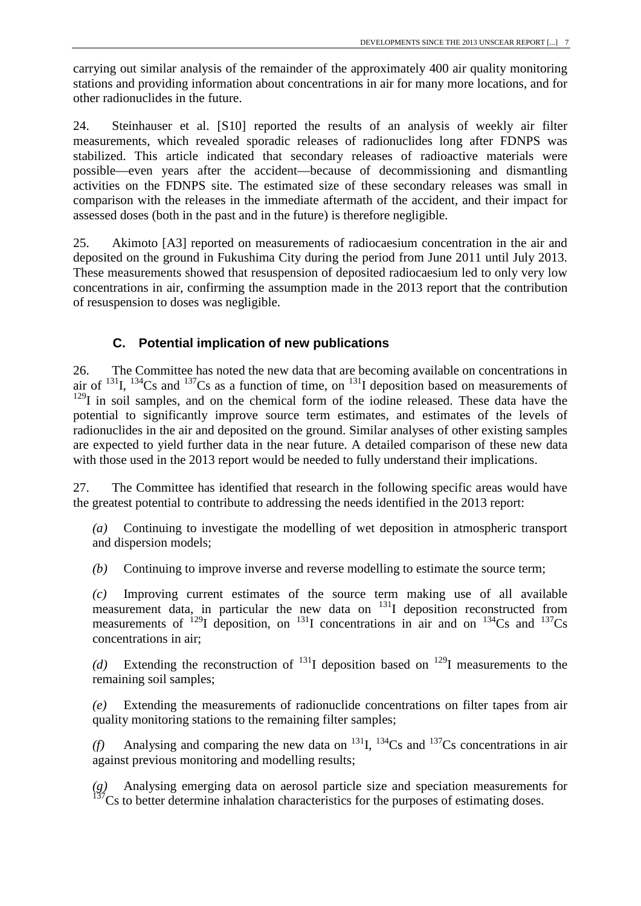carrying out similar analysis of the remainder of the approximately 400 air quality monitoring stations and providing information about concentrations in air for many more locations, and for other radionuclides in the future.

24. Steinhauser et al. [S10] reported the results of an analysis of weekly air filter measurements, which revealed sporadic releases of radionuclides long after FDNPS was stabilized. This article indicated that secondary releases of radioactive materials were possible—even years after the accident—because of decommissioning and dismantling activities on the FDNPS site. The estimated size of these secondary releases was small in comparison with the releases in the immediate aftermath of the accident, and their impact for assessed doses (both in the past and in the future) is therefore negligible.

25. Akimoto [A3] reported on measurements of radiocaesium concentration in the air and deposited on the ground in Fukushima City during the period from June 2011 until July 2013. These measurements showed that resuspension of deposited radiocaesium led to only very low concentrations in air, confirming the assumption made in the 2013 report that the contribution of resuspension to doses was negligible.

## C. Potential implication of new publications

26. The Committee has noted the new data that are becoming available on concentrations in air of $^{131}$I, $^{134}$Cs and $^{137}$Cs as a function of time, on $^{131}$I deposition based on measurements of $^{129}$I in soil samples, and on the chemical form of the iodine released. These data have the potential to significantly improve source term estimates, and estimates of the levels of radionuclides in the air and deposited on the ground. Similar analyses of other existing samples are expected to yield further data in the near future. A detailed comparison of these new data with those used in the 2013 report would be needed to fully understand their implications.

27. The Committee has identified that research in the following specific areas would have the greatest potential to contribute to addressing the needs identified in the 2013 report:

*(a)* Continuing to investigate the modelling of wet deposition in atmospheric transport and dispersion models;

*(b)* Continuing to improve inverse and reverse modelling to estimate the source term;

*(c)* Improving current estimates of the source term making use of all available measurement data, in particular the new data on $^{131}$I deposition reconstructed from measurements of $^{129}$I deposition, on $^{131}$I concentrations in air and on $^{134}$Cs and $^{137}$Cs concentrations in air;

*(d)* Extending the reconstruction of $^{131}$I deposition based on $^{129}$I measurements to the remaining soil samples;

*(e)* Extending the measurements of radionuclide concentrations on filter tapes from air quality monitoring stations to the remaining filter samples;

*(f)* Analysing and comparing the new data on $^{131}$I, $^{134}$Cs and $^{137}$Cs concentrations in air against previous monitoring and modelling results;

*(g)* Analysing emerging data on aerosol particle size and speciation measurements for $^{137}$Cs to better determine inhalation characteristics for the purposes of estimating doses.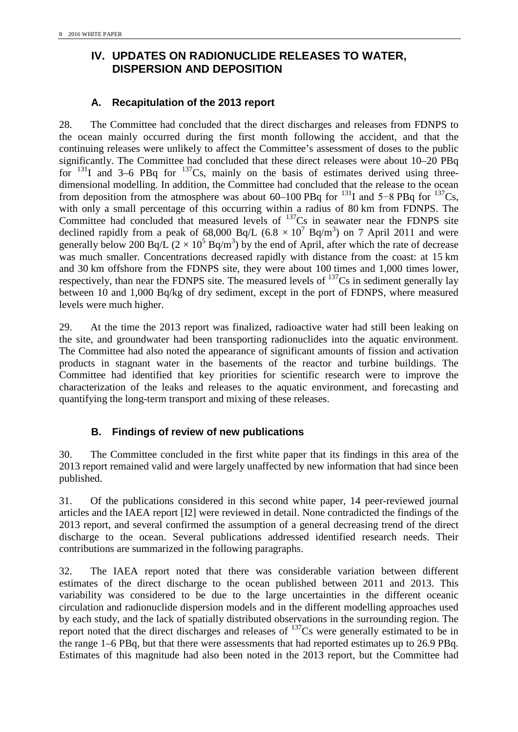## IV. UPDATES ON RADIONUCLIDE RELEASES TO WATER, DISPERSION AND DEPOSITION

### A. Recapitulation of the 2013 report

28. The Committee had concluded that the direct discharges and releases from FDNPS to the ocean mainly occurred during the first month following the accident, and that the continuing releases were unlikely to affect the Committee's assessment of doses to the public significantly. The Committee had concluded that these direct releases were about 10–20 PBq for $^{131}$I and 3–6 PBq for $^{137}$Cs, mainly on the basis of estimates derived using three-dimensional modelling. In addition, the Committee had concluded that the release to the ocean from deposition from the atmosphere was about 60–100 PBq for $^{131}$I and 5−8 PBq for $^{137}$Cs, with only a small percentage of this occurring within a radius of 80 km from FDNPS. The Committee had concluded that measured levels of $^{137}$Cs in seawater near the FDNPS site declined rapidly from a peak of 68,000 Bq/L ($6.8 \times 10^7$ Bq/m$^3$) on 7 April 2011 and were generally below 200 Bq/L ($2 \times 10^5$ Bq/m$^3$) by the end of April, after which the rate of decrease was much smaller. Concentrations decreased rapidly with distance from the coast: at 15 km and 30 km offshore from the FDNPS site, they were about 100 times and 1,000 times lower, respectively, than near the FDNPS site. The measured levels of $^{137}$Cs in sediment generally lay between 10 and 1,000 Bq/kg of dry sediment, except in the port of FDNPS, where measured levels were much higher.

29. At the time the 2013 report was finalized, radioactive water had still been leaking on the site, and groundwater had been transporting radionuclides into the aquatic environment. The Committee had also noted the appearance of significant amounts of fission and activation products in stagnant water in the basements of the reactor and turbine buildings. The Committee had identified that key priorities for scientific research were to improve the characterization of the leaks and releases to the aquatic environment, and forecasting and quantifying the long-term transport and mixing of these releases.

### B. Findings of review of new publications

30. The Committee concluded in the first white paper that its findings in this area of the 2013 report remained valid and were largely unaffected by new information that had since been published.

31. Of the publications considered in this second white paper, 14 peer-reviewed journal articles and the IAEA report [I2] were reviewed in detail. None contradicted the findings of the 2013 report, and several confirmed the assumption of a general decreasing trend of the direct discharge to the ocean. Several publications addressed identified research needs. Their contributions are summarized in the following paragraphs.

32. The IAEA report noted that there was considerable variation between different estimates of the direct discharge to the ocean published between 2011 and 2013. This variability was considered to be due to the large uncertainties in the different oceanic circulation and radionuclide dispersion models and in the different modelling approaches used by each study, and the lack of spatially distributed observations in the surrounding region. The report noted that the direct discharges and releases of $^{137}$Cs were generally estimated to be in the range 1–6 PBq, but that there were assessments that had reported estimates up to 26.9 PBq. Estimates of this magnitude had also been noted in the 2013 report, but the Committee had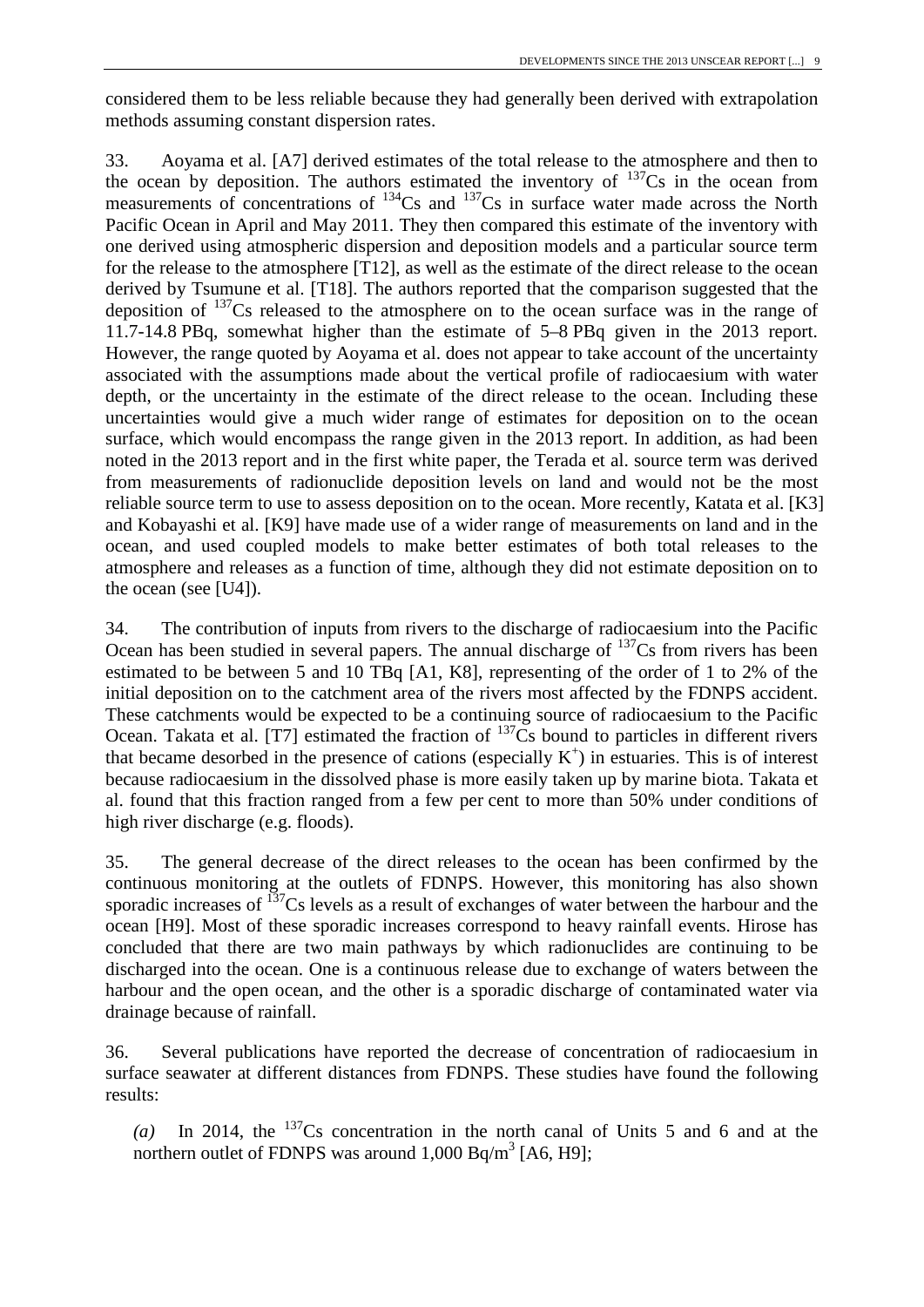considered them to be less reliable because they had generally been derived with extrapolation methods assuming constant dispersion rates.

33. Aoyama et al. [A7] derived estimates of the total release to the atmosphere and then to the ocean by deposition. The authors estimated the inventory of $^{137}$Cs in the ocean from measurements of concentrations of $^{134}$Cs and $^{137}$Cs in surface water made across the North Pacific Ocean in April and May 2011. They then compared this estimate of the inventory with one derived using atmospheric dispersion and deposition models and a particular source term for the release to the atmosphere [T12], as well as the estimate of the direct release to the ocean derived by Tsumune et al. [T18]. The authors reported that the comparison suggested that the deposition of $^{137}$Cs released to the atmosphere on to the ocean surface was in the range of 11.7-14.8 PBq, somewhat higher than the estimate of 5–8 PBq given in the 2013 report. However, the range quoted by Aoyama et al. does not appear to take account of the uncertainty associated with the assumptions made about the vertical profile of radiocaesium with water depth, or the uncertainty in the estimate of the direct release to the ocean. Including these uncertainties would give a much wider range of estimates for deposition on to the ocean surface, which would encompass the range given in the 2013 report. In addition, as had been noted in the 2013 report and in the first white paper, the Terada et al. source term was derived from measurements of radionuclide deposition levels on land and would not be the most reliable source term to use to assess deposition on to the ocean. More recently, Katata et al. [K3] and Kobayashi et al. [K9] have made use of a wider range of measurements on land and in the ocean, and used coupled models to make better estimates of both total releases to the atmosphere and releases as a function of time, although they did not estimate deposition on to the ocean (see [U4]).

34. The contribution of inputs from rivers to the discharge of radiocaesium into the Pacific Ocean has been studied in several papers. The annual discharge of $^{137}$Cs from rivers has been estimated to be between 5 and 10 TBq [A1, K8], representing of the order of 1 to 2% of the initial deposition on to the catchment area of the rivers most affected by the FDNPS accident. These catchments would be expected to be a continuing source of radiocaesium to the Pacific Ocean. Takata et al. [T7] estimated the fraction of $^{137}$Cs bound to particles in different rivers that became desorbed in the presence of cations (especially $K^+$) in estuaries. This is of interest because radiocaesium in the dissolved phase is more easily taken up by marine biota. Takata et al. found that this fraction ranged from a few per cent to more than 50% under conditions of high river discharge (e.g. floods).

35. The general decrease of the direct releases to the ocean has been confirmed by the continuous monitoring at the outlets of FDNPS. However, this monitoring has also shown sporadic increases of $^{137}$Cs levels as a result of exchanges of water between the harbour and the ocean [H9]. Most of these sporadic increases correspond to heavy rainfall events. Hirose has concluded that there are two main pathways by which radionuclides are continuing to be discharged into the ocean. One is a continuous release due to exchange of waters between the harbour and the open ocean, and the other is a sporadic discharge of contaminated water via drainage because of rainfall.

36. Several publications have reported the decrease of concentration of radiocaesium in surface seawater at different distances from FDNPS. These studies have found the following results:

*(a)* In 2014, the $^{137}$Cs concentration in the north canal of Units 5 and 6 and at the northern outlet of FDNPS was around 1,000 Bq/m$^3$ [A6, H9];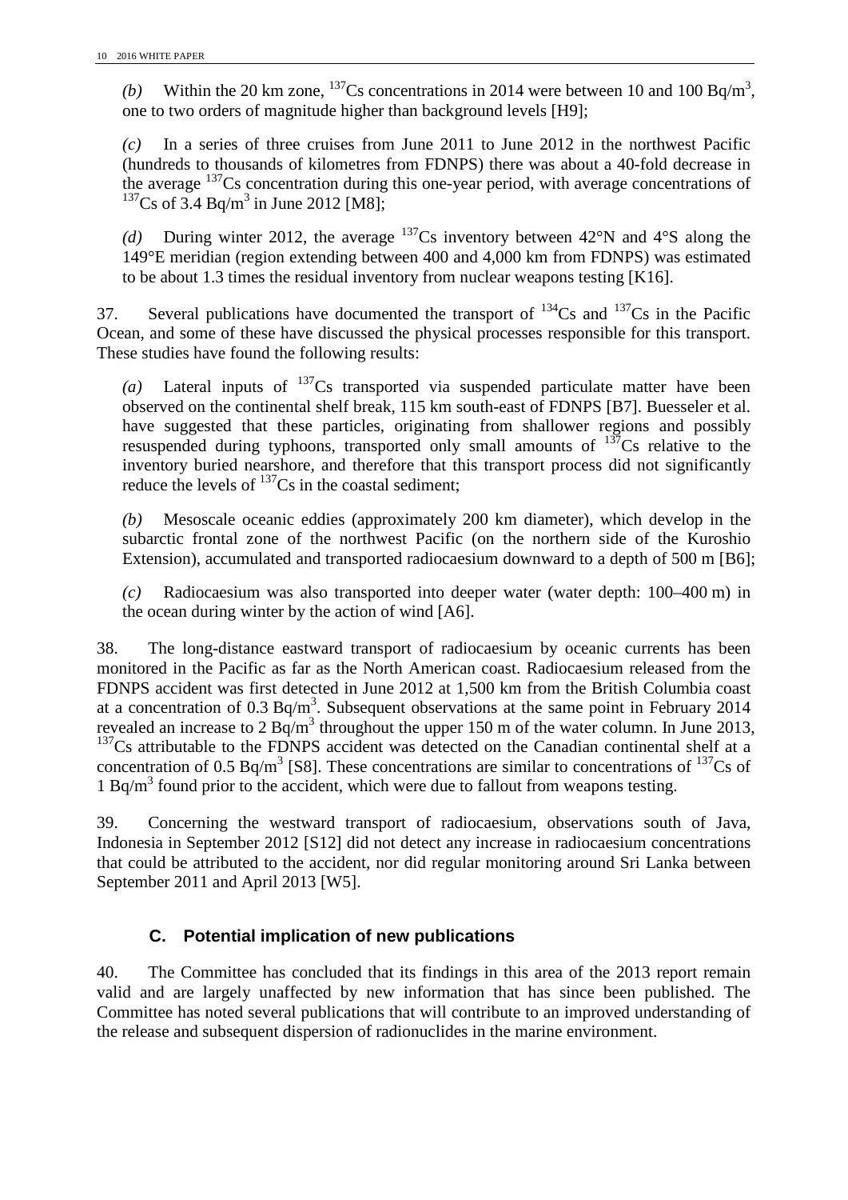*(b)* Within the 20 km zone, $^{137}$Cs concentrations in 2014 were between 10 and 100 Bq/m$^3$, one to two orders of magnitude higher than background levels [H9];

*(c)* In a series of three cruises from June 2011 to June 2012 in the northwest Pacific (hundreds to thousands of kilometres from FDNPS) there was about a 40-fold decrease in the average $^{137}$Cs concentration during this one-year period, with average concentrations of $^{137}$Cs of 3.4 Bq/m$^3$ in June 2012 [M8];

*(d)* During winter 2012, the average $^{137}$Cs inventory between 42°N and 4°S along the 149°E meridian (region extending between 400 and 4,000 km from FDNPS) was estimated to be about 1.3 times the residual inventory from nuclear weapons testing [K16].

37. Several publications have documented the transport of $^{134}$Cs and $^{137}$Cs in the Pacific Ocean, and some of these have discussed the physical processes responsible for this transport. These studies have found the following results:

*(a)* Lateral inputs of $^{137}$Cs transported via suspended particulate matter have been observed on the continental shelf break, 115 km south-east of FDNPS [B7]. Buesseler et al. have suggested that these particles, originating from shallower regions and possibly resuspended during typhoons, transported only small amounts of $^{137}$Cs relative to the inventory buried nearshore, and therefore that this transport process did not significantly reduce the levels of $^{137}$Cs in the coastal sediment;

*(b)* Mesoscale oceanic eddies (approximately 200 km diameter), which develop in the subarctic frontal zone of the northwest Pacific (on the northern side of the Kuroshio Extension), accumulated and transported radiocaesium downward to a depth of 500 m [B6];

*(c)* Radiocaesium was also transported into deeper water (water depth: 100–400 m) in the ocean during winter by the action of wind [A6].

38. The long-distance eastward transport of radiocaesium by oceanic currents has been monitored in the Pacific as far as the North American coast. Radiocaesium released from the FDNPS accident was first detected in June 2012 at 1,500 km from the British Columbia coast at a concentration of 0.3 Bq/m$^3$. Subsequent observations at the same point in February 2014 revealed an increase to 2 Bq/m$^3$ throughout the upper 150 m of the water column. In June 2013, $^{137}$Cs attributable to the FDNPS accident was detected on the Canadian continental shelf at a concentration of 0.5 Bq/m$^3$ [S8]. These concentrations are similar to concentrations of $^{137}$Cs of 1 Bq/m$^3$ found prior to the accident, which were due to fallout from weapons testing.

39. Concerning the westward transport of radiocaesium, observations south of Java, Indonesia in September 2012 [S12] did not detect any increase in radiocaesium concentrations that could be attributed to the accident, nor did regular monitoring around Sri Lanka between September 2011 and April 2013 [W5].

## C. Potential implication of new publications

40. The Committee has concluded that its findings in this area of the 2013 report remain valid and are largely unaffected by new information that has since been published. The Committee has noted several publications that will contribute to an improved understanding of the release and subsequent dispersion of radionuclides in the marine environment.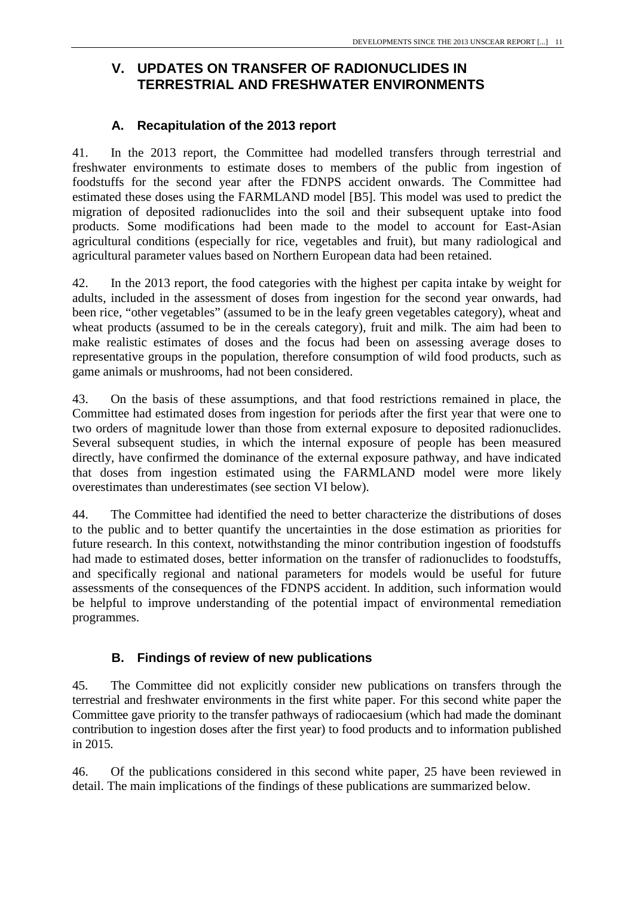# V. UPDATES ON TRANSFER OF RADIONUCLIDES IN TERRESTRIAL AND FRESHWATER ENVIRONMENTS

## A. Recapitulation of the 2013 report

41. In the 2013 report, the Committee had modelled transfers through terrestrial and freshwater environments to estimate doses to members of the public from ingestion of foodstuffs for the second year after the FDNPS accident onwards. The Committee had estimated these doses using the FARMLAND model [B5]. This model was used to predict the migration of deposited radionuclides into the soil and their subsequent uptake into food products. Some modifications had been made to the model to account for East-Asian agricultural conditions (especially for rice, vegetables and fruit), but many radiological and agricultural parameter values based on Northern European data had been retained.

42. In the 2013 report, the food categories with the highest per capita intake by weight for adults, included in the assessment of doses from ingestion for the second year onwards, had been rice, "other vegetables" (assumed to be in the leafy green vegetables category), wheat and wheat products (assumed to be in the cereals category), fruit and milk. The aim had been to make realistic estimates of doses and the focus had been on assessing average doses to representative groups in the population, therefore consumption of wild food products, such as game animals or mushrooms, had not been considered.

43. On the basis of these assumptions, and that food restrictions remained in place, the Committee had estimated doses from ingestion for periods after the first year that were one to two orders of magnitude lower than those from external exposure to deposited radionuclides. Several subsequent studies, in which the internal exposure of people has been measured directly, have confirmed the dominance of the external exposure pathway, and have indicated that doses from ingestion estimated using the FARMLAND model were more likely overestimates than underestimates (see section VI below).

44. The Committee had identified the need to better characterize the distributions of doses to the public and to better quantify the uncertainties in the dose estimation as priorities for future research. In this context, notwithstanding the minor contribution ingestion of foodstuffs had made to estimated doses, better information on the transfer of radionuclides to foodstuffs, and specifically regional and national parameters for models would be useful for future assessments of the consequences of the FDNPS accident. In addition, such information would be helpful to improve understanding of the potential impact of environmental remediation programmes.

## B. Findings of review of new publications

45. The Committee did not explicitly consider new publications on transfers through the terrestrial and freshwater environments in the first white paper. For this second white paper the Committee gave priority to the transfer pathways of radiocaesium (which had made the dominant contribution to ingestion doses after the first year) to food products and to information published in 2015.

46. Of the publications considered in this second white paper, 25 have been reviewed in detail. The main implications of the findings of these publications are summarized below.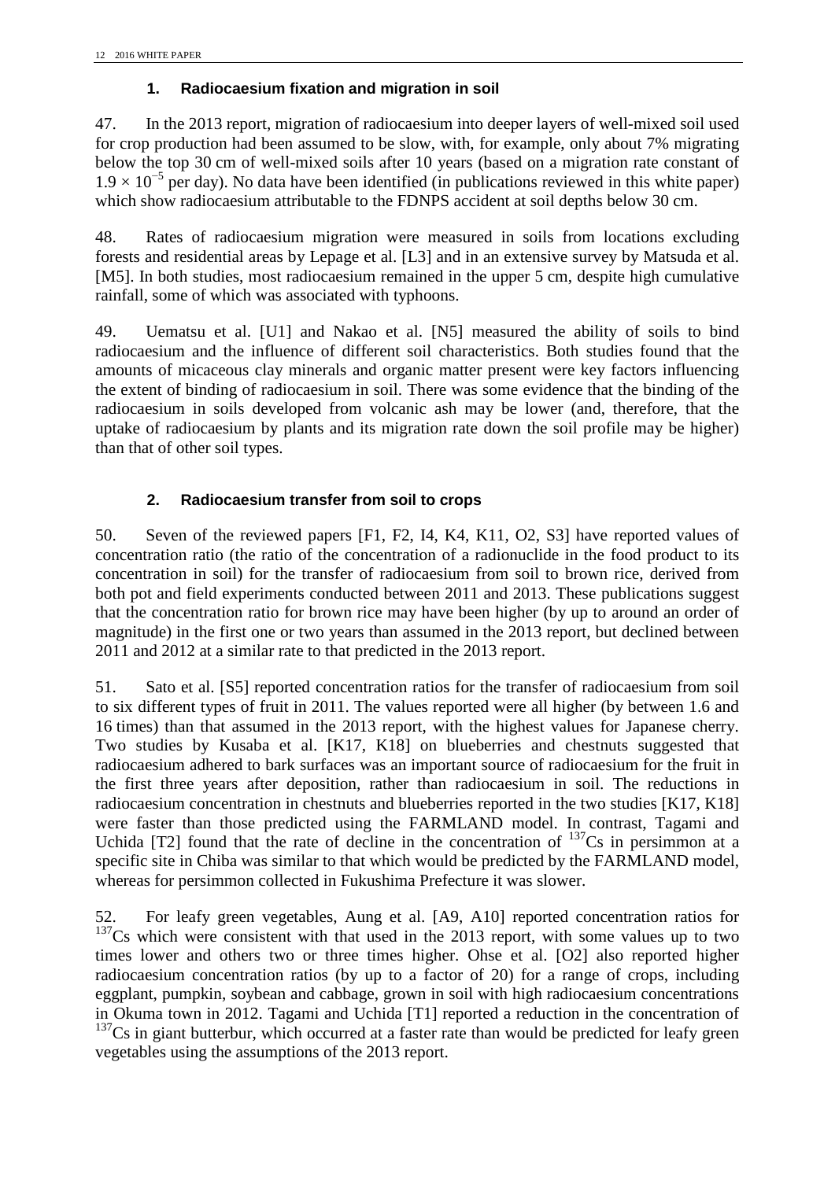### 1. Radiocaesium fixation and migration in soil

47. In the 2013 report, migration of radiocaesium into deeper layers of well-mixed soil used for crop production had been assumed to be slow, with, for example, only about 7% migrating below the top 30 cm of well-mixed soils after 10 years (based on a migration rate constant of $1.9 \times 10^{-5}$ per day). No data have been identified (in publications reviewed in this white paper) which show radiocaesium attributable to the FDNPS accident at soil depths below 30 cm.

48. Rates of radiocaesium migration were measured in soils from locations excluding forests and residential areas by Lepage et al. [L3] and in an extensive survey by Matsuda et al. [M5]. In both studies, most radiocaesium remained in the upper 5 cm, despite high cumulative rainfall, some of which was associated with typhoons.

49. Uematsu et al. [U1] and Nakao et al. [N5] measured the ability of soils to bind radiocaesium and the influence of different soil characteristics. Both studies found that the amounts of micaceous clay minerals and organic matter present were key factors influencing the extent of binding of radiocaesium in soil. There was some evidence that the binding of the radiocaesium in soils developed from volcanic ash may be lower (and, therefore, that the uptake of radiocaesium by plants and its migration rate down the soil profile may be higher) than that of other soil types.

### 2. Radiocaesium transfer from soil to crops

50. Seven of the reviewed papers [F1, F2, I4, K4, K11, O2, S3] have reported values of concentration ratio (the ratio of the concentration of a radionuclide in the food product to its concentration in soil) for the transfer of radiocaesium from soil to brown rice, derived from both pot and field experiments conducted between 2011 and 2013. These publications suggest that the concentration ratio for brown rice may have been higher (by up to around an order of magnitude) in the first one or two years than assumed in the 2013 report, but declined between 2011 and 2012 at a similar rate to that predicted in the 2013 report.

51. Sato et al. [S5] reported concentration ratios for the transfer of radiocaesium from soil to six different types of fruit in 2011. The values reported were all higher (by between 1.6 and 16 times) than that assumed in the 2013 report, with the highest values for Japanese cherry. Two studies by Kusaba et al. [K17, K18] on blueberries and chestnuts suggested that radiocaesium adhered to bark surfaces was an important source of radiocaesium for the fruit in the first three years after deposition, rather than radiocaesium in soil. The reductions in radiocaesium concentration in chestnuts and blueberries reported in the two studies [K17, K18] were faster than those predicted using the FARMLAND model. In contrast, Tagami and Uchida [T2] found that the rate of decline in the concentration of $^{137}$Cs in persimmon at a specific site in Chiba was similar to that which would be predicted by the FARMLAND model, whereas for persimmon collected in Fukushima Prefecture it was slower.

52. For leafy green vegetables, Aung et al. [A9, A10] reported concentration ratios for $^{137}$Cs which were consistent with that used in the 2013 report, with some values up to two times lower and others two or three times higher. Ohse et al. [O2] also reported higher radiocaesium concentration ratios (by up to a factor of 20) for a range of crops, including eggplant, pumpkin, soybean and cabbage, grown in soil with high radiocaesium concentrations in Okuma town in 2012. Tagami and Uchida [T1] reported a reduction in the concentration of $^{137}$Cs in giant butterbur, which occurred at a faster rate than would be predicted for leafy green vegetables using the assumptions of the 2013 report.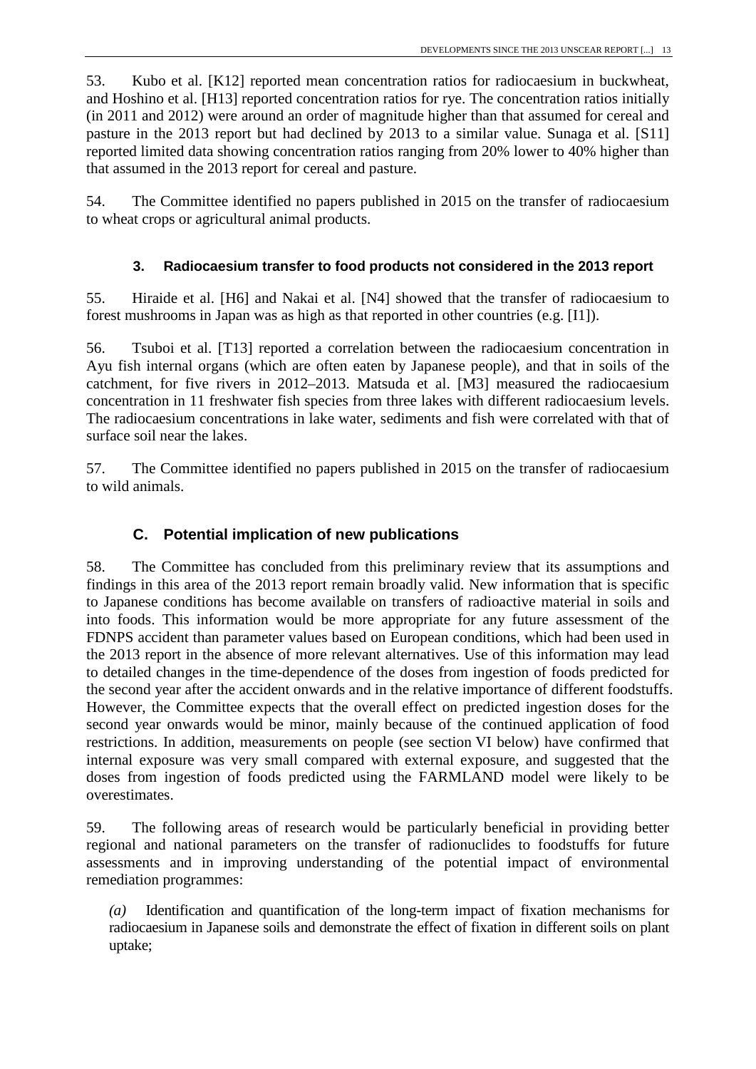53. Kubo et al. [K12] reported mean concentration ratios for radiocaesium in buckwheat, and Hoshino et al. [H13] reported concentration ratios for rye. The concentration ratios initially (in 2011 and 2012) were around an order of magnitude higher than that assumed for cereal and pasture in the 2013 report but had declined by 2013 to a similar value. Sunaga et al. [S11] reported limited data showing concentration ratios ranging from 20% lower to 40% higher than that assumed in the 2013 report for cereal and pasture.

54. The Committee identified no papers published in 2015 on the transfer of radiocaesium to wheat crops or agricultural animal products.

### 3. Radiocaesium transfer to food products not considered in the 2013 report

55. Hiraide et al. [H6] and Nakai et al. [N4] showed that the transfer of radiocaesium to forest mushrooms in Japan was as high as that reported in other countries (e.g. [I1]).

56. Tsuboi et al. [T13] reported a correlation between the radiocaesium concentration in Ayu fish internal organs (which are often eaten by Japanese people), and that in soils of the catchment, for five rivers in 2012–2013. Matsuda et al. [M3] measured the radiocaesium concentration in 11 freshwater fish species from three lakes with different radiocaesium levels. The radiocaesium concentrations in lake water, sediments and fish were correlated with that of surface soil near the lakes.

57. The Committee identified no papers published in 2015 on the transfer of radiocaesium to wild animals.

## C. Potential implication of new publications

58. The Committee has concluded from this preliminary review that its assumptions and findings in this area of the 2013 report remain broadly valid. New information that is specific to Japanese conditions has become available on transfers of radioactive material in soils and into foods. This information would be more appropriate for any future assessment of the FDNPS accident than parameter values based on European conditions, which had been used in the 2013 report in the absence of more relevant alternatives. Use of this information may lead to detailed changes in the time-dependence of the doses from ingestion of foods predicted for the second year after the accident onwards and in the relative importance of different foodstuffs. However, the Committee expects that the overall effect on predicted ingestion doses for the second year onwards would be minor, mainly because of the continued application of food restrictions. In addition, measurements on people (see section VI below) have confirmed that internal exposure was very small compared with external exposure, and suggested that the doses from ingestion of foods predicted using the FARMLAND model were likely to be overestimates.

59. The following areas of research would be particularly beneficial in providing better regional and national parameters on the transfer of radionuclides to foodstuffs for future assessments and in improving understanding of the potential impact of environmental remediation programmes:

*(a)* Identification and quantification of the long-term impact of fixation mechanisms for radiocaesium in Japanese soils and demonstrate the effect of fixation in different soils on plant uptake;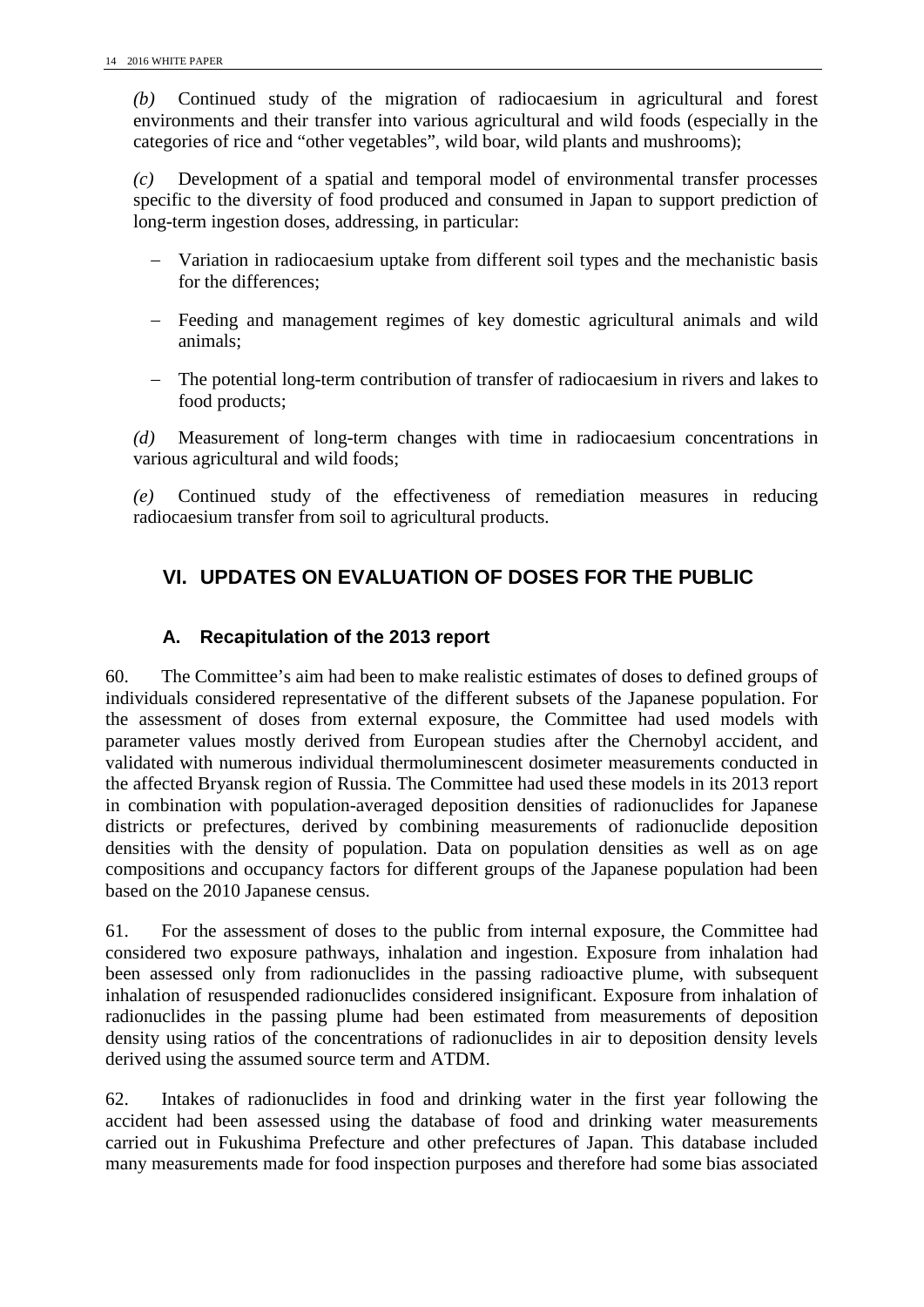*(b)* Continued study of the migration of radiocaesium in agricultural and forest environments and their transfer into various agricultural and wild foods (especially in the categories of rice and "other vegetables", wild boar, wild plants and mushrooms);

*(c)* Development of a spatial and temporal model of environmental transfer processes specific to the diversity of food produced and consumed in Japan to support prediction of long-term ingestion doses, addressing, in particular:

- Variation in radiocaesium uptake from different soil types and the mechanistic basis for the differences;
- Feeding and management regimes of key domestic agricultural animals and wild animals;
- The potential long-term contribution of transfer of radiocaesium in rivers and lakes to food products;

*(d)* Measurement of long-term changes with time in radiocaesium concentrations in various agricultural and wild foods;

*(e)* Continued study of the effectiveness of remediation measures in reducing radiocaesium transfer from soil to agricultural products.

## VI. UPDATES ON EVALUATION OF DOSES FOR THE PUBLIC

### A. Recapitulation of the 2013 report

60. The Committee's aim had been to make realistic estimates of doses to defined groups of individuals considered representative of the different subsets of the Japanese population. For the assessment of doses from external exposure, the Committee had used models with parameter values mostly derived from European studies after the Chernobyl accident, and validated with numerous individual thermoluminescent dosimeter measurements conducted in the affected Bryansk region of Russia. The Committee had used these models in its 2013 report in combination with population-averaged deposition densities of radionuclides for Japanese districts or prefectures, derived by combining measurements of radionuclide deposition densities with the density of population. Data on population densities as well as on age compositions and occupancy factors for different groups of the Japanese population had been based on the 2010 Japanese census.

61. For the assessment of doses to the public from internal exposure, the Committee had considered two exposure pathways, inhalation and ingestion. Exposure from inhalation had been assessed only from radionuclides in the passing radioactive plume, with subsequent inhalation of resuspended radionuclides considered insignificant. Exposure from inhalation of radionuclides in the passing plume had been estimated from measurements of deposition density using ratios of the concentrations of radionuclides in air to deposition density levels derived using the assumed source term and ATDM.

62. Intakes of radionuclides in food and drinking water in the first year following the accident had been assessed using the database of food and drinking water measurements carried out in Fukushima Prefecture and other prefectures of Japan. This database included many measurements made for food inspection purposes and therefore had some bias associated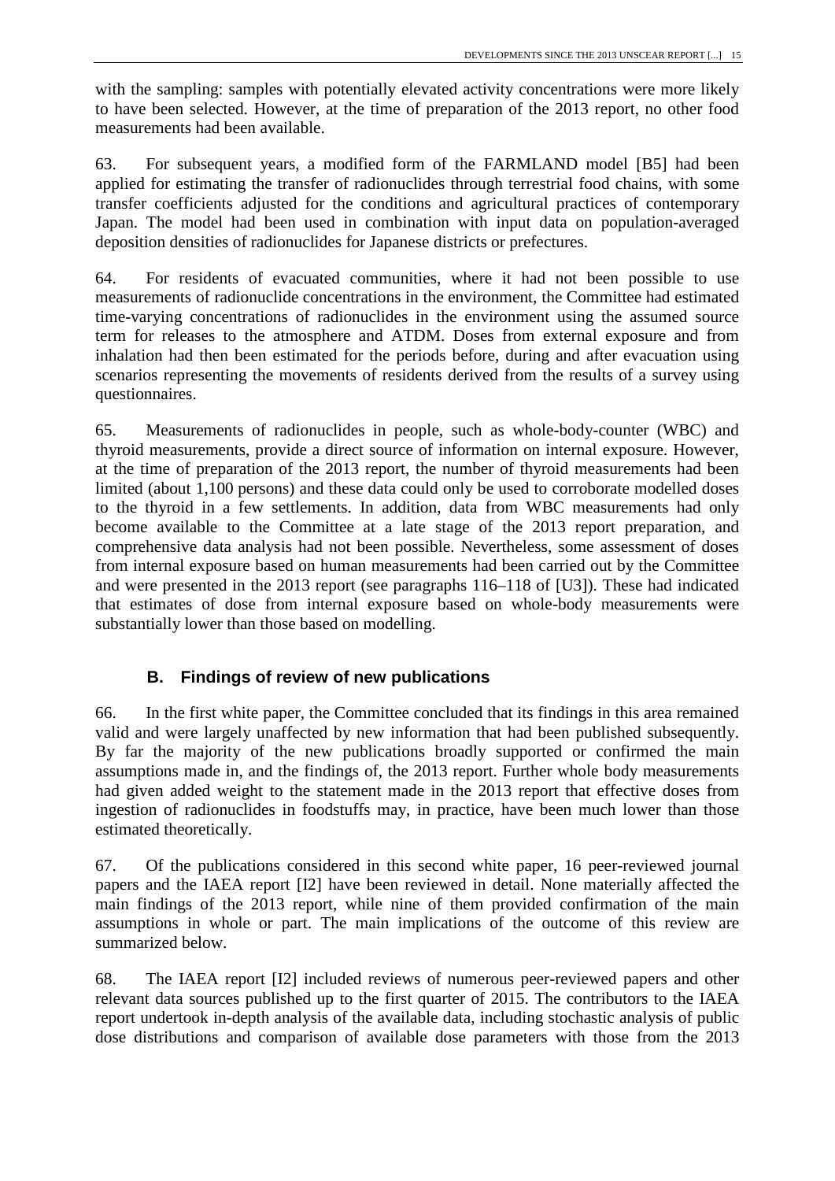with the sampling: samples with potentially elevated activity concentrations were more likely to have been selected. However, at the time of preparation of the 2013 report, no other food measurements had been available.

63. For subsequent years, a modified form of the FARMLAND model [B5] had been applied for estimating the transfer of radionuclides through terrestrial food chains, with some transfer coefficients adjusted for the conditions and agricultural practices of contemporary Japan. The model had been used in combination with input data on population-averaged deposition densities of radionuclides for Japanese districts or prefectures.

64. For residents of evacuated communities, where it had not been possible to use measurements of radionuclide concentrations in the environment, the Committee had estimated time-varying concentrations of radionuclides in the environment using the assumed source term for releases to the atmosphere and ATDM. Doses from external exposure and from inhalation had then been estimated for the periods before, during and after evacuation using scenarios representing the movements of residents derived from the results of a survey using questionnaires.

65. Measurements of radionuclides in people, such as whole-body-counter (WBC) and thyroid measurements, provide a direct source of information on internal exposure. However, at the time of preparation of the 2013 report, the number of thyroid measurements had been limited (about 1,100 persons) and these data could only be used to corroborate modelled doses to the thyroid in a few settlements. In addition, data from WBC measurements had only become available to the Committee at a late stage of the 2013 report preparation, and comprehensive data analysis had not been possible. Nevertheless, some assessment of doses from internal exposure based on human measurements had been carried out by the Committee and were presented in the 2013 report (see paragraphs 116–118 of [U3]). These had indicated that estimates of dose from internal exposure based on whole-body measurements were substantially lower than those based on modelling.

## B. Findings of review of new publications

66. In the first white paper, the Committee concluded that its findings in this area remained valid and were largely unaffected by new information that had been published subsequently. By far the majority of the new publications broadly supported or confirmed the main assumptions made in, and the findings of, the 2013 report. Further whole body measurements had given added weight to the statement made in the 2013 report that effective doses from ingestion of radionuclides in foodstuffs may, in practice, have been much lower than those estimated theoretically.

67. Of the publications considered in this second white paper, 16 peer-reviewed journal papers and the IAEA report [I2] have been reviewed in detail. None materially affected the main findings of the 2013 report, while nine of them provided confirmation of the main assumptions in whole or part. The main implications of the outcome of this review are summarized below.

68. The IAEA report [I2] included reviews of numerous peer-reviewed papers and other relevant data sources published up to the first quarter of 2015. The contributors to the IAEA report undertook in-depth analysis of the available data, including stochastic analysis of public dose distributions and comparison of available dose parameters with those from the 2013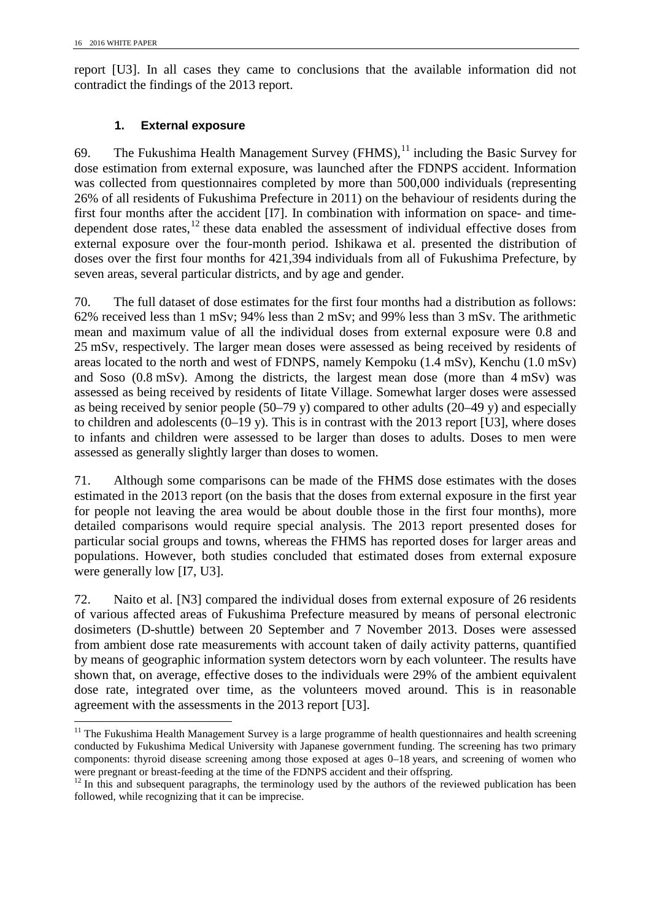report [U3]. In all cases they came to conclusions that the available information did not contradict the findings of the 2013 report.

### 1. External exposure

69. The Fukushima Health Management Survey (FHMS),[11] including the Basic Survey for dose estimation from external exposure, was launched after the FDNPS accident. Information was collected from questionnaires completed by more than 500,000 individuals (representing 26% of all residents of Fukushima Prefecture in 2011) on the behaviour of residents during the first four months after the accident [I7]. In combination with information on space- and time-dependent dose rates,[12] these data enabled the assessment of individual effective doses from external exposure over the four-month period. Ishikawa et al. presented the distribution of doses over the first four months for 421,394 individuals from all of Fukushima Prefecture, by seven areas, several particular districts, and by age and gender.

70. The full dataset of dose estimates for the first four months had a distribution as follows: 62% received less than 1 mSv; 94% less than 2 mSv; and 99% less than 3 mSv. The arithmetic mean and maximum value of all the individual doses from external exposure were 0.8 and 25 mSv, respectively. The larger mean doses were assessed as being received by residents of areas located to the north and west of FDNPS, namely Kempoku (1.4 mSv), Kenchu (1.0 mSv) and Soso (0.8 mSv). Among the districts, the largest mean dose (more than 4 mSv) was assessed as being received by residents of Iitate Village. Somewhat larger doses were assessed as being received by senior people (50–79 y) compared to other adults (20–49 y) and especially to children and adolescents (0–19 y). This is in contrast with the 2013 report [U3], where doses to infants and children were assessed to be larger than doses to adults. Doses to men were assessed as generally slightly larger than doses to women.

71. Although some comparisons can be made of the FHMS dose estimates with the doses estimated in the 2013 report (on the basis that the doses from external exposure in the first year for people not leaving the area would be about double those in the first four months), more detailed comparisons would require special analysis. The 2013 report presented doses for particular social groups and towns, whereas the FHMS has reported doses for larger areas and populations. However, both studies concluded that estimated doses from external exposure were generally low [I7, U3].

72. Naito et al. [N3] compared the individual doses from external exposure of 26 residents of various affected areas of Fukushima Prefecture measured by means of personal electronic dosimeters (D-shuttle) between 20 September and 7 November 2013. Doses were assessed from ambient dose rate measurements with account taken of daily activity patterns, quantified by means of geographic information system detectors worn by each volunteer. The results have shown that, on average, effective doses to the individuals were 29% of the ambient equivalent dose rate, integrated over time, as the volunteers moved around. This is in reasonable agreement with the assessments in the 2013 report [U3].

---

[11] The Fukushima Health Management Survey is a large programme of health questionnaires and health screening conducted by Fukushima Medical University with Japanese government funding. The screening has two primary components: thyroid disease screening among those exposed at ages 0–18 years, and screening of women who were pregnant or breast-feeding at the time of the FDNPS accident and their offspring.

[12] In this and subsequent paragraphs, the terminology used by the authors of the reviewed publication has been followed, while recognizing that it can be imprecise.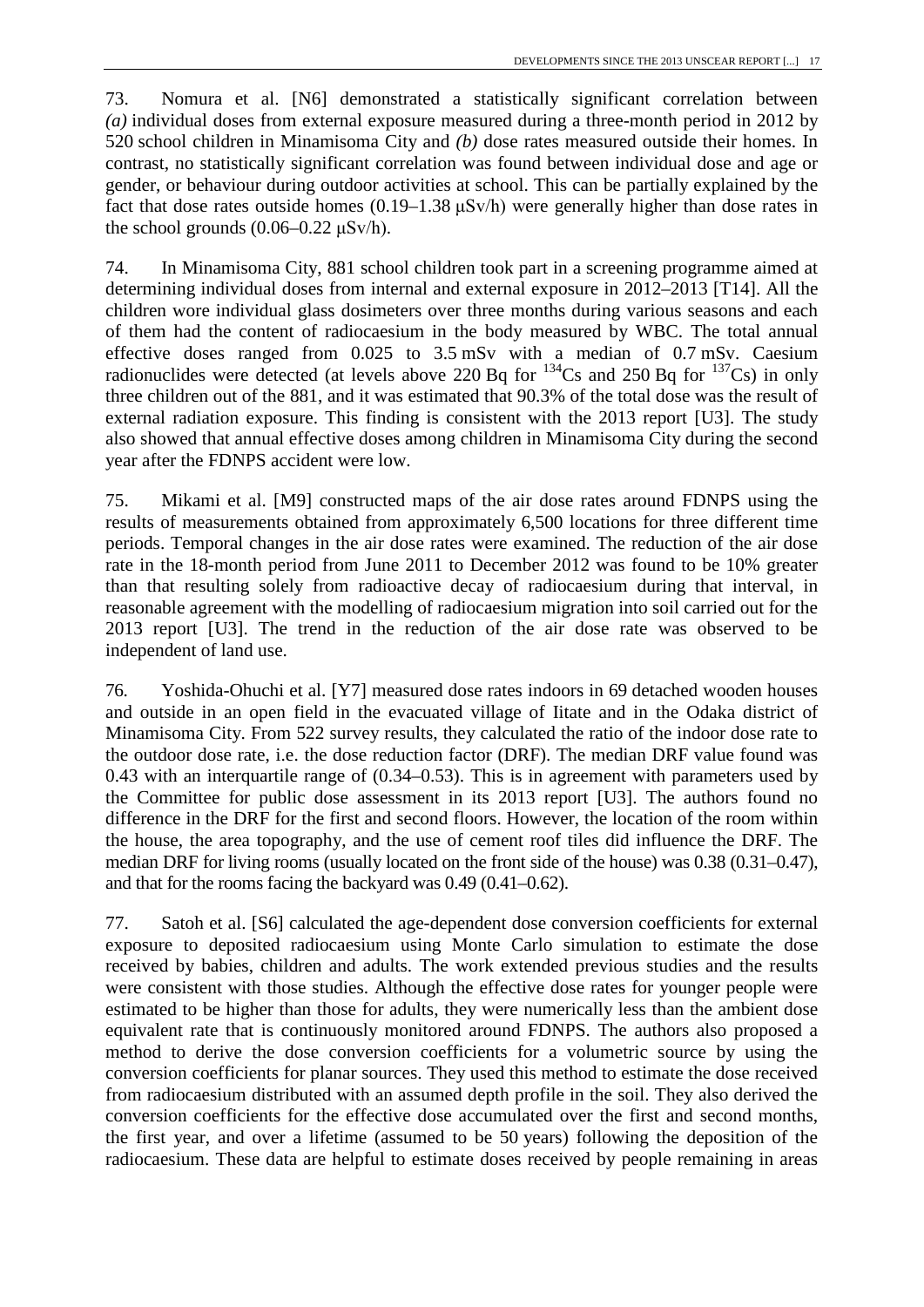73. Nomura et al. [N6] demonstrated a statistically significant correlation between *(a)* individual doses from external exposure measured during a three-month period in 2012 by 520 school children in Minamisoma City and *(b)* dose rates measured outside their homes. In contrast, no statistically significant correlation was found between individual dose and age or gender, or behaviour during outdoor activities at school. This can be partially explained by the fact that dose rates outside homes (0.19–1.38 μSv/h) were generally higher than dose rates in the school grounds (0.06–0.22 μSv/h).

74. In Minamisoma City, 881 school children took part in a screening programme aimed at determining individual doses from internal and external exposure in 2012–2013 [T14]. All the children wore individual glass dosimeters over three months during various seasons and each of them had the content of radiocaesium in the body measured by WBC. The total annual effective doses ranged from 0.025 to 3.5 mSv with a median of 0.7 mSv. Caesium radionuclides were detected (at levels above 220 Bq for $^{134}$Cs and 250 Bq for $^{137}$Cs) in only three children out of the 881, and it was estimated that 90.3% of the total dose was the result of external radiation exposure. This finding is consistent with the 2013 report [U3]. The study also showed that annual effective doses among children in Minamisoma City during the second year after the FDNPS accident were low.

75. Mikami et al. [M9] constructed maps of the air dose rates around FDNPS using the results of measurements obtained from approximately 6,500 locations for three different time periods. Temporal changes in the air dose rates were examined. The reduction of the air dose rate in the 18-month period from June 2011 to December 2012 was found to be 10% greater than that resulting solely from radioactive decay of radiocaesium during that interval, in reasonable agreement with the modelling of radiocaesium migration into soil carried out for the 2013 report [U3]. The trend in the reduction of the air dose rate was observed to be independent of land use.

76. Yoshida-Ohuchi et al. [Y7] measured dose rates indoors in 69 detached wooden houses and outside in an open field in the evacuated village of Iitate and in the Odaka district of Minamisoma City. From 522 survey results, they calculated the ratio of the indoor dose rate to the outdoor dose rate, i.e. the dose reduction factor (DRF). The median DRF value found was 0.43 with an interquartile range of (0.34–0.53). This is in agreement with parameters used by the Committee for public dose assessment in its 2013 report [U3]. The authors found no difference in the DRF for the first and second floors. However, the location of the room within the house, the area topography, and the use of cement roof tiles did influence the DRF. The median DRF for living rooms (usually located on the front side of the house) was 0.38 (0.31–0.47), and that for the rooms facing the backyard was 0.49 (0.41–0.62).

77. Satoh et al. [S6] calculated the age-dependent dose conversion coefficients for external exposure to deposited radiocaesium using Monte Carlo simulation to estimate the dose received by babies, children and adults. The work extended previous studies and the results were consistent with those studies. Although the effective dose rates for younger people were estimated to be higher than those for adults, they were numerically less than the ambient dose equivalent rate that is continuously monitored around FDNPS. The authors also proposed a method to derive the dose conversion coefficients for a volumetric source by using the conversion coefficients for planar sources. They used this method to estimate the dose received from radiocaesium distributed with an assumed depth profile in the soil. They also derived the conversion coefficients for the effective dose accumulated over the first and second months, the first year, and over a lifetime (assumed to be 50 years) following the deposition of the radiocaesium. These data are helpful to estimate doses received by people remaining in areas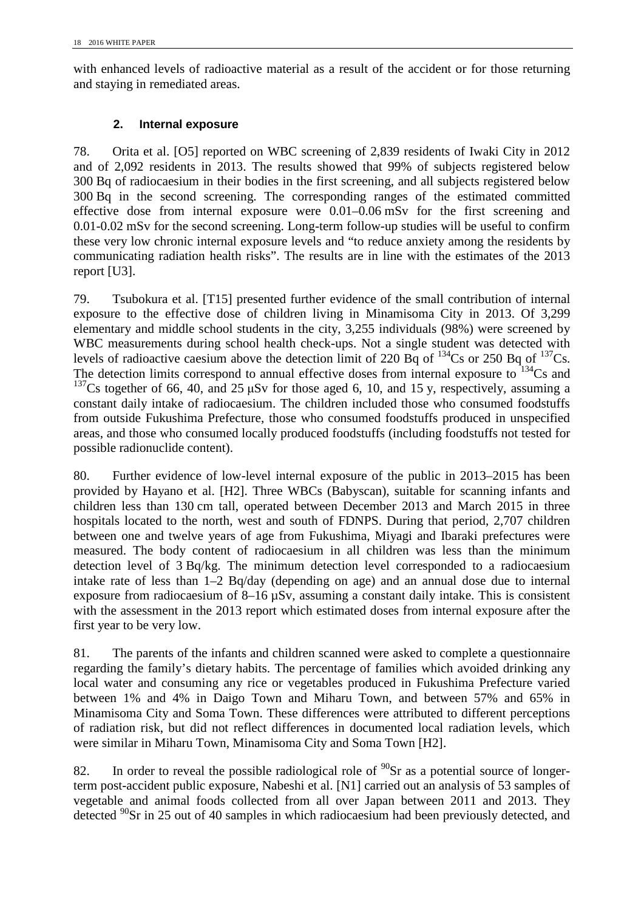with enhanced levels of radioactive material as a result of the accident or for those returning and staying in remediated areas.

### 2. Internal exposure

78. Orita et al. [O5] reported on WBC screening of 2,839 residents of Iwaki City in 2012 and of 2,092 residents in 2013. The results showed that 99% of subjects registered below 300 Bq of radiocaesium in their bodies in the first screening, and all subjects registered below 300 Bq in the second screening. The corresponding ranges of the estimated committed effective dose from internal exposure were 0.01–0.06 mSv for the first screening and 0.01-0.02 mSv for the second screening. Long-term follow-up studies will be useful to confirm these very low chronic internal exposure levels and "to reduce anxiety among the residents by communicating radiation health risks". The results are in line with the estimates of the 2013 report [U3].

79. Tsubokura et al. [T15] presented further evidence of the small contribution of internal exposure to the effective dose of children living in Minamisoma City in 2013. Of 3,299 elementary and middle school students in the city, 3,255 individuals (98%) were screened by WBC measurements during school health check-ups. Not a single student was detected with levels of radioactive caesium above the detection limit of 220 Bq of $^{134}$Cs or 250 Bq of $^{137}$Cs. The detection limits correspond to annual effective doses from internal exposure to $^{134}$Cs and $^{137}$Cs together of 66, 40, and 25 µSv for those aged 6, 10, and 15 y, respectively, assuming a constant daily intake of radiocaesium. The children included those who consumed foodstuffs from outside Fukushima Prefecture, those who consumed foodstuffs produced in unspecified areas, and those who consumed locally produced foodstuffs (including foodstuffs not tested for possible radionuclide content).

80. Further evidence of low-level internal exposure of the public in 2013–2015 has been provided by Hayano et al. [H2]. Three WBCs (Babyscan), suitable for scanning infants and children less than 130 cm tall, operated between December 2013 and March 2015 in three hospitals located to the north, west and south of FDNPS. During that period, 2,707 children between one and twelve years of age from Fukushima, Miyagi and Ibaraki prefectures were measured. The body content of radiocaesium in all children was less than the minimum detection level of 3 Bq/kg. The minimum detection level corresponded to a radiocaesium intake rate of less than 1–2 Bq/day (depending on age) and an annual dose due to internal exposure from radiocaesium of 8–16 µSv, assuming a constant daily intake. This is consistent with the assessment in the 2013 report which estimated doses from internal exposure after the first year to be very low.

81. The parents of the infants and children scanned were asked to complete a questionnaire regarding the family's dietary habits. The percentage of families which avoided drinking any local water and consuming any rice or vegetables produced in Fukushima Prefecture varied between 1% and 4% in Daigo Town and Miharu Town, and between 57% and 65% in Minamisoma City and Soma Town. These differences were attributed to different perceptions of radiation risk, but did not reflect differences in documented local radiation levels, which were similar in Miharu Town, Minamisoma City and Soma Town [H2].

82. In order to reveal the possible radiological role of $^{90}$Sr as a potential source of longer-term post-accident public exposure, Nabeshi et al. [N1] carried out an analysis of 53 samples of vegetable and animal foods collected from all over Japan between 2011 and 2013. They detected $^{90}$Sr in 25 out of 40 samples in which radiocaesium had been previously detected, and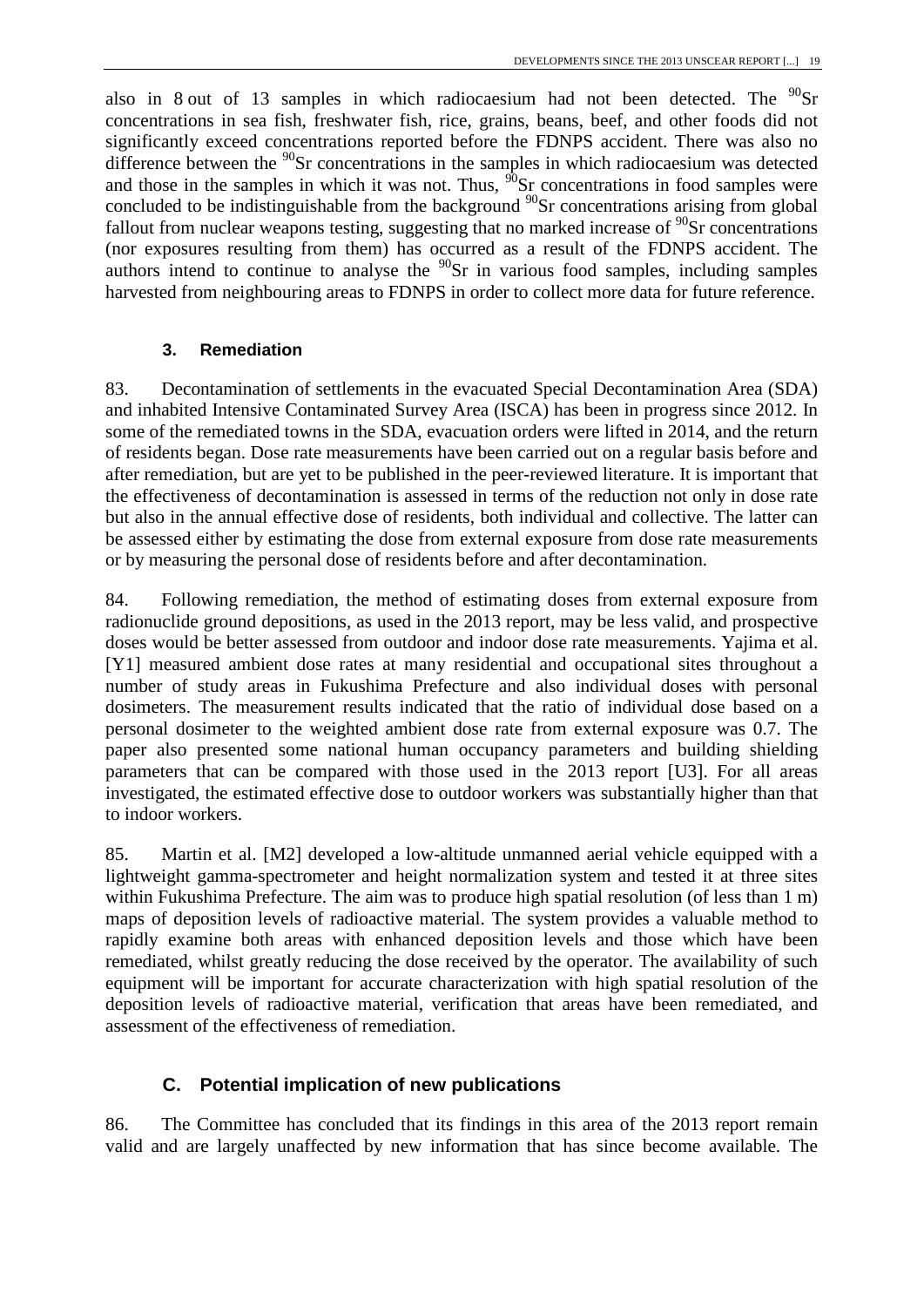also in 8 out of 13 samples in which radiocaesium had not been detected. The $^{90}$Sr concentrations in sea fish, freshwater fish, rice, grains, beans, beef, and other foods did not significantly exceed concentrations reported before the FDNPS accident. There was also no difference between the $^{90}$Sr concentrations in the samples in which radiocaesium was detected and those in the samples in which it was not. Thus, $^{90}$Sr concentrations in food samples were concluded to be indistinguishable from the background $^{90}$Sr concentrations arising from global fallout from nuclear weapons testing, suggesting that no marked increase of $^{90}$Sr concentrations (nor exposures resulting from them) has occurred as a result of the FDNPS accident. The authors intend to continue to analyse the $^{90}$Sr in various food samples, including samples harvested from neighbouring areas to FDNPS in order to collect more data for future reference.

### 3. Remediation

83. Decontamination of settlements in the evacuated Special Decontamination Area (SDA) and inhabited Intensive Contaminated Survey Area (ISCA) has been in progress since 2012. In some of the remediated towns in the SDA, evacuation orders were lifted in 2014, and the return of residents began. Dose rate measurements have been carried out on a regular basis before and after remediation, but are yet to be published in the peer-reviewed literature. It is important that the effectiveness of decontamination is assessed in terms of the reduction not only in dose rate but also in the annual effective dose of residents, both individual and collective. The latter can be assessed either by estimating the dose from external exposure from dose rate measurements or by measuring the personal dose of residents before and after decontamination.

84. Following remediation, the method of estimating doses from external exposure from radionuclide ground depositions, as used in the 2013 report, may be less valid, and prospective doses would be better assessed from outdoor and indoor dose rate measurements. Yajima et al. [Y1] measured ambient dose rates at many residential and occupational sites throughout a number of study areas in Fukushima Prefecture and also individual doses with personal dosimeters. The measurement results indicated that the ratio of individual dose based on a personal dosimeter to the weighted ambient dose rate from external exposure was 0.7. The paper also presented some national human occupancy parameters and building shielding parameters that can be compared with those used in the 2013 report [U3]. For all areas investigated, the estimated effective dose to outdoor workers was substantially higher than that to indoor workers.

85. Martin et al. [M2] developed a low-altitude unmanned aerial vehicle equipped with a lightweight gamma-spectrometer and height normalization system and tested it at three sites within Fukushima Prefecture. The aim was to produce high spatial resolution (of less than 1 m) maps of deposition levels of radioactive material. The system provides a valuable method to rapidly examine both areas with enhanced deposition levels and those which have been remediated, whilst greatly reducing the dose received by the operator. The availability of such equipment will be important for accurate characterization with high spatial resolution of the deposition levels of radioactive material, verification that areas have been remediated, and assessment of the effectiveness of remediation.

## C. Potential implication of new publications

86. The Committee has concluded that its findings in this area of the 2013 report remain valid and are largely unaffected by new information that has since become available. The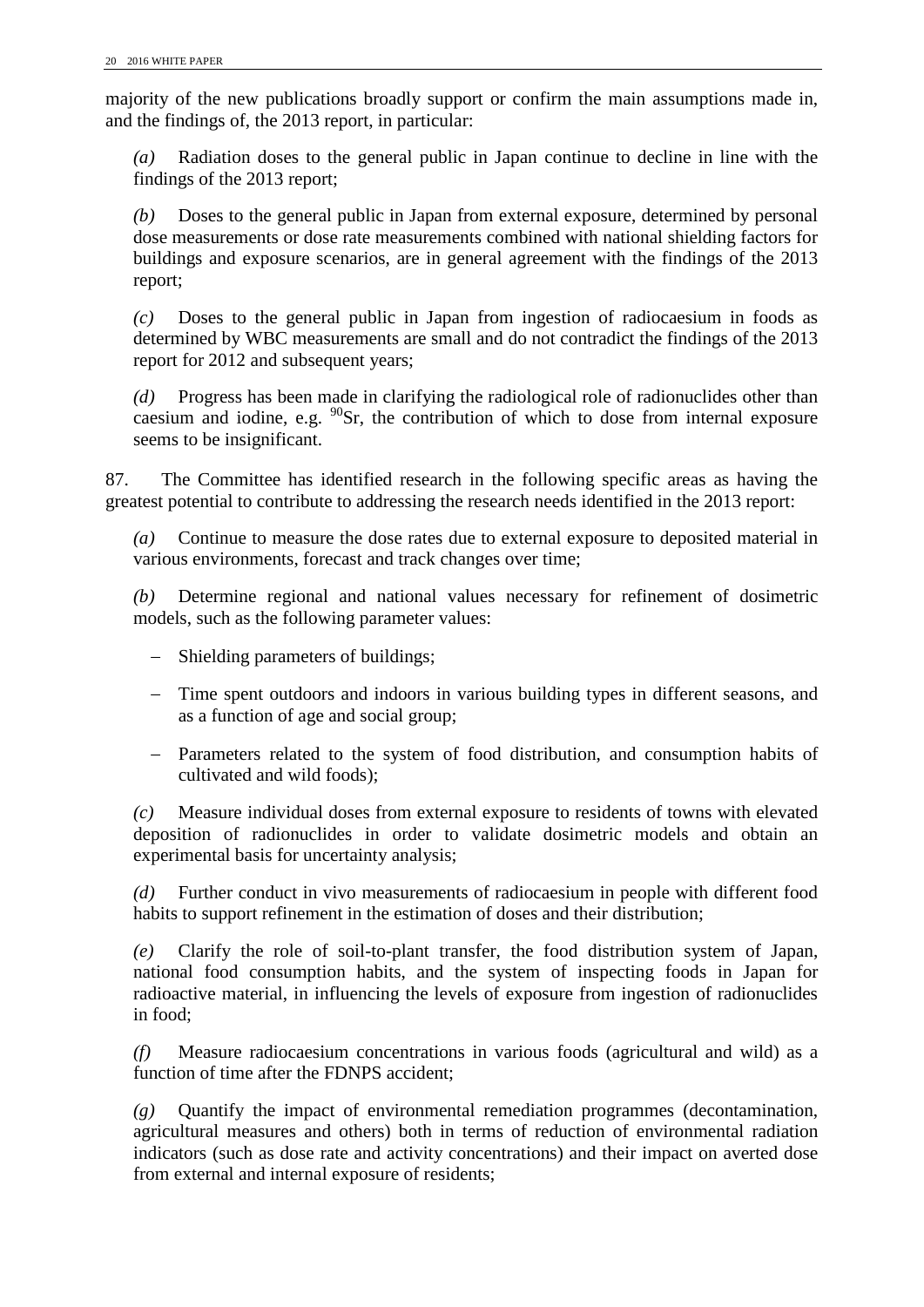majority of the new publications broadly support or confirm the main assumptions made in, and the findings of, the 2013 report, in particular:

*(a)* Radiation doses to the general public in Japan continue to decline in line with the findings of the 2013 report;

*(b)* Doses to the general public in Japan from external exposure, determined by personal dose measurements or dose rate measurements combined with national shielding factors for buildings and exposure scenarios, are in general agreement with the findings of the 2013 report;

*(c)* Doses to the general public in Japan from ingestion of radiocaesium in foods as determined by WBC measurements are small and do not contradict the findings of the 2013 report for 2012 and subsequent years;

*(d)* Progress has been made in clarifying the radiological role of radionuclides other than caesium and iodine, e.g. $^{90}$Sr, the contribution of which to dose from internal exposure seems to be insignificant.

87. The Committee has identified research in the following specific areas as having the greatest potential to contribute to addressing the research needs identified in the 2013 report:

*(a)* Continue to measure the dose rates due to external exposure to deposited material in various environments, forecast and track changes over time;

*(b)* Determine regional and national values necessary for refinement of dosimetric models, such as the following parameter values:

- Shielding parameters of buildings;
- Time spent outdoors and indoors in various building types in different seasons, and as a function of age and social group;
- Parameters related to the system of food distribution, and consumption habits of cultivated and wild foods);

*(c)* Measure individual doses from external exposure to residents of towns with elevated deposition of radionuclides in order to validate dosimetric models and obtain an experimental basis for uncertainty analysis;

*(d)* Further conduct in vivo measurements of radiocaesium in people with different food habits to support refinement in the estimation of doses and their distribution;

*(e)* Clarify the role of soil-to-plant transfer, the food distribution system of Japan, national food consumption habits, and the system of inspecting foods in Japan for radioactive material, in influencing the levels of exposure from ingestion of radionuclides in food;

*(f)* Measure radiocaesium concentrations in various foods (agricultural and wild) as a function of time after the FDNPS accident;

*(g)* Quantify the impact of environmental remediation programmes (decontamination, agricultural measures and others) both in terms of reduction of environmental radiation indicators (such as dose rate and activity concentrations) and their impact on averted dose from external and internal exposure of residents;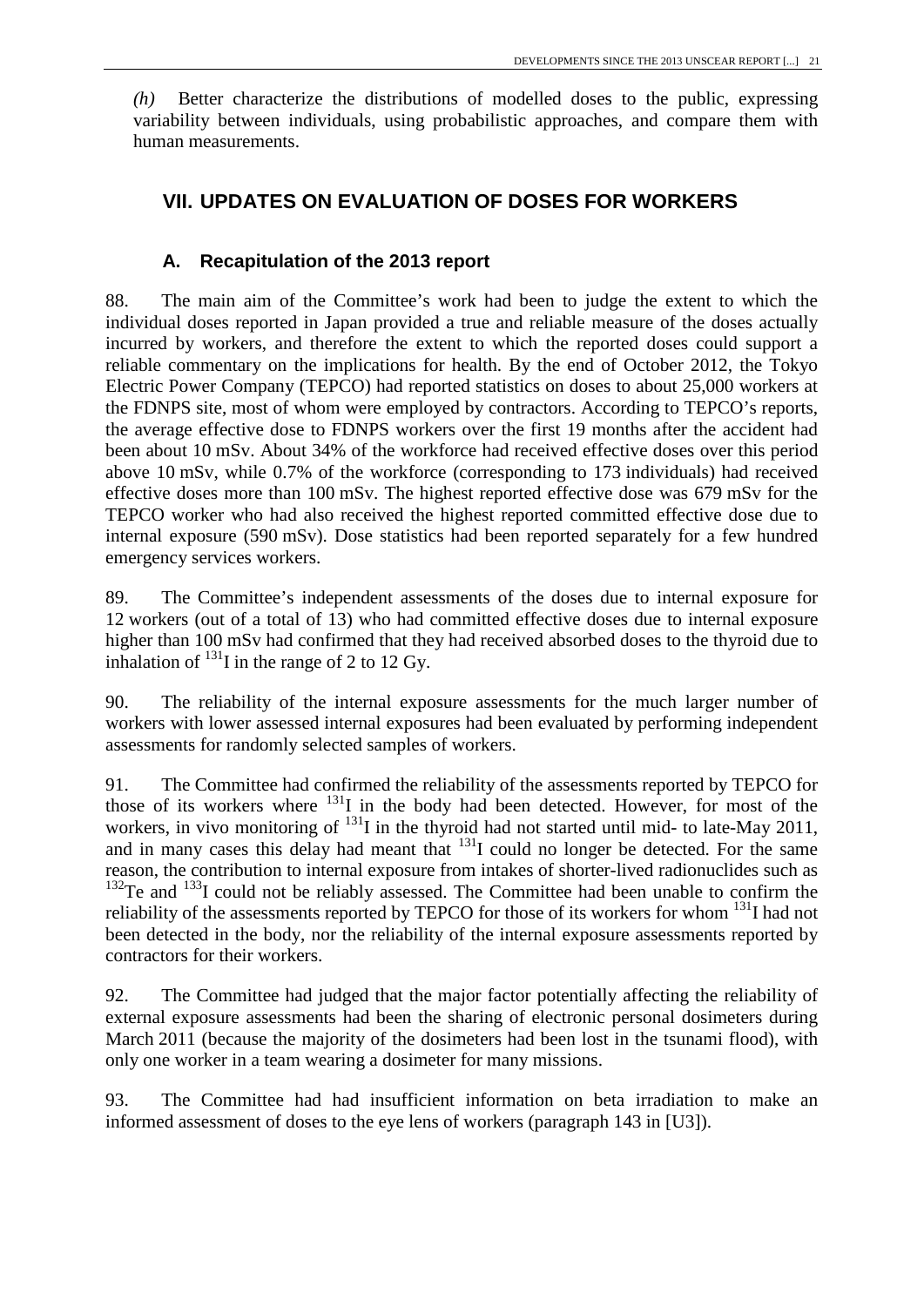*(h)* Better characterize the distributions of modelled doses to the public, expressing variability between individuals, using probabilistic approaches, and compare them with human measurements.

## VII. UPDATES ON EVALUATION OF DOSES FOR WORKERS

### A. Recapitulation of the 2013 report

88. The main aim of the Committee's work had been to judge the extent to which the individual doses reported in Japan provided a true and reliable measure of the doses actually incurred by workers, and therefore the extent to which the reported doses could support a reliable commentary on the implications for health. By the end of October 2012, the Tokyo Electric Power Company (TEPCO) had reported statistics on doses to about 25,000 workers at the FDNPS site, most of whom were employed by contractors. According to TEPCO's reports, the average effective dose to FDNPS workers over the first 19 months after the accident had been about 10 mSv. About 34% of the workforce had received effective doses over this period above 10 mSv, while 0.7% of the workforce (corresponding to 173 individuals) had received effective doses more than 100 mSv. The highest reported effective dose was 679 mSv for the TEPCO worker who had also received the highest reported committed effective dose due to internal exposure (590 mSv). Dose statistics had been reported separately for a few hundred emergency services workers.

89. The Committee's independent assessments of the doses due to internal exposure for 12 workers (out of a total of 13) who had committed effective doses due to internal exposure higher than 100 mSv had confirmed that they had received absorbed doses to the thyroid due to inhalation of $^{131}$I in the range of 2 to 12 Gy.

90. The reliability of the internal exposure assessments for the much larger number of workers with lower assessed internal exposures had been evaluated by performing independent assessments for randomly selected samples of workers.

91. The Committee had confirmed the reliability of the assessments reported by TEPCO for those of its workers where $^{131}$I in the body had been detected. However, for most of the workers, in vivo monitoring of $^{131}$I in the thyroid had not started until mid- to late-May 2011, and in many cases this delay had meant that $^{131}$I could no longer be detected. For the same reason, the contribution to internal exposure from intakes of shorter-lived radionuclides such as $^{132}$Te and $^{133}$I could not be reliably assessed. The Committee had been unable to confirm the reliability of the assessments reported by TEPCO for those of its workers for whom $^{131}$I had not been detected in the body, nor the reliability of the internal exposure assessments reported by contractors for their workers.

92. The Committee had judged that the major factor potentially affecting the reliability of external exposure assessments had been the sharing of electronic personal dosimeters during March 2011 (because the majority of the dosimeters had been lost in the tsunami flood), with only one worker in a team wearing a dosimeter for many missions.

93. The Committee had had insufficient information on beta irradiation to make an informed assessment of doses to the eye lens of workers (paragraph 143 in [U3]).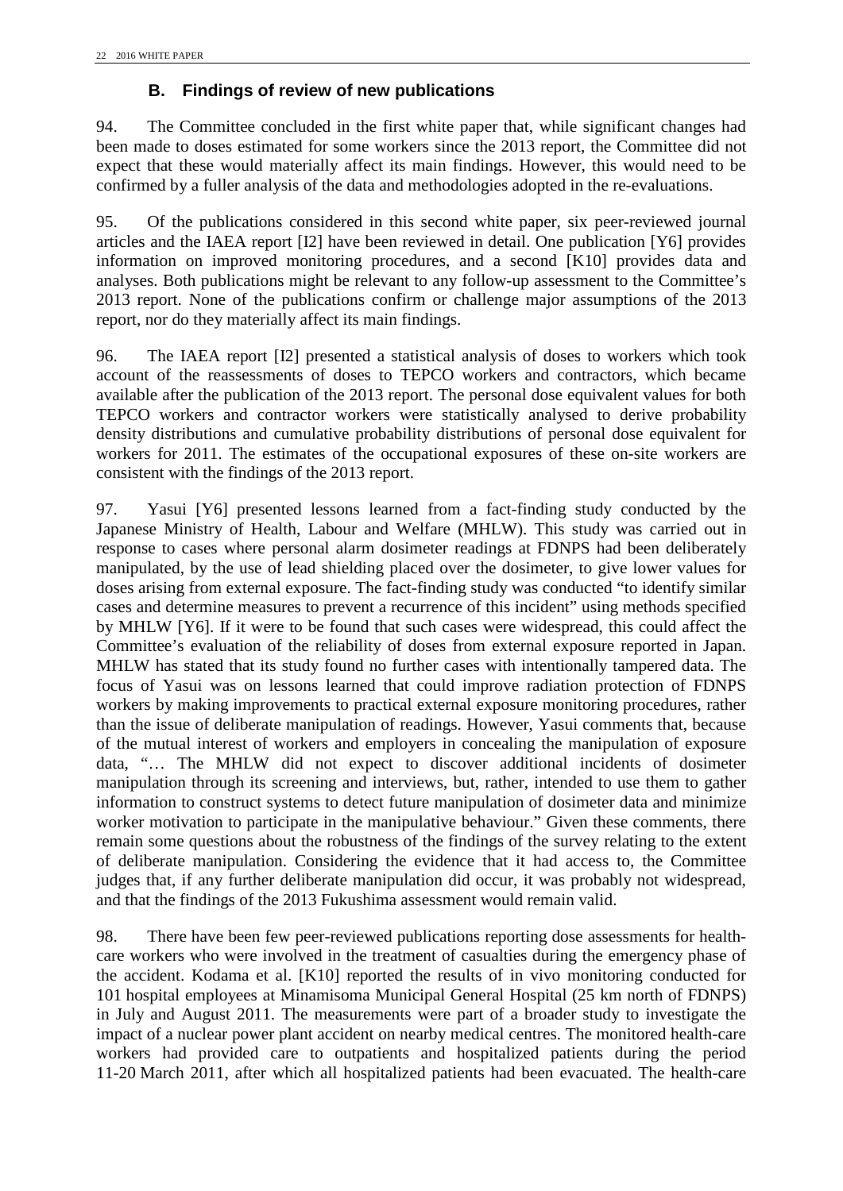## B. Findings of review of new publications

94. The Committee concluded in the first white paper that, while significant changes had been made to doses estimated for some workers since the 2013 report, the Committee did not expect that these would materially affect its main findings. However, this would need to be confirmed by a fuller analysis of the data and methodologies adopted in the re-evaluations.

95. Of the publications considered in this second white paper, six peer-reviewed journal articles and the IAEA report [I2] have been reviewed in detail. One publication [Y6] provides information on improved monitoring procedures, and a second [K10] provides data and analyses. Both publications might be relevant to any follow-up assessment to the Committee's 2013 report. None of the publications confirm or challenge major assumptions of the 2013 report, nor do they materially affect its main findings.

96. The IAEA report [I2] presented a statistical analysis of doses to workers which took account of the reassessments of doses to TEPCO workers and contractors, which became available after the publication of the 2013 report. The personal dose equivalent values for both TEPCO workers and contractor workers were statistically analysed to derive probability density distributions and cumulative probability distributions of personal dose equivalent for workers for 2011. The estimates of the occupational exposures of these on-site workers are consistent with the findings of the 2013 report.

97. Yasui [Y6] presented lessons learned from a fact-finding study conducted by the Japanese Ministry of Health, Labour and Welfare (MHLW). This study was carried out in response to cases where personal alarm dosimeter readings at FDNPS had been deliberately manipulated, by the use of lead shielding placed over the dosimeter, to give lower values for doses arising from external exposure. The fact-finding study was conducted "to identify similar cases and determine measures to prevent a recurrence of this incident" using methods specified by MHLW [Y6]. If it were to be found that such cases were widespread, this could affect the Committee's evaluation of the reliability of doses from external exposure reported in Japan. MHLW has stated that its study found no further cases with intentionally tampered data. The focus of Yasui was on lessons learned that could improve radiation protection of FDNPS workers by making improvements to practical external exposure monitoring procedures, rather than the issue of deliberate manipulation of readings. However, Yasui comments that, because of the mutual interest of workers and employers in concealing the manipulation of exposure data, "… The MHLW did not expect to discover additional incidents of dosimeter manipulation through its screening and interviews, but, rather, intended to use them to gather information to construct systems to detect future manipulation of dosimeter data and minimize worker motivation to participate in the manipulative behaviour." Given these comments, there remain some questions about the robustness of the findings of the survey relating to the extent of deliberate manipulation. Considering the evidence that it had access to, the Committee judges that, if any further deliberate manipulation did occur, it was probably not widespread, and that the findings of the 2013 Fukushima assessment would remain valid.

98. There have been few peer-reviewed publications reporting dose assessments for health-care workers who were involved in the treatment of casualties during the emergency phase of the accident. Kodama et al. [K10] reported the results of in vivo monitoring conducted for 101 hospital employees at Minamisoma Municipal General Hospital (25 km north of FDNPS) in July and August 2011. The measurements were part of a broader study to investigate the impact of a nuclear power plant accident on nearby medical centres. The monitored health-care workers had provided care to outpatients and hospitalized patients during the period 11-20 March 2011, after which all hospitalized patients had been evacuated. The health-care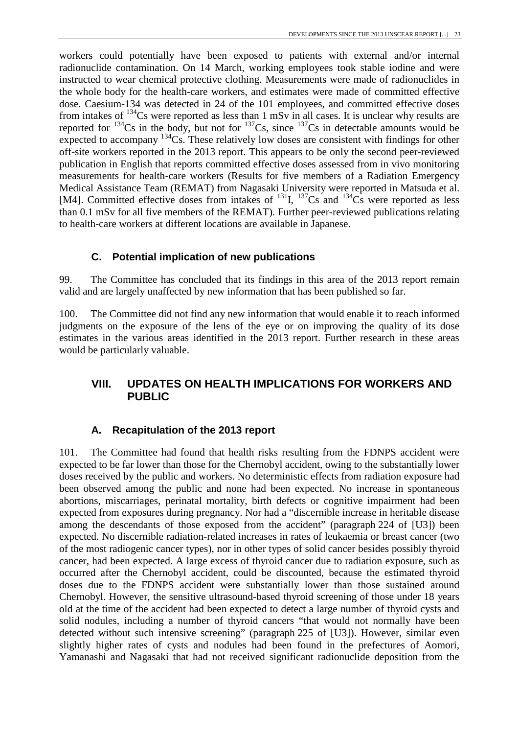workers could potentially have been exposed to patients with external and/or internal radionuclide contamination. On 14 March, working employees took stable iodine and were instructed to wear chemical protective clothing. Measurements were made of radionuclides in the whole body for the health-care workers, and estimates were made of committed effective dose. Caesium-134 was detected in 24 of the 101 employees, and committed effective doses from intakes of $^{134}$Cs were reported as less than 1 mSv in all cases. It is unclear why results are reported for $^{134}$Cs in the body, but not for $^{137}$Cs, since $^{137}$Cs in detectable amounts would be expected to accompany $^{134}$Cs. These relatively low doses are consistent with findings for other off-site workers reported in the 2013 report. This appears to be only the second peer-reviewed publication in English that reports committed effective doses assessed from in vivo monitoring measurements for health-care workers (Results for five members of a Radiation Emergency Medical Assistance Team (REMAT) from Nagasaki University were reported in Matsuda et al. [M4]. Committed effective doses from intakes of $^{131}$I, $^{137}$Cs and $^{134}$Cs were reported as less than 0.1 mSv for all five members of the REMAT). Further peer-reviewed publications relating to health-care workers at different locations are available in Japanese.

### C. Potential implication of new publications

99. The Committee has concluded that its findings in this area of the 2013 report remain valid and are largely unaffected by new information that has been published so far.

100. The Committee did not find any new information that would enable it to reach informed judgments on the exposure of the lens of the eye or on improving the quality of its dose estimates in the various areas identified in the 2013 report. Further research in these areas would be particularly valuable.

## VIII. UPDATES ON HEALTH IMPLICATIONS FOR WORKERS AND PUBLIC

### A. Recapitulation of the 2013 report

101. The Committee had found that health risks resulting from the FDNPS accident were expected to be far lower than those for the Chernobyl accident, owing to the substantially lower doses received by the public and workers. No deterministic effects from radiation exposure had been observed among the public and none had been expected. No increase in spontaneous abortions, miscarriages, perinatal mortality, birth defects or cognitive impairment had been expected from exposures during pregnancy. Nor had a "discernible increase in heritable disease among the descendants of those exposed from the accident" (paragraph 224 of [U3]) been expected. No discernible radiation-related increases in rates of leukaemia or breast cancer (two of the most radiogenic cancer types), nor in other types of solid cancer besides possibly thyroid cancer, had been expected. A large excess of thyroid cancer due to radiation exposure, such as occurred after the Chernobyl accident, could be discounted, because the estimated thyroid doses due to the FDNPS accident were substantially lower than those sustained around Chernobyl. However, the sensitive ultrasound-based thyroid screening of those under 18 years old at the time of the accident had been expected to detect a large number of thyroid cysts and solid nodules, including a number of thyroid cancers "that would not normally have been detected without such intensive screening" (paragraph 225 of [U3]). However, similar even slightly higher rates of cysts and nodules had been found in the prefectures of Aomori, Yamanashi and Nagasaki that had not received significant radionuclide deposition from the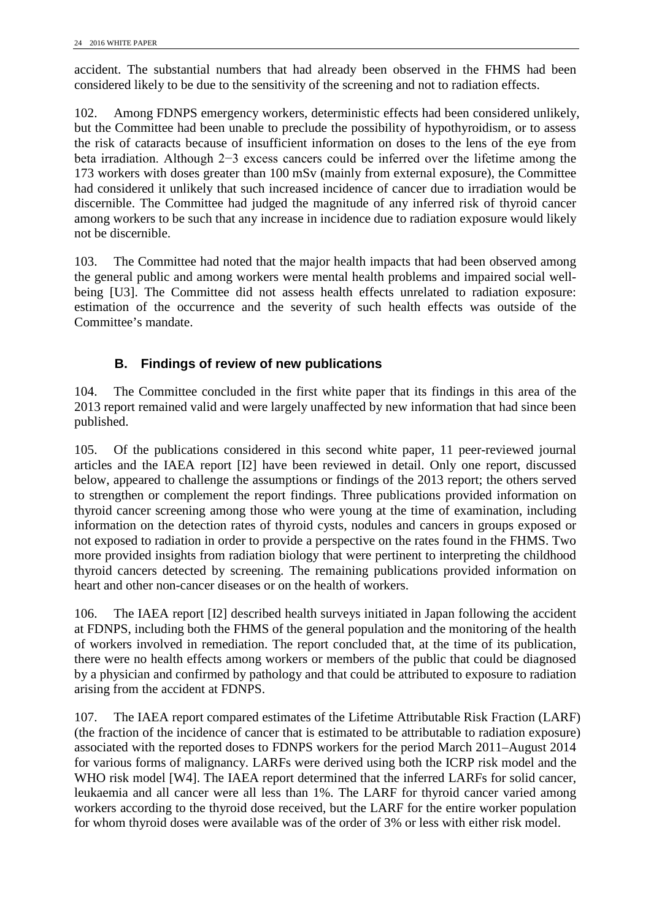accident. The substantial numbers that had already been observed in the FHMS had been considered likely to be due to the sensitivity of the screening and not to radiation effects.

102. Among FDNPS emergency workers, deterministic effects had been considered unlikely, but the Committee had been unable to preclude the possibility of hypothyroidism, or to assess the risk of cataracts because of insufficient information on doses to the lens of the eye from beta irradiation. Although 2−3 excess cancers could be inferred over the lifetime among the 173 workers with doses greater than 100 mSv (mainly from external exposure), the Committee had considered it unlikely that such increased incidence of cancer due to irradiation would be discernible. The Committee had judged the magnitude of any inferred risk of thyroid cancer among workers to be such that any increase in incidence due to radiation exposure would likely not be discernible.

103. The Committee had noted that the major health impacts that had been observed among the general public and among workers were mental health problems and impaired social well-being [U3]. The Committee did not assess health effects unrelated to radiation exposure: estimation of the occurrence and the severity of such health effects was outside of the Committee's mandate.

### B. Findings of review of new publications

104. The Committee concluded in the first white paper that its findings in this area of the 2013 report remained valid and were largely unaffected by new information that had since been published.

105. Of the publications considered in this second white paper, 11 peer-reviewed journal articles and the IAEA report [I2] have been reviewed in detail. Only one report, discussed below, appeared to challenge the assumptions or findings of the 2013 report; the others served to strengthen or complement the report findings. Three publications provided information on thyroid cancer screening among those who were young at the time of examination, including information on the detection rates of thyroid cysts, nodules and cancers in groups exposed or not exposed to radiation in order to provide a perspective on the rates found in the FHMS. Two more provided insights from radiation biology that were pertinent to interpreting the childhood thyroid cancers detected by screening. The remaining publications provided information on heart and other non-cancer diseases or on the health of workers.

106. The IAEA report [I2] described health surveys initiated in Japan following the accident at FDNPS, including both the FHMS of the general population and the monitoring of the health of workers involved in remediation. The report concluded that, at the time of its publication, there were no health effects among workers or members of the public that could be diagnosed by a physician and confirmed by pathology and that could be attributed to exposure to radiation arising from the accident at FDNPS.

107. The IAEA report compared estimates of the Lifetime Attributable Risk Fraction (LARF) (the fraction of the incidence of cancer that is estimated to be attributable to radiation exposure) associated with the reported doses to FDNPS workers for the period March 2011–August 2014 for various forms of malignancy. LARFs were derived using both the ICRP risk model and the WHO risk model [W4]. The IAEA report determined that the inferred LARFs for solid cancer, leukaemia and all cancer were all less than 1%. The LARF for thyroid cancer varied among workers according to the thyroid dose received, but the LARF for the entire worker population for whom thyroid doses were available was of the order of 3% or less with either risk model.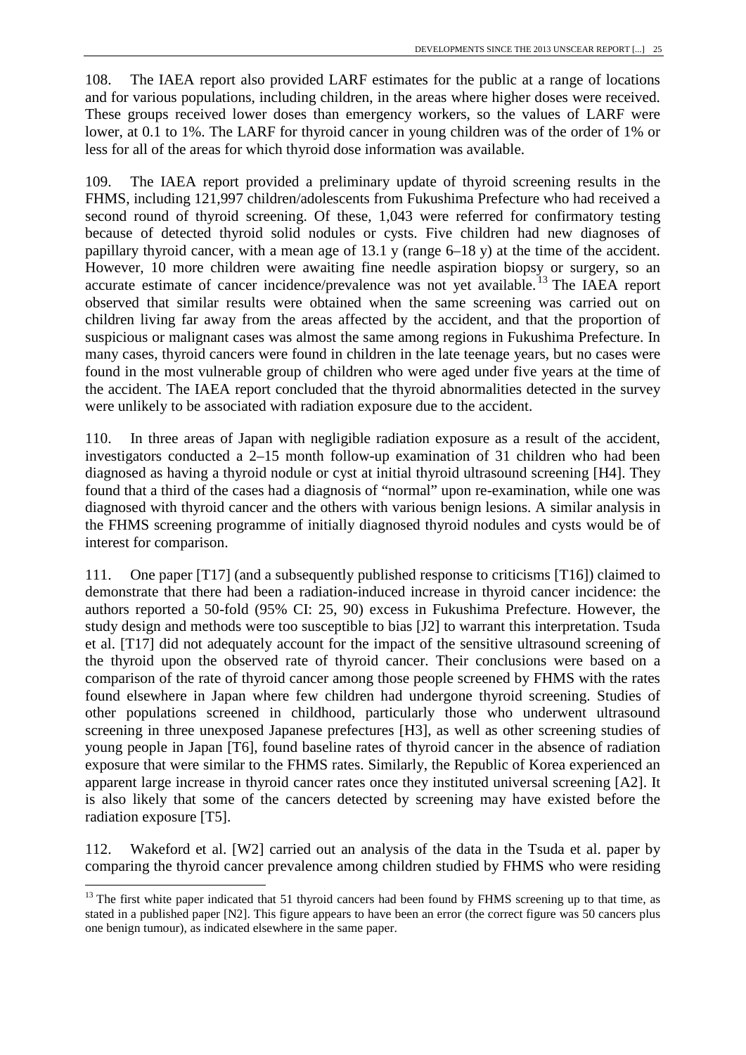108. The IAEA report also provided LARF estimates for the public at a range of locations and for various populations, including children, in the areas where higher doses were received. These groups received lower doses than emergency workers, so the values of LARF were lower, at 0.1 to 1%. The LARF for thyroid cancer in young children was of the order of 1% or less for all of the areas for which thyroid dose information was available.

109. The IAEA report provided a preliminary update of thyroid screening results in the FHMS, including 121,997 children/adolescents from Fukushima Prefecture who had received a second round of thyroid screening. Of these, 1,043 were referred for confirmatory testing because of detected thyroid solid nodules or cysts. Five children had new diagnoses of papillary thyroid cancer, with a mean age of 13.1 y (range 6–18 y) at the time of the accident. However, 10 more children were awaiting fine needle aspiration biopsy or surgery, so an accurate estimate of cancer incidence/prevalence was not yet available.[13] The IAEA report observed that similar results were obtained when the same screening was carried out on children living far away from the areas affected by the accident, and that the proportion of suspicious or malignant cases was almost the same among regions in Fukushima Prefecture. In many cases, thyroid cancers were found in children in the late teenage years, but no cases were found in the most vulnerable group of children who were aged under five years at the time of the accident. The IAEA report concluded that the thyroid abnormalities detected in the survey were unlikely to be associated with radiation exposure due to the accident.

110. In three areas of Japan with negligible radiation exposure as a result of the accident, investigators conducted a 2–15 month follow-up examination of 31 children who had been diagnosed as having a thyroid nodule or cyst at initial thyroid ultrasound screening [H4]. They found that a third of the cases had a diagnosis of "normal" upon re-examination, while one was diagnosed with thyroid cancer and the others with various benign lesions. A similar analysis in the FHMS screening programme of initially diagnosed thyroid nodules and cysts would be of interest for comparison.

111. One paper [T17] (and a subsequently published response to criticisms [T16]) claimed to demonstrate that there had been a radiation-induced increase in thyroid cancer incidence: the authors reported a 50-fold (95% CI: 25, 90) excess in Fukushima Prefecture. However, the study design and methods were too susceptible to bias [J2] to warrant this interpretation. Tsuda et al. [T17] did not adequately account for the impact of the sensitive ultrasound screening of the thyroid upon the observed rate of thyroid cancer. Their conclusions were based on a comparison of the rate of thyroid cancer among those people screened by FHMS with the rates found elsewhere in Japan where few children had undergone thyroid screening. Studies of other populations screened in childhood, particularly those who underwent ultrasound screening in three unexposed Japanese prefectures [H3], as well as other screening studies of young people in Japan [T6], found baseline rates of thyroid cancer in the absence of radiation exposure that were similar to the FHMS rates. Similarly, the Republic of Korea experienced an apparent large increase in thyroid cancer rates once they instituted universal screening [A2]. It is also likely that some of the cancers detected by screening may have existed before the radiation exposure [T5].

112. Wakeford et al. [W2] carried out an analysis of the data in the Tsuda et al. paper by comparing the thyroid cancer prevalence among children studied by FHMS who were residing

[13] The first white paper indicated that 51 thyroid cancers had been found by FHMS screening up to that time, as stated in a published paper [N2]. This figure appears to have been an error (the correct figure was 50 cancers plus one benign tumour), as indicated elsewhere in the same paper.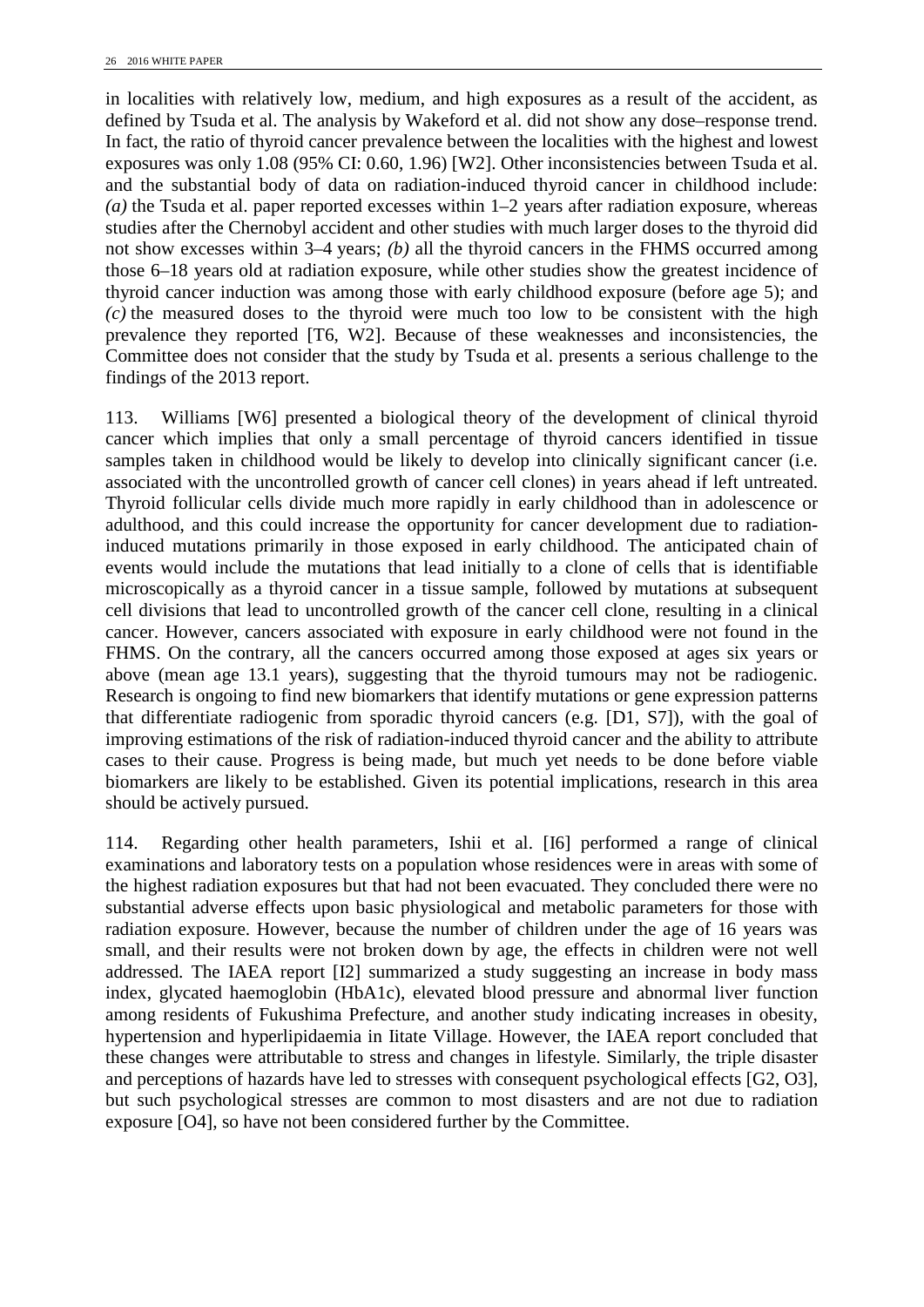in localities with relatively low, medium, and high exposures as a result of the accident, as defined by Tsuda et al. The analysis by Wakeford et al. did not show any dose–response trend. In fact, the ratio of thyroid cancer prevalence between the localities with the highest and lowest exposures was only 1.08 (95% CI: 0.60, 1.96) [W2]. Other inconsistencies between Tsuda et al. and the substantial body of data on radiation-induced thyroid cancer in childhood include: *(a)* the Tsuda et al. paper reported excesses within 1–2 years after radiation exposure, whereas studies after the Chernobyl accident and other studies with much larger doses to the thyroid did not show excesses within 3–4 years; *(b)* all the thyroid cancers in the FHMS occurred among those 6–18 years old at radiation exposure, while other studies show the greatest incidence of thyroid cancer induction was among those with early childhood exposure (before age 5); and *(c)* the measured doses to the thyroid were much too low to be consistent with the high prevalence they reported [T6, W2]. Because of these weaknesses and inconsistencies, the Committee does not consider that the study by Tsuda et al. presents a serious challenge to the findings of the 2013 report.

113. Williams [W6] presented a biological theory of the development of clinical thyroid cancer which implies that only a small percentage of thyroid cancers identified in tissue samples taken in childhood would be likely to develop into clinically significant cancer (i.e. associated with the uncontrolled growth of cancer cell clones) in years ahead if left untreated. Thyroid follicular cells divide much more rapidly in early childhood than in adolescence or adulthood, and this could increase the opportunity for cancer development due to radiation-induced mutations primarily in those exposed in early childhood. The anticipated chain of events would include the mutations that lead initially to a clone of cells that is identifiable microscopically as a thyroid cancer in a tissue sample, followed by mutations at subsequent cell divisions that lead to uncontrolled growth of the cancer cell clone, resulting in a clinical cancer. However, cancers associated with exposure in early childhood were not found in the FHMS. On the contrary, all the cancers occurred among those exposed at ages six years or above (mean age 13.1 years), suggesting that the thyroid tumours may not be radiogenic. Research is ongoing to find new biomarkers that identify mutations or gene expression patterns that differentiate radiogenic from sporadic thyroid cancers (e.g. [D1, S7]), with the goal of improving estimations of the risk of radiation-induced thyroid cancer and the ability to attribute cases to their cause. Progress is being made, but much yet needs to be done before viable biomarkers are likely to be established. Given its potential implications, research in this area should be actively pursued.

114. Regarding other health parameters, Ishii et al. [I6] performed a range of clinical examinations and laboratory tests on a population whose residences were in areas with some of the highest radiation exposures but that had not been evacuated. They concluded there were no substantial adverse effects upon basic physiological and metabolic parameters for those with radiation exposure. However, because the number of children under the age of 16 years was small, and their results were not broken down by age, the effects in children were not well addressed. The IAEA report [I2] summarized a study suggesting an increase in body mass index, glycated haemoglobin (HbA1c), elevated blood pressure and abnormal liver function among residents of Fukushima Prefecture, and another study indicating increases in obesity, hypertension and hyperlipidaemia in Iitate Village. However, the IAEA report concluded that these changes were attributable to stress and changes in lifestyle. Similarly, the triple disaster and perceptions of hazards have led to stresses with consequent psychological effects [G2, O3], but such psychological stresses are common to most disasters and are not due to radiation exposure [O4], so have not been considered further by the Committee.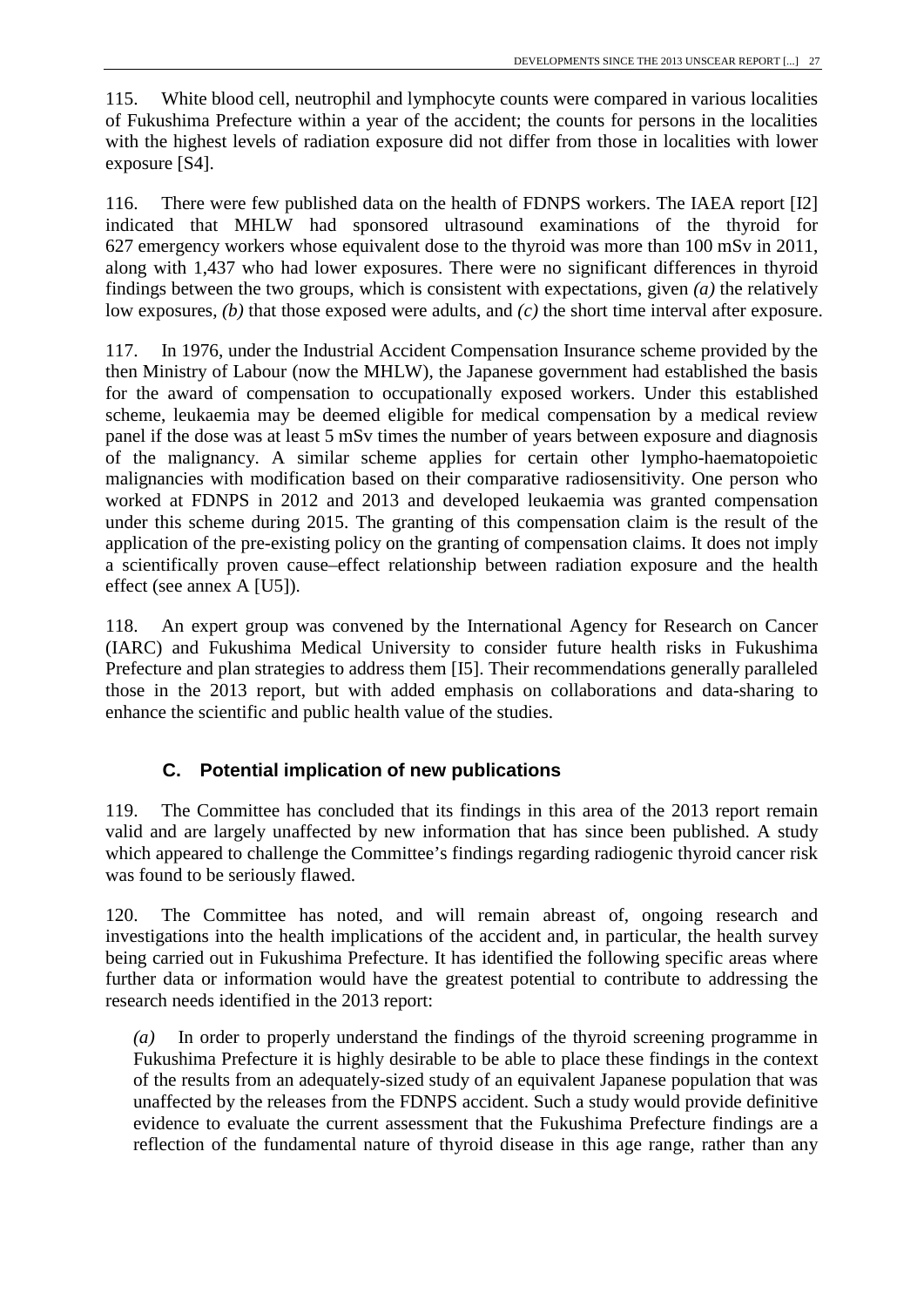115. White blood cell, neutrophil and lymphocyte counts were compared in various localities of Fukushima Prefecture within a year of the accident; the counts for persons in the localities with the highest levels of radiation exposure did not differ from those in localities with lower exposure [S4].

116. There were few published data on the health of FDNPS workers. The IAEA report [I2] indicated that MHLW had sponsored ultrasound examinations of the thyroid for 627 emergency workers whose equivalent dose to the thyroid was more than 100 mSv in 2011, along with 1,437 who had lower exposures. There were no significant differences in thyroid findings between the two groups, which is consistent with expectations, given *(a)* the relatively low exposures, *(b)* that those exposed were adults, and *(c)* the short time interval after exposure.

117. In 1976, under the Industrial Accident Compensation Insurance scheme provided by the then Ministry of Labour (now the MHLW), the Japanese government had established the basis for the award of compensation to occupationally exposed workers. Under this established scheme, leukaemia may be deemed eligible for medical compensation by a medical review panel if the dose was at least 5 mSv times the number of years between exposure and diagnosis of the malignancy. A similar scheme applies for certain other lympho-haematopoietic malignancies with modification based on their comparative radiosensitivity. One person who worked at FDNPS in 2012 and 2013 and developed leukaemia was granted compensation under this scheme during 2015. The granting of this compensation claim is the result of the application of the pre-existing policy on the granting of compensation claims. It does not imply a scientifically proven cause–effect relationship between radiation exposure and the health effect (see annex A [U5]).

118. An expert group was convened by the International Agency for Research on Cancer (IARC) and Fukushima Medical University to consider future health risks in Fukushima Prefecture and plan strategies to address them [I5]. Their recommendations generally paralleled those in the 2013 report, but with added emphasis on collaborations and data-sharing to enhance the scientific and public health value of the studies.

## C. Potential implication of new publications

119. The Committee has concluded that its findings in this area of the 2013 report remain valid and are largely unaffected by new information that has since been published. A study which appeared to challenge the Committee's findings regarding radiogenic thyroid cancer risk was found to be seriously flawed.

120. The Committee has noted, and will remain abreast of, ongoing research and investigations into the health implications of the accident and, in particular, the health survey being carried out in Fukushima Prefecture. It has identified the following specific areas where further data or information would have the greatest potential to contribute to addressing the research needs identified in the 2013 report:

*(a)* In order to properly understand the findings of the thyroid screening programme in Fukushima Prefecture it is highly desirable to be able to place these findings in the context of the results from an adequately-sized study of an equivalent Japanese population that was unaffected by the releases from the FDNPS accident. Such a study would provide definitive evidence to evaluate the current assessment that the Fukushima Prefecture findings are a reflection of the fundamental nature of thyroid disease in this age range, rather than any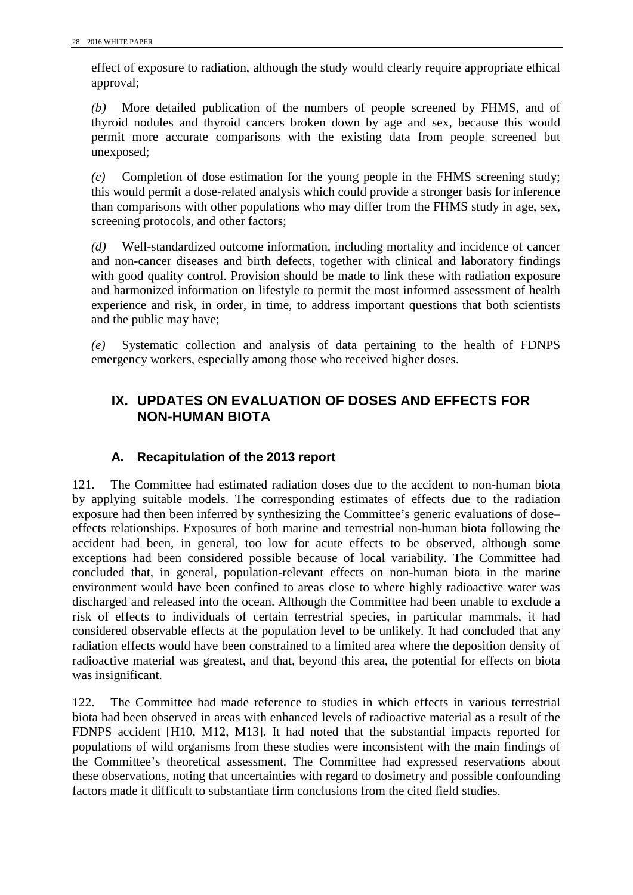effect of exposure to radiation, although the study would clearly require appropriate ethical approval;

*(b)* More detailed publication of the numbers of people screened by FHMS, and of thyroid nodules and thyroid cancers broken down by age and sex, because this would permit more accurate comparisons with the existing data from people screened but unexposed;

*(c)* Completion of dose estimation for the young people in the FHMS screening study; this would permit a dose-related analysis which could provide a stronger basis for inference than comparisons with other populations who may differ from the FHMS study in age, sex, screening protocols, and other factors;

*(d)* Well-standardized outcome information, including mortality and incidence of cancer and non-cancer diseases and birth defects, together with clinical and laboratory findings with good quality control. Provision should be made to link these with radiation exposure and harmonized information on lifestyle to permit the most informed assessment of health experience and risk, in order, in time, to address important questions that both scientists and the public may have;

*(e)* Systematic collection and analysis of data pertaining to the health of FDNPS emergency workers, especially among those who received higher doses.

# IX. UPDATES ON EVALUATION OF DOSES AND EFFECTS FOR NON-HUMAN BIOTA

## A. Recapitulation of the 2013 report

121. The Committee had estimated radiation doses due to the accident to non-human biota by applying suitable models. The corresponding estimates of effects due to the radiation exposure had then been inferred by synthesizing the Committee's generic evaluations of dose–effects relationships. Exposures of both marine and terrestrial non-human biota following the accident had been, in general, too low for acute effects to be observed, although some exceptions had been considered possible because of local variability. The Committee had concluded that, in general, population-relevant effects on non-human biota in the marine environment would have been confined to areas close to where highly radioactive water was discharged and released into the ocean. Although the Committee had been unable to exclude a risk of effects to individuals of certain terrestrial species, in particular mammals, it had considered observable effects at the population level to be unlikely. It had concluded that any radiation effects would have been constrained to a limited area where the deposition density of radioactive material was greatest, and that, beyond this area, the potential for effects on biota was insignificant.

122. The Committee had made reference to studies in which effects in various terrestrial biota had been observed in areas with enhanced levels of radioactive material as a result of the FDNPS accident [H10, M12, M13]. It had noted that the substantial impacts reported for populations of wild organisms from these studies were inconsistent with the main findings of the Committee's theoretical assessment. The Committee had expressed reservations about these observations, noting that uncertainties with regard to dosimetry and possible confounding factors made it difficult to substantiate firm conclusions from the cited field studies.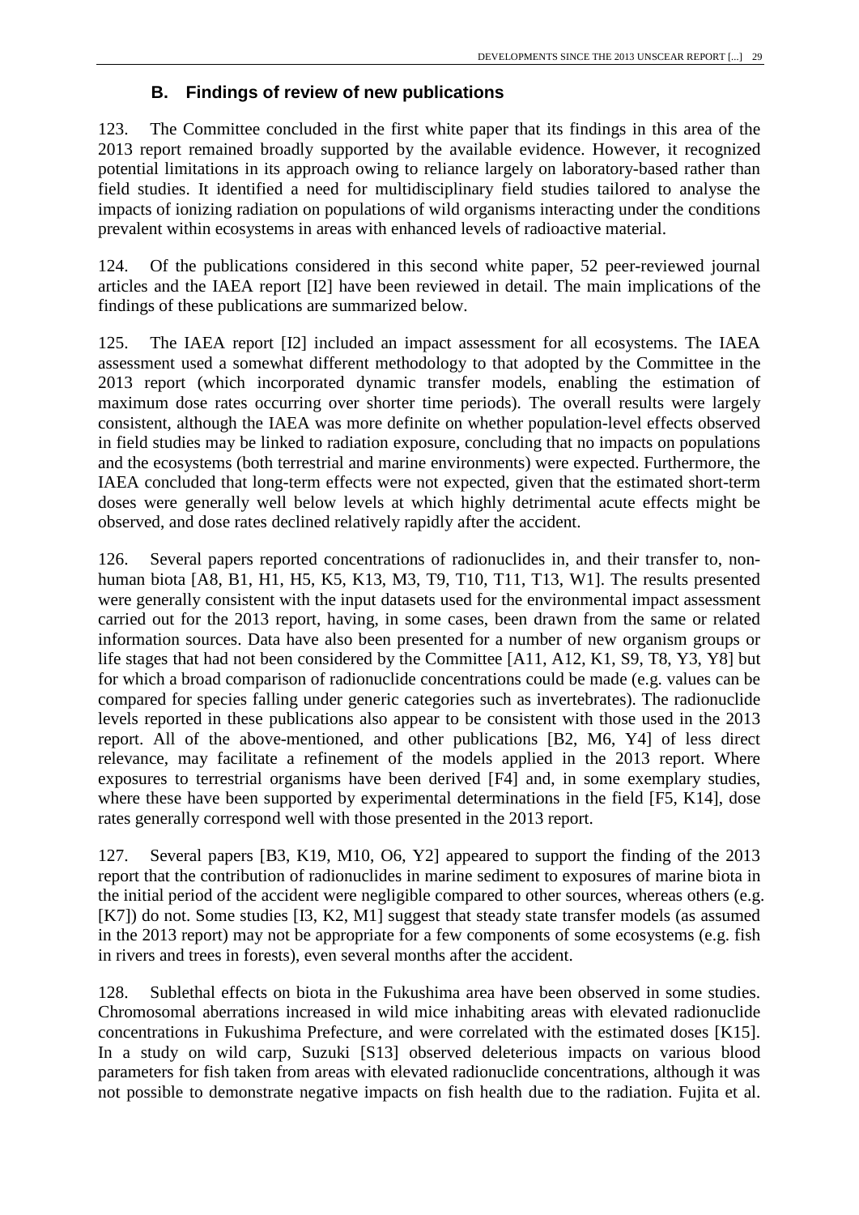## B. Findings of review of new publications

123. The Committee concluded in the first white paper that its findings in this area of the 2013 report remained broadly supported by the available evidence. However, it recognized potential limitations in its approach owing to reliance largely on laboratory-based rather than field studies. It identified a need for multidisciplinary field studies tailored to analyse the impacts of ionizing radiation on populations of wild organisms interacting under the conditions prevalent within ecosystems in areas with enhanced levels of radioactive material.

124. Of the publications considered in this second white paper, 52 peer-reviewed journal articles and the IAEA report [I2] have been reviewed in detail. The main implications of the findings of these publications are summarized below.

125. The IAEA report [I2] included an impact assessment for all ecosystems. The IAEA assessment used a somewhat different methodology to that adopted by the Committee in the 2013 report (which incorporated dynamic transfer models, enabling the estimation of maximum dose rates occurring over shorter time periods). The overall results were largely consistent, although the IAEA was more definite on whether population-level effects observed in field studies may be linked to radiation exposure, concluding that no impacts on populations and the ecosystems (both terrestrial and marine environments) were expected. Furthermore, the IAEA concluded that long-term effects were not expected, given that the estimated short-term doses were generally well below levels at which highly detrimental acute effects might be observed, and dose rates declined relatively rapidly after the accident.

126. Several papers reported concentrations of radionuclides in, and their transfer to, non-human biota [A8, B1, H1, H5, K5, K13, M3, T9, T10, T11, T13, W1]. The results presented were generally consistent with the input datasets used for the environmental impact assessment carried out for the 2013 report, having, in some cases, been drawn from the same or related information sources. Data have also been presented for a number of new organism groups or life stages that had not been considered by the Committee [A11, A12, K1, S9, T8, Y3, Y8] but for which a broad comparison of radionuclide concentrations could be made (e.g. values can be compared for species falling under generic categories such as invertebrates). The radionuclide levels reported in these publications also appear to be consistent with those used in the 2013 report. All of the above-mentioned, and other publications [B2, M6, Y4] of less direct relevance, may facilitate a refinement of the models applied in the 2013 report. Where exposures to terrestrial organisms have been derived [F4] and, in some exemplary studies, where these have been supported by experimental determinations in the field [F5, K14], dose rates generally correspond well with those presented in the 2013 report.

127. Several papers [B3, K19, M10, O6, Y2] appeared to support the finding of the 2013 report that the contribution of radionuclides in marine sediment to exposures of marine biota in the initial period of the accident were negligible compared to other sources, whereas others (e.g. [K7]) do not. Some studies [I3, K2, M1] suggest that steady state transfer models (as assumed in the 2013 report) may not be appropriate for a few components of some ecosystems (e.g. fish in rivers and trees in forests), even several months after the accident.

128. Sublethal effects on biota in the Fukushima area have been observed in some studies. Chromosomal aberrations increased in wild mice inhabiting areas with elevated radionuclide concentrations in Fukushima Prefecture, and were correlated with the estimated doses [K15]. In a study on wild carp, Suzuki [S13] observed deleterious impacts on various blood parameters for fish taken from areas with elevated radionuclide concentrations, although it was not possible to demonstrate negative impacts on fish health due to the radiation. Fujita et al.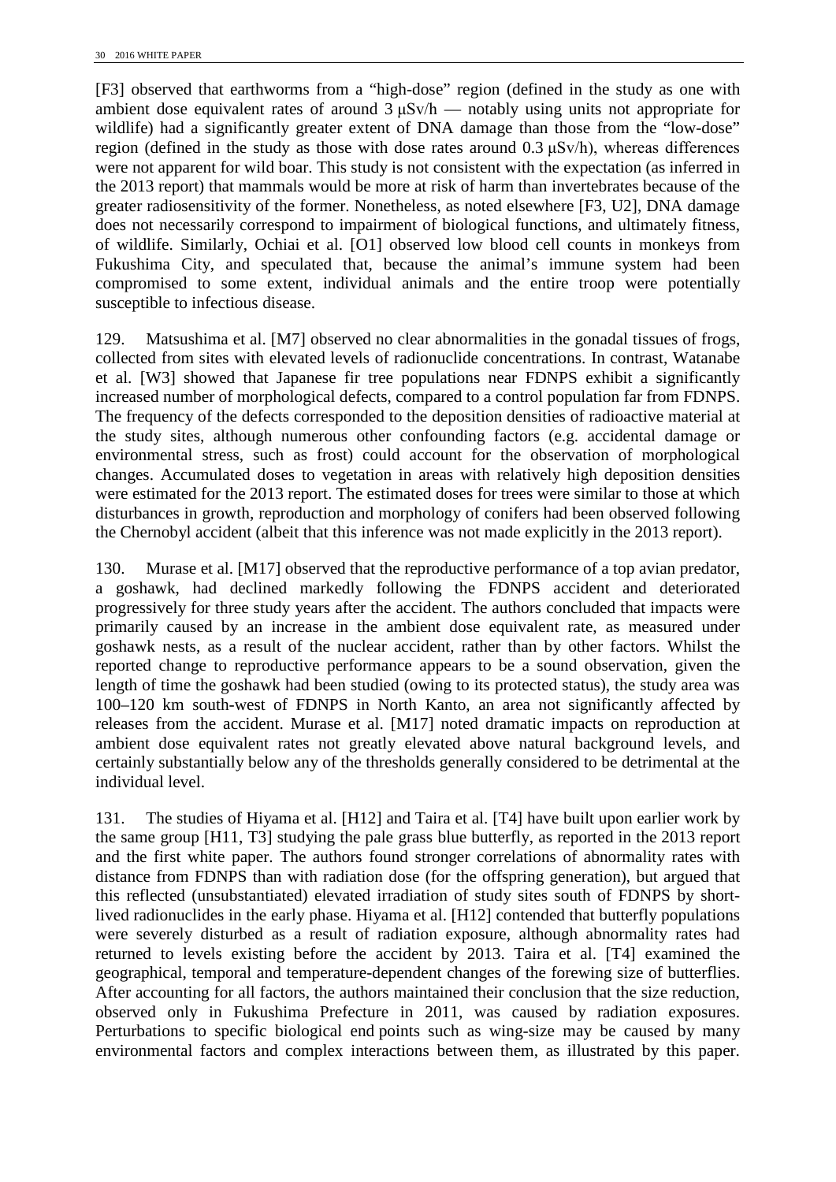[F3] observed that earthworms from a "high-dose" region (defined in the study as one with ambient dose equivalent rates of around 3 μSv/h — notably using units not appropriate for wildlife) had a significantly greater extent of DNA damage than those from the "low-dose" region (defined in the study as those with dose rates around 0.3 μSv/h), whereas differences were not apparent for wild boar. This study is not consistent with the expectation (as inferred in the 2013 report) that mammals would be more at risk of harm than invertebrates because of the greater radiosensitivity of the former. Nonetheless, as noted elsewhere [F3, U2], DNA damage does not necessarily correspond to impairment of biological functions, and ultimately fitness, of wildlife. Similarly, Ochiai et al. [O1] observed low blood cell counts in monkeys from Fukushima City, and speculated that, because the animal's immune system had been compromised to some extent, individual animals and the entire troop were potentially susceptible to infectious disease.

129. Matsushima et al. [M7] observed no clear abnormalities in the gonadal tissues of frogs, collected from sites with elevated levels of radionuclide concentrations. In contrast, Watanabe et al. [W3] showed that Japanese fir tree populations near FDNPS exhibit a significantly increased number of morphological defects, compared to a control population far from FDNPS. The frequency of the defects corresponded to the deposition densities of radioactive material at the study sites, although numerous other confounding factors (e.g. accidental damage or environmental stress, such as frost) could account for the observation of morphological changes. Accumulated doses to vegetation in areas with relatively high deposition densities were estimated for the 2013 report. The estimated doses for trees were similar to those at which disturbances in growth, reproduction and morphology of conifers had been observed following the Chernobyl accident (albeit that this inference was not made explicitly in the 2013 report).

130. Murase et al. [M17] observed that the reproductive performance of a top avian predator, a goshawk, had declined markedly following the FDNPS accident and deteriorated progressively for three study years after the accident. The authors concluded that impacts were primarily caused by an increase in the ambient dose equivalent rate, as measured under goshawk nests, as a result of the nuclear accident, rather than by other factors. Whilst the reported change to reproductive performance appears to be a sound observation, given the length of time the goshawk had been studied (owing to its protected status), the study area was 100–120 km south-west of FDNPS in North Kanto, an area not significantly affected by releases from the accident. Murase et al. [M17] noted dramatic impacts on reproduction at ambient dose equivalent rates not greatly elevated above natural background levels, and certainly substantially below any of the thresholds generally considered to be detrimental at the individual level.

131. The studies of Hiyama et al. [H12] and Taira et al. [T4] have built upon earlier work by the same group [H11, T3] studying the pale grass blue butterfly, as reported in the 2013 report and the first white paper. The authors found stronger correlations of abnormality rates with distance from FDNPS than with radiation dose (for the offspring generation), but argued that this reflected (unsubstantiated) elevated irradiation of study sites south of FDNPS by short-lived radionuclides in the early phase. Hiyama et al. [H12] contended that butterfly populations were severely disturbed as a result of radiation exposure, although abnormality rates had returned to levels existing before the accident by 2013. Taira et al. [T4] examined the geographical, temporal and temperature-dependent changes of the forewing size of butterflies. After accounting for all factors, the authors maintained their conclusion that the size reduction, observed only in Fukushima Prefecture in 2011, was caused by radiation exposures. Perturbations to specific biological end points such as wing-size may be caused by many environmental factors and complex interactions between them, as illustrated by this paper.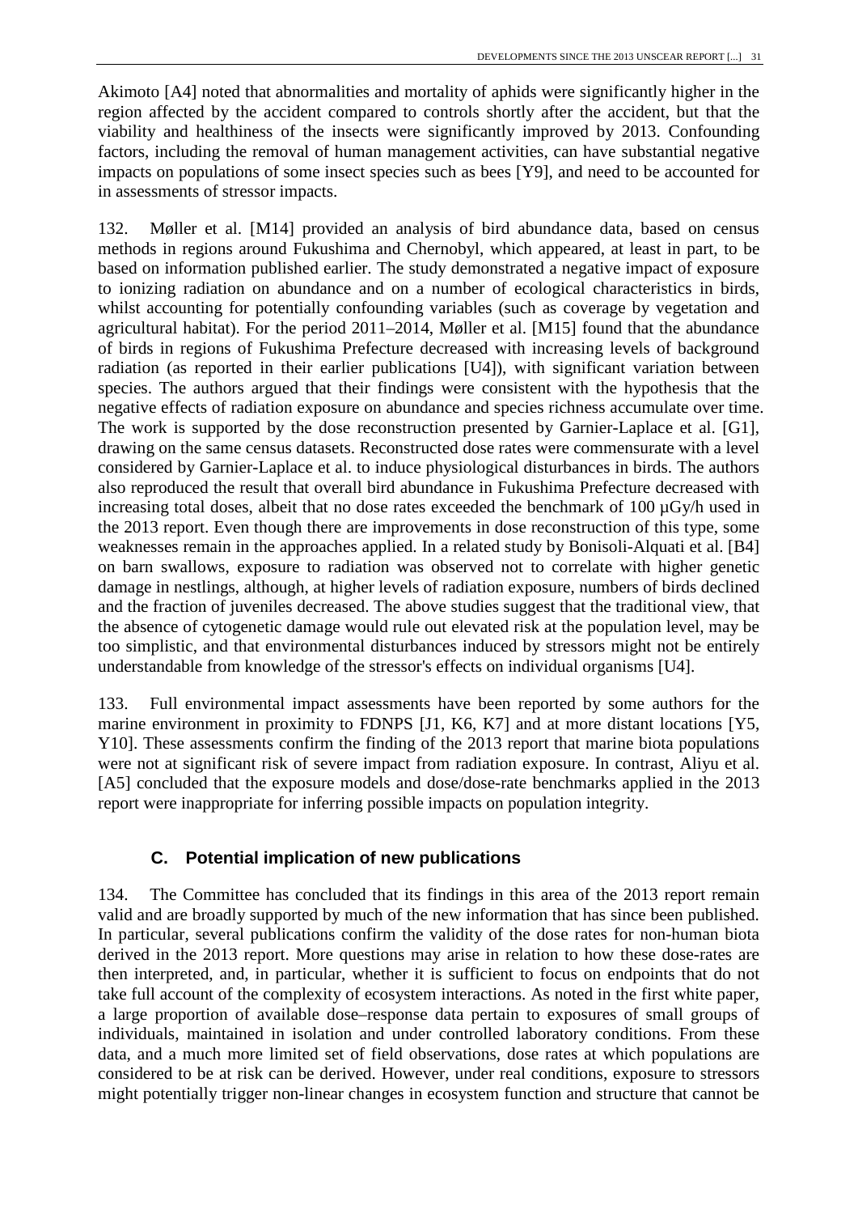Akimoto [A4] noted that abnormalities and mortality of aphids were significantly higher in the region affected by the accident compared to controls shortly after the accident, but that the viability and healthiness of the insects were significantly improved by 2013. Confounding factors, including the removal of human management activities, can have substantial negative impacts on populations of some insect species such as bees [Y9], and need to be accounted for in assessments of stressor impacts.

132. Møller et al. [M14] provided an analysis of bird abundance data, based on census methods in regions around Fukushima and Chernobyl, which appeared, at least in part, to be based on information published earlier. The study demonstrated a negative impact of exposure to ionizing radiation on abundance and on a number of ecological characteristics in birds, whilst accounting for potentially confounding variables (such as coverage by vegetation and agricultural habitat). For the period 2011–2014, Møller et al. [M15] found that the abundance of birds in regions of Fukushima Prefecture decreased with increasing levels of background radiation (as reported in their earlier publications [U4]), with significant variation between species. The authors argued that their findings were consistent with the hypothesis that the negative effects of radiation exposure on abundance and species richness accumulate over time. The work is supported by the dose reconstruction presented by Garnier-Laplace et al. [G1], drawing on the same census datasets. Reconstructed dose rates were commensurate with a level considered by Garnier-Laplace et al. to induce physiological disturbances in birds. The authors also reproduced the result that overall bird abundance in Fukushima Prefecture decreased with increasing total doses, albeit that no dose rates exceeded the benchmark of 100 µGy/h used in the 2013 report. Even though there are improvements in dose reconstruction of this type, some weaknesses remain in the approaches applied. In a related study by Bonisoli-Alquati et al. [B4] on barn swallows, exposure to radiation was observed not to correlate with higher genetic damage in nestlings, although, at higher levels of radiation exposure, numbers of birds declined and the fraction of juveniles decreased. The above studies suggest that the traditional view, that the absence of cytogenetic damage would rule out elevated risk at the population level, may be too simplistic, and that environmental disturbances induced by stressors might not be entirely understandable from knowledge of the stressor's effects on individual organisms [U4].

133. Full environmental impact assessments have been reported by some authors for the marine environment in proximity to FDNPS [J1, K6, K7] and at more distant locations [Y5, Y10]. These assessments confirm the finding of the 2013 report that marine biota populations were not at significant risk of severe impact from radiation exposure. In contrast, Aliyu et al. [A5] concluded that the exposure models and dose/dose-rate benchmarks applied in the 2013 report were inappropriate for inferring possible impacts on population integrity.

### C. Potential implication of new publications

134. The Committee has concluded that its findings in this area of the 2013 report remain valid and are broadly supported by much of the new information that has since been published. In particular, several publications confirm the validity of the dose rates for non-human biota derived in the 2013 report. More questions may arise in relation to how these dose-rates are then interpreted, and, in particular, whether it is sufficient to focus on endpoints that do not take full account of the complexity of ecosystem interactions. As noted in the first white paper, a large proportion of available dose–response data pertain to exposures of small groups of individuals, maintained in isolation and under controlled laboratory conditions. From these data, and a much more limited set of field observations, dose rates at which populations are considered to be at risk can be derived. However, under real conditions, exposure to stressors might potentially trigger non-linear changes in ecosystem function and structure that cannot be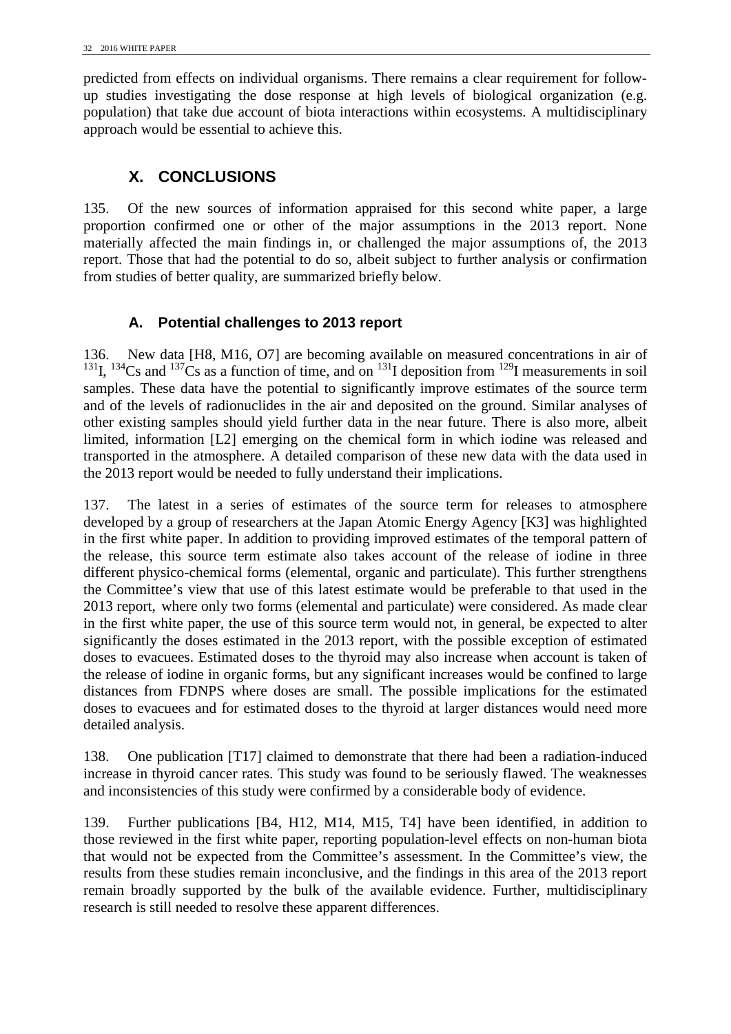predicted from effects on individual organisms. There remains a clear requirement for follow-up studies investigating the dose response at high levels of biological organization (e.g. population) that take due account of biota interactions within ecosystems. A multidisciplinary approach would be essential to achieve this.

## X. CONCLUSIONS

135. Of the new sources of information appraised for this second white paper, a large proportion confirmed one or other of the major assumptions in the 2013 report. None materially affected the main findings in, or challenged the major assumptions of, the 2013 report. Those that had the potential to do so, albeit subject to further analysis or confirmation from studies of better quality, are summarized briefly below.

### A. Potential challenges to 2013 report

136. New data [H8, M16, O7] are becoming available on measured concentrations in air of $^{131}$I, $^{134}$Cs and $^{137}$Cs as a function of time, and on $^{131}$I deposition from $^{129}$I measurements in soil samples. These data have the potential to significantly improve estimates of the source term and of the levels of radionuclides in the air and deposited on the ground. Similar analyses of other existing samples should yield further data in the near future. There is also more, albeit limited, information [L2] emerging on the chemical form in which iodine was released and transported in the atmosphere. A detailed comparison of these new data with the data used in the 2013 report would be needed to fully understand their implications.

137. The latest in a series of estimates of the source term for releases to atmosphere developed by a group of researchers at the Japan Atomic Energy Agency [K3] was highlighted in the first white paper. In addition to providing improved estimates of the temporal pattern of the release, this source term estimate also takes account of the release of iodine in three different physico-chemical forms (elemental, organic and particulate). This further strengthens the Committee's view that use of this latest estimate would be preferable to that used in the 2013 report, where only two forms (elemental and particulate) were considered. As made clear in the first white paper, the use of this source term would not, in general, be expected to alter significantly the doses estimated in the 2013 report, with the possible exception of estimated doses to evacuees. Estimated doses to the thyroid may also increase when account is taken of the release of iodine in organic forms, but any significant increases would be confined to large distances from FDNPS where doses are small. The possible implications for the estimated doses to evacuees and for estimated doses to the thyroid at larger distances would need more detailed analysis.

138. One publication [T17] claimed to demonstrate that there had been a radiation-induced increase in thyroid cancer rates. This study was found to be seriously flawed. The weaknesses and inconsistencies of this study were confirmed by a considerable body of evidence.

139. Further publications [B4, H12, M14, M15, T4] have been identified, in addition to those reviewed in the first white paper, reporting population-level effects on non-human biota that would not be expected from the Committee's assessment. In the Committee's view, the results from these studies remain inconclusive, and the findings in this area of the 2013 report remain broadly supported by the bulk of the available evidence. Further, multidisciplinary research is still needed to resolve these apparent differences.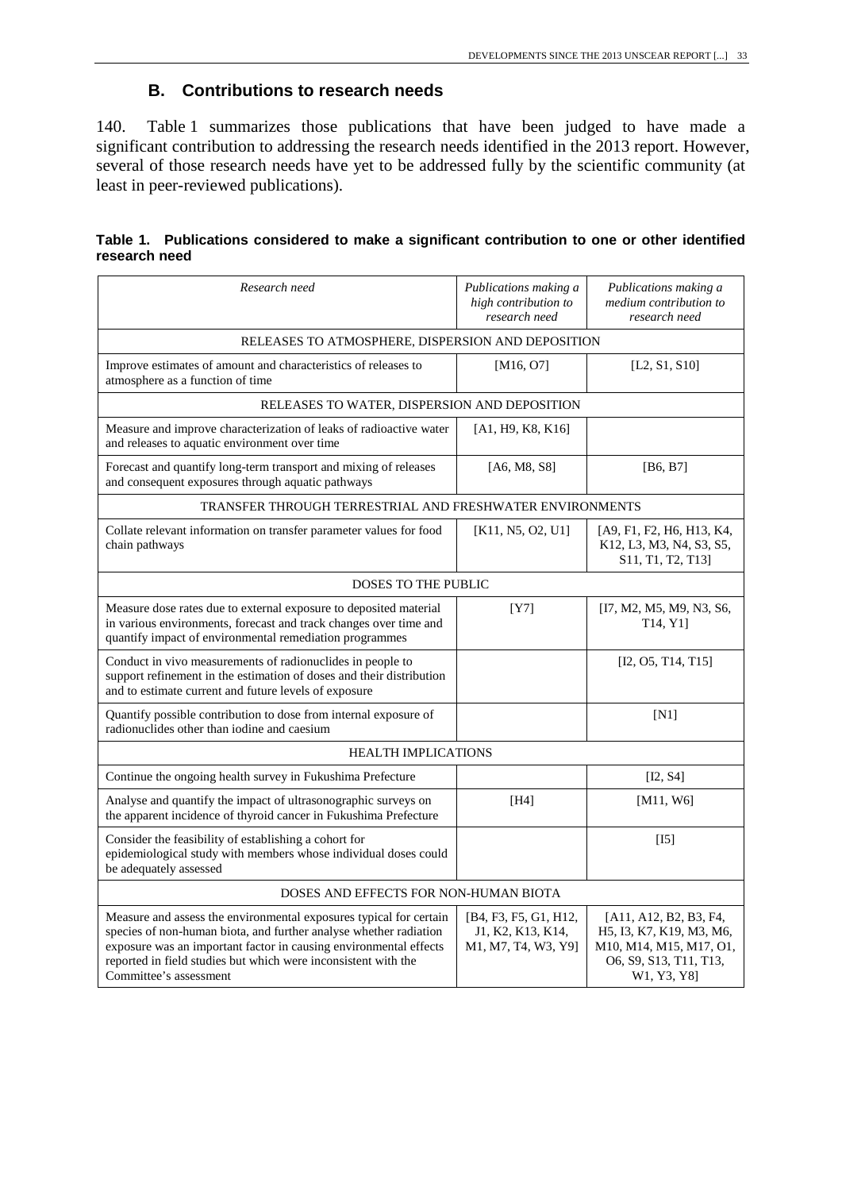## B. Contributions to research needs

140. Table 1 summarizes those publications that have been judged to have made a significant contribution to addressing the research needs identified in the 2013 report. However, several of those research needs have yet to be addressed fully by the scientific community (at least in peer-reviewed publications).

**Table 1. Publications considered to make a significant contribution to one or other identified research need**

| *Research need* | *Publications making a high contribution to research need* | *Publications making a medium contribution to research need* |
|---|---|---|
| RELEASES TO ATMOSPHERE, DISPERSION AND DEPOSITION | | |
| Improve estimates of amount and characteristics of releases to atmosphere as a function of time | [M16, O7] | [L2, S1, S10] |
| RELEASES TO WATER, DISPERSION AND DEPOSITION | | |
| Measure and improve characterization of leaks of radioactive water and releases to aquatic environment over time | [A1, H9, K8, K16] | |
| Forecast and quantify long-term transport and mixing of releases and consequent exposures through aquatic pathways | [A6, M8, S8] | [B6, B7] |
| TRANSFER THROUGH TERRESTRIAL AND FRESHWATER ENVIRONMENTS | | |
| Collate relevant information on transfer parameter values for food chain pathways | [K11, N5, O2, U1] | [A9, F1, F2, H6, H13, K4, K12, L3, M3, N4, S3, S5, S11, T1, T2, T13] |
| DOSES TO THE PUBLIC | | |
| Measure dose rates due to external exposure to deposited material in various environments, forecast and track changes over time and quantify impact of environmental remediation programmes | [Y7] | [I7, M2, M5, M9, N3, S6, T14, Y1] |
| Conduct in vivo measurements of radionuclides in people to support refinement in the estimation of doses and their distribution and to estimate current and future levels of exposure | | [I2, O5, T14, T15] |
| Quantify possible contribution to dose from internal exposure of radionuclides other than iodine and caesium | | [N1] |
| HEALTH IMPLICATIONS | | |
| Continue the ongoing health survey in Fukushima Prefecture | | [I2, S4] |
| Analyse and quantify the impact of ultrasonographic surveys on the apparent incidence of thyroid cancer in Fukushima Prefecture | [H4] | [M11, W6] |
| Consider the feasibility of establishing a cohort for epidemiological study with members whose individual doses could be adequately assessed | | [I5] |
| DOSES AND EFFECTS FOR NON-HUMAN BIOTA | | |
| Measure and assess the environmental exposures typical for certain species of non-human biota, and further analyse whether radiation exposure was an important factor in causing environmental effects reported in field studies but which were inconsistent with the Committee's assessment | [B4, F3, F5, G1, H12, J1, K2, K13, K14, M1, M7, T4, W3, Y9] | [A11, A12, B2, B3, F4, H5, I3, K7, K19, M3, M6, M10, M14, M15, M17, O1, O6, S9, S13, T11, T13, W1, Y3, Y8] |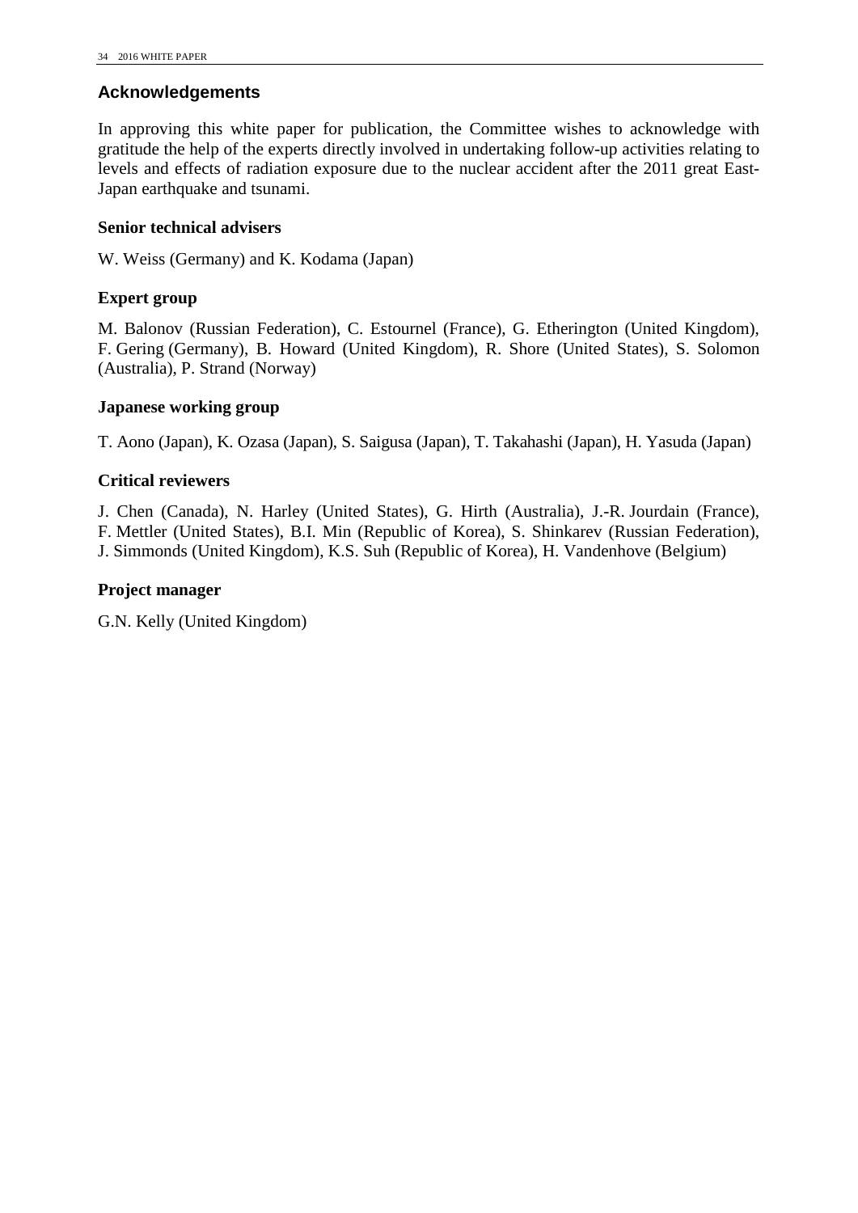## Acknowledgements

In approving this white paper for publication, the Committee wishes to acknowledge with gratitude the help of the experts directly involved in undertaking follow-up activities relating to levels and effects of radiation exposure due to the nuclear accident after the 2011 great East-Japan earthquake and tsunami.

### Senior technical advisers

W. Weiss (Germany) and K. Kodama (Japan)

### Expert group

M. Balonov (Russian Federation), C. Estournel (France), G. Etherington (United Kingdom), F. Gering (Germany), B. Howard (United Kingdom), R. Shore (United States), S. Solomon (Australia), P. Strand (Norway)

### Japanese working group

T. Aono (Japan), K. Ozasa (Japan), S. Saigusa (Japan), T. Takahashi (Japan), H. Yasuda (Japan)

### Critical reviewers

J. Chen (Canada), N. Harley (United States), G. Hirth (Australia), J.-R. Jourdain (France), F. Mettler (United States), B.I. Min (Republic of Korea), S. Shinkarev (Russian Federation), J. Simmonds (United Kingdom), K.S. Suh (Republic of Korea), H. Vandenhove (Belgium)

### Project manager

G.N. Kelly (United Kingdom)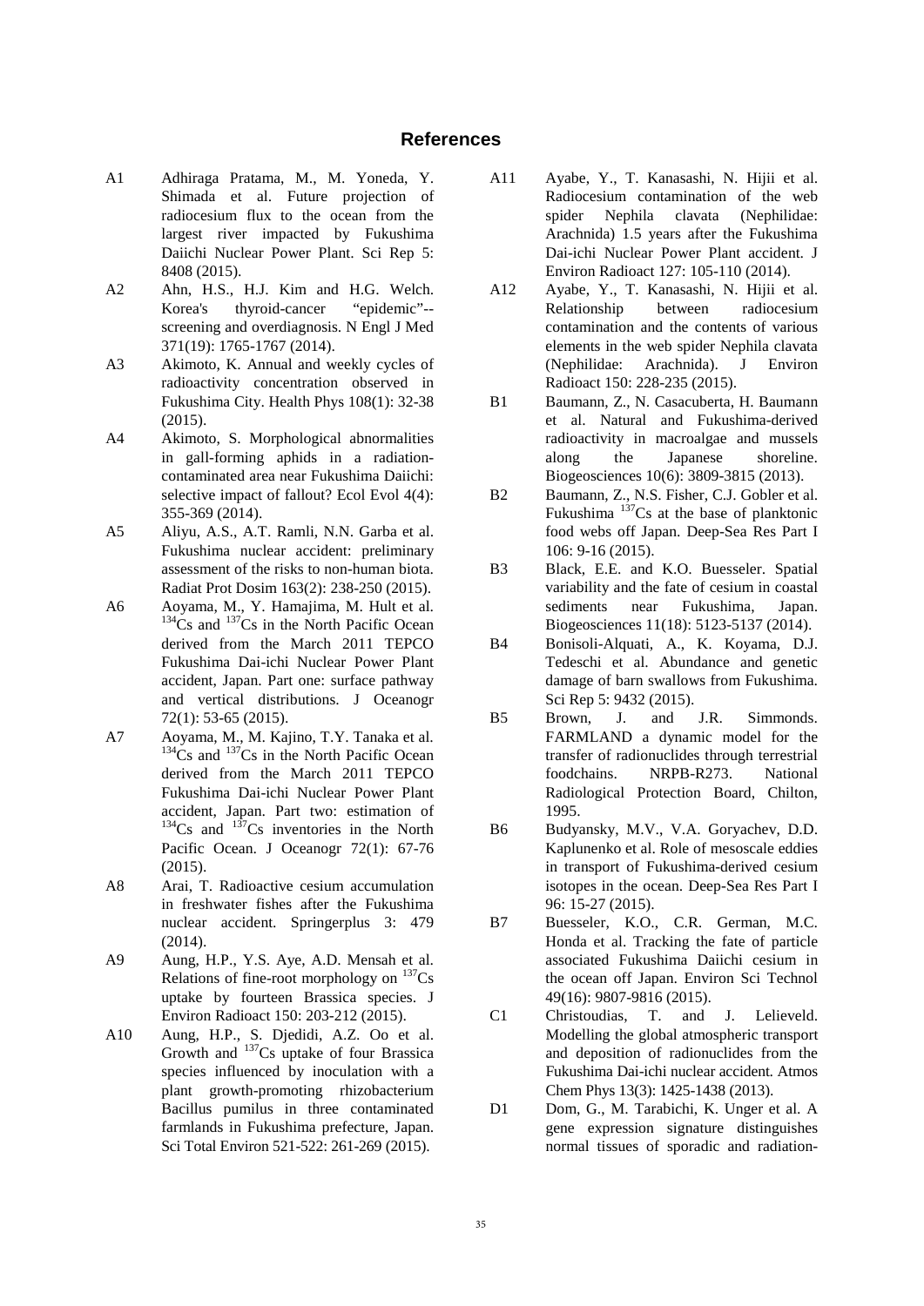## References

A1 Adhiraga Pratama, M., M. Yoneda, Y. Shimada et al. Future projection of radiocesium flux to the ocean from the largest river impacted by Fukushima Daiichi Nuclear Power Plant. Sci Rep 5: 8408 (2015).

A2 Ahn, H.S., H.J. Kim and H.G. Welch. Korea's thyroid-cancer "epidemic"--screening and overdiagnosis. N Engl J Med 371(19): 1765-1767 (2014).

A3 Akimoto, K. Annual and weekly cycles of radioactivity concentration observed in Fukushima City. Health Phys 108(1): 32-38 (2015).

A4 Akimoto, S. Morphological abnormalities in gall-forming aphids in a radiation-contaminated area near Fukushima Daiichi: selective impact of fallout? Ecol Evol 4(4): 355-369 (2014).

A5 Aliyu, A.S., A.T. Ramli, N.N. Garba et al. Fukushima nuclear accident: preliminary assessment of the risks to non-human biota. Radiat Prot Dosim 163(2): 238-250 (2015).

A6 Aoyama, M., Y. Hamajima, M. Hult et al. $^{134}Cs$ and $^{137}Cs$ in the North Pacific Ocean derived from the March 2011 TEPCO Fukushima Dai-ichi Nuclear Power Plant accident, Japan. Part one: surface pathway and vertical distributions. J Oceanogr 72(1): 53-65 (2015).

A7 Aoyama, M., M. Kajino, T.Y. Tanaka et al. $^{134}Cs$ and $^{137}Cs$ in the North Pacific Ocean derived from the March 2011 TEPCO Fukushima Dai-ichi Nuclear Power Plant accident, Japan. Part two: estimation of $^{134}Cs$ and $^{137}Cs$ inventories in the North Pacific Ocean. J Oceanogr 72(1): 67-76 (2015).

A8 Arai, T. Radioactive cesium accumulation in freshwater fishes after the Fukushima nuclear accident. Springerplus 3: 479 (2014).

A9 Aung, H.P., Y.S. Aye, A.D. Mensah et al. Relations of fine-root morphology on $^{137}Cs$ uptake by fourteen Brassica species. J Environ Radioact 150: 203-212 (2015).

A10 Aung, H.P., S. Djedidi, A.Z. Oo et al. Growth and $^{137}Cs$ uptake of four Brassica species influenced by inoculation with a plant growth-promoting rhizobacterium Bacillus pumilus in three contaminated farmlands in Fukushima prefecture, Japan. Sci Total Environ 521-522: 261-269 (2015).

A11 Ayabe, Y., T. Kanasashi, N. Hijii et al. Radiocesium contamination of the web spider Nephila clavata (Nephilidae: Arachnida) 1.5 years after the Fukushima Dai-ichi Nuclear Power Plant accident. J Environ Radioact 127: 105-110 (2014).

A12 Ayabe, Y., T. Kanasashi, N. Hijii et al. Relationship between radiocesium contamination and the contents of various elements in the web spider Nephila clavata (Nephilidae: Arachnida). J Environ Radioact 150: 228-235 (2015).

B1 Baumann, Z., N. Casacuberta, H. Baumann et al. Natural and Fukushima-derived radioactivity in macroalgae and mussels along the Japanese shoreline. Biogeosciences 10(6): 3809-3815 (2013).

B2 Baumann, Z., N.S. Fisher, C.J. Gobler et al. Fukushima $^{137}Cs$ at the base of planktonic food webs off Japan. Deep-Sea Res Part I 106: 9-16 (2015).

B3 Black, E.E. and K.O. Buesseler. Spatial variability and the fate of cesium in coastal sediments near Fukushima, Japan. Biogeosciences 11(18): 5123-5137 (2014).

B4 Bonisoli-Alquati, A., K. Koyama, D.J. Tedeschi et al. Abundance and genetic damage of barn swallows from Fukushima. Sci Rep 5: 9432 (2015).

B5 Brown, J. and J.R. Simmonds. FARMLAND a dynamic model for the transfer of radionuclides through terrestrial foodchains. NRPB-R273. National Radiological Protection Board, Chilton, 1995.

B6 Budyansky, M.V., V.A. Goryachev, D.D. Kaplunenko et al. Role of mesoscale eddies in transport of Fukushima-derived cesium isotopes in the ocean. Deep-Sea Res Part I 96: 15-27 (2015).

B7 Buesseler, K.O., C.R. German, M.C. Honda et al. Tracking the fate of particle associated Fukushima Daiichi cesium in the ocean off Japan. Environ Sci Technol 49(16): 9807-9816 (2015).

C1 Christoudias, T. and J. Lelieveld. Modelling the global atmospheric transport and deposition of radionuclides from the Fukushima Dai-ichi nuclear accident. Atmos Chem Phys 13(3): 1425-1438 (2013).

D1 Dom, G., M. Tarabichi, K. Unger et al. A gene expression signature distinguishes normal tissues of sporadic and radiation-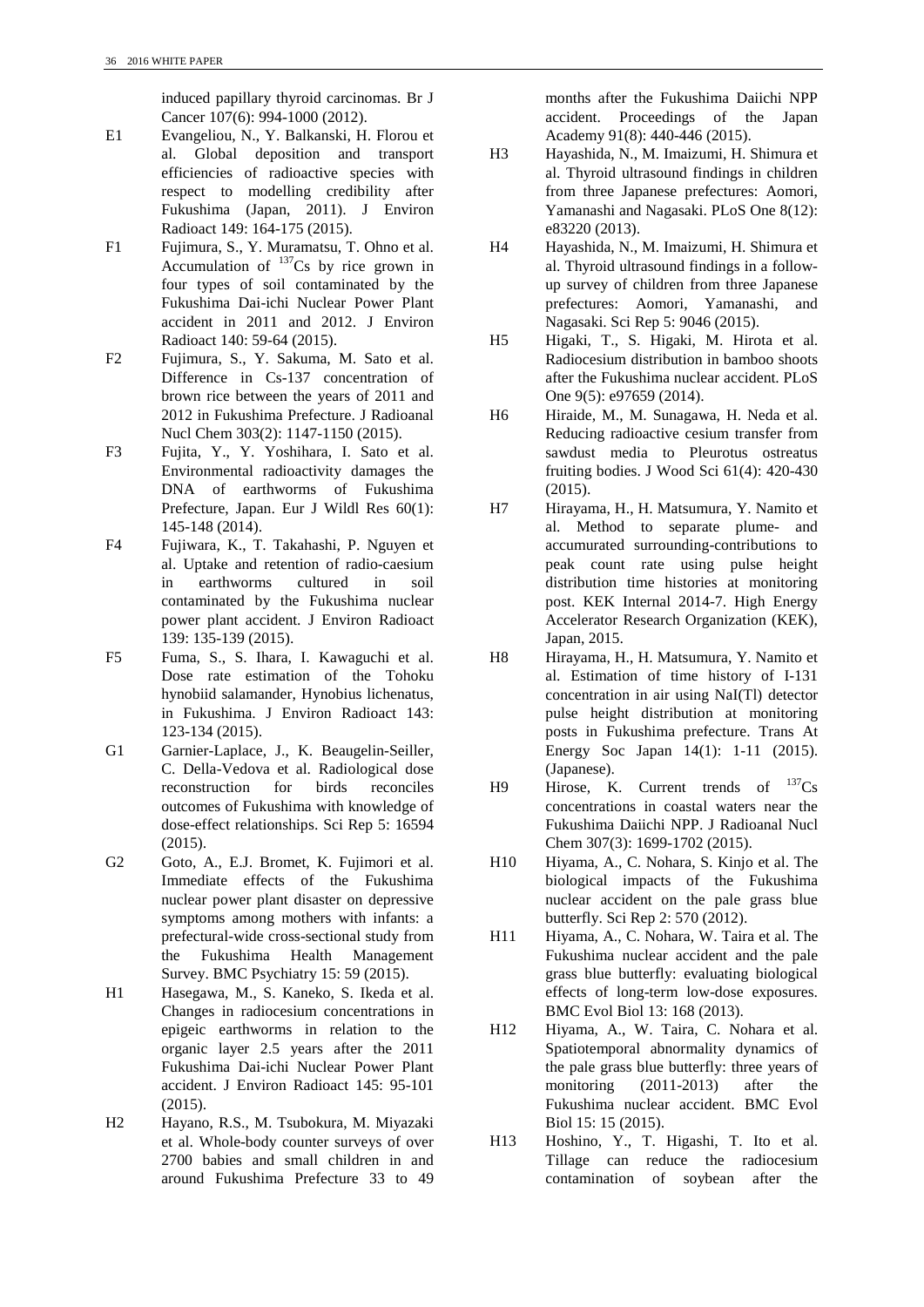induced papillary thyroid carcinomas. Br J Cancer 107(6): 994-1000 (2012).

E1 Evangeliou, N., Y. Balkanski, H. Florou et al. Global deposition and transport efficiencies of radioactive species with respect to modelling credibility after Fukushima (Japan, 2011). J Environ Radioact 149: 164-175 (2015).

F1 Fujimura, S., Y. Muramatsu, T. Ohno et al. Accumulation of $^{137}$Cs by rice grown in four types of soil contaminated by the Fukushima Dai-ichi Nuclear Power Plant accident in 2011 and 2012. J Environ Radioact 140: 59-64 (2015).

F2 Fujimura, S., Y. Sakuma, M. Sato et al. Difference in Cs-137 concentration of brown rice between the years of 2011 and 2012 in Fukushima Prefecture. J Radioanal Nucl Chem 303(2): 1147-1150 (2015).

F3 Fujita, Y., Y. Yoshihara, I. Sato et al. Environmental radioactivity damages the DNA of earthworms of Fukushima Prefecture, Japan. Eur J Wildl Res 60(1): 145-148 (2014).

F4 Fujiwara, K., T. Takahashi, P. Nguyen et al. Uptake and retention of radio-caesium in earthworms cultured in soil contaminated by the Fukushima nuclear power plant accident. J Environ Radioact 139: 135-139 (2015).

F5 Fuma, S., S. Ihara, I. Kawaguchi et al. Dose rate estimation of the Tohoku hynobiid salamander, Hynobius lichenatus, in Fukushima. J Environ Radioact 143: 123-134 (2015).

G1 Garnier-Laplace, J., K. Beaugelin-Seiller, C. Della-Vedova et al. Radiological dose reconstruction for birds reconciles outcomes of Fukushima with knowledge of dose-effect relationships. Sci Rep 5: 16594 (2015).

G2 Goto, A., E.J. Bromet, K. Fujimori et al. Immediate effects of the Fukushima nuclear power plant disaster on depressive symptoms among mothers with infants: a prefectural-wide cross-sectional study from the Fukushima Health Management Survey. BMC Psychiatry 15: 59 (2015).

H1 Hasegawa, M., S. Kaneko, S. Ikeda et al. Changes in radiocesium concentrations in epigeic earthworms in relation to the organic layer 2.5 years after the 2011 Fukushima Dai-ichi Nuclear Power Plant accident. J Environ Radioact 145: 95-101 (2015).

H2 Hayano, R.S., M. Tsubokura, M. Miyazaki et al. Whole-body counter surveys of over 2700 babies and small children in and around Fukushima Prefecture 33 to 49 months after the Fukushima Daiichi NPP accident. Proceedings of the Japan Academy 91(8): 440-446 (2015).

H3 Hayashida, N., M. Imaizumi, H. Shimura et al. Thyroid ultrasound findings in children from three Japanese prefectures: Aomori, Yamanashi and Nagasaki. PLoS One 8(12): e83220 (2013).

H4 Hayashida, N., M. Imaizumi, H. Shimura et al. Thyroid ultrasound findings in a follow-up survey of children from three Japanese prefectures: Aomori, Yamanashi, and Nagasaki. Sci Rep 5: 9046 (2015).

H5 Higaki, T., S. Higaki, M. Hirota et al. Radiocesium distribution in bamboo shoots after the Fukushima nuclear accident. PLoS One 9(5): e97659 (2014).

H6 Hiraide, M., M. Sunagawa, H. Neda et al. Reducing radioactive cesium transfer from sawdust media to Pleurotus ostreatus fruiting bodies. J Wood Sci 61(4): 420-430 (2015).

H7 Hirayama, H., H. Matsumura, Y. Namito et al. Method to separate plume- and accumurated surrounding-contributions to peak count rate using pulse height distribution time histories at monitoring post. KEK Internal 2014-7. High Energy Accelerator Research Organization (KEK), Japan, 2015.

H8 Hirayama, H., H. Matsumura, Y. Namito et al. Estimation of time history of I-131 concentration in air using NaI(Tl) detector pulse height distribution at monitoring posts in Fukushima prefecture. Trans At Energy Soc Japan 14(1): 1-11 (2015). (Japanese).

H9 Hirose, K. Current trends of $^{137}$Cs concentrations in coastal waters near the Fukushima Daiichi NPP. J Radioanal Nucl Chem 307(3): 1699-1702 (2015).

H10 Hiyama, A., C. Nohara, S. Kinjo et al. The biological impacts of the Fukushima nuclear accident on the pale grass blue butterfly. Sci Rep 2: 570 (2012).

H11 Hiyama, A., C. Nohara, W. Taira et al. The Fukushima nuclear accident and the pale grass blue butterfly: evaluating biological effects of long-term low-dose exposures. BMC Evol Biol 13: 168 (2013).

H12 Hiyama, A., W. Taira, C. Nohara et al. Spatiotemporal abnormality dynamics of the pale grass blue butterfly: three years of monitoring (2011-2013) after the Fukushima nuclear accident. BMC Evol Biol 15: 15 (2015).

H13 Hoshino, Y., T. Higashi, T. Ito et al. Tillage can reduce the radiocesium contamination of soybean after the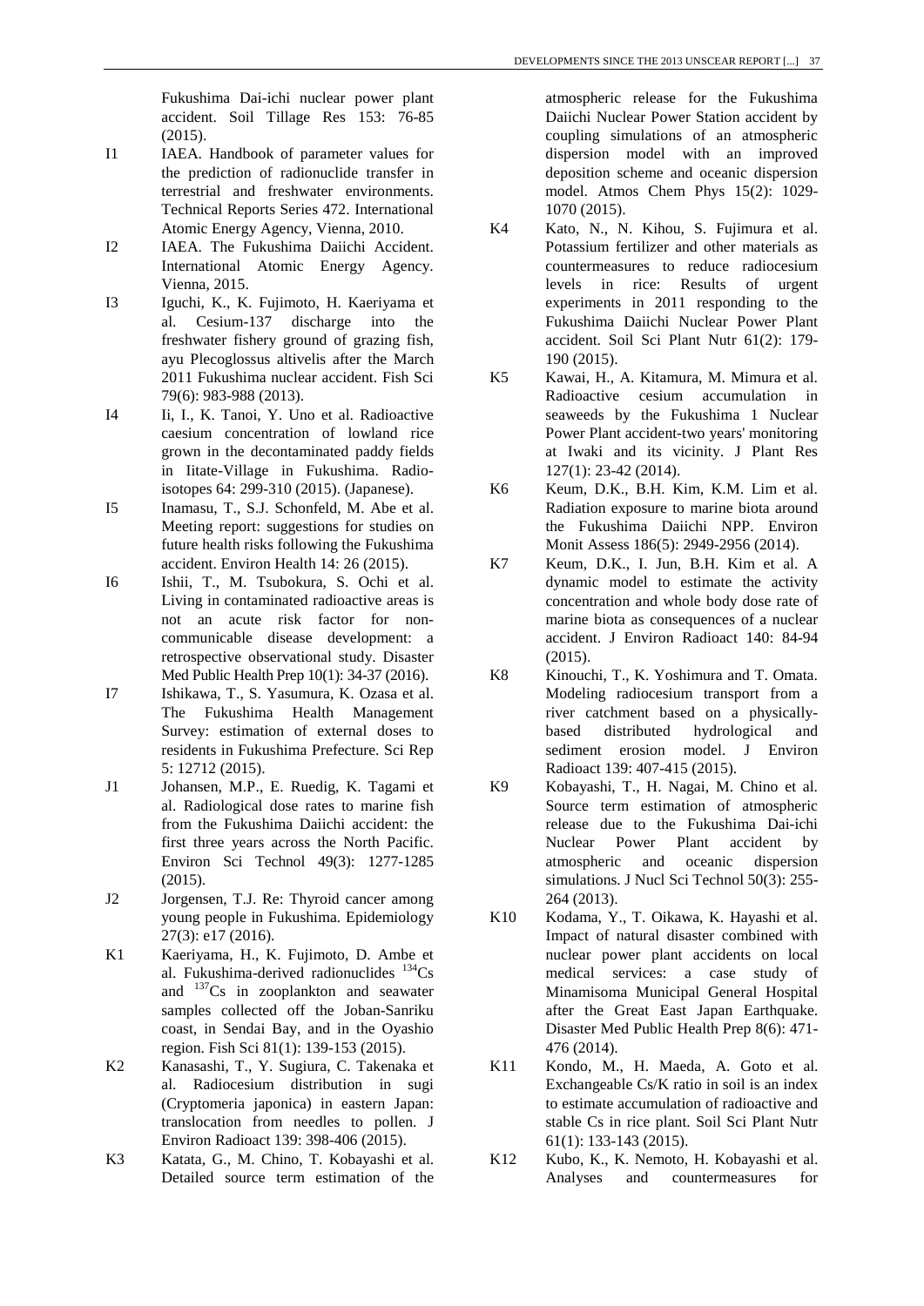Fukushima Dai-ichi nuclear power plant accident. Soil Tillage Res 153: 76-85 (2015).

I1 IAEA. Handbook of parameter values for the prediction of radionuclide transfer in terrestrial and freshwater environments. Technical Reports Series 472. International Atomic Energy Agency, Vienna, 2010.

I2 IAEA. The Fukushima Daiichi Accident. International Atomic Energy Agency. Vienna, 2015.

I3 Iguchi, K., K. Fujimoto, H. Kaeriyama et al. Cesium-137 discharge into the freshwater fishery ground of grazing fish, ayu Plecoglossus altivelis after the March 2011 Fukushima nuclear accident. Fish Sci 79(6): 983-988 (2013).

I4 Ii, I., K. Tanoi, Y. Uno et al. Radioactive caesium concentration of lowland rice grown in the decontaminated paddy fields in Iitate-Village in Fukushima. Radioisotopes 64: 299-310 (2015). (Japanese).

I5 Inamasu, T., S.J. Schonfeld, M. Abe et al. Meeting report: suggestions for studies on future health risks following the Fukushima accident. Environ Health 14: 26 (2015).

I6 Ishii, T., M. Tsubokura, S. Ochi et al. Living in contaminated radioactive areas is not an acute risk factor for non-communicable disease development: a retrospective observational study. Disaster Med Public Health Prep 10(1): 34-37 (2016).

I7 Ishikawa, T., S. Yasumura, K. Ozasa et al. The Fukushima Health Management Survey: estimation of external doses to residents in Fukushima Prefecture. Sci Rep 5: 12712 (2015).

J1 Johansen, M.P., E. Ruedig, K. Tagami et al. Radiological dose rates to marine fish from the Fukushima Daiichi accident: the first three years across the North Pacific. Environ Sci Technol 49(3): 1277-1285 (2015).

J2 Jorgensen, T.J. Re: Thyroid cancer among young people in Fukushima. Epidemiology 27(3): e17 (2016).

K1 Kaeriyama, H., K. Fujimoto, D. Ambe et al. Fukushima-derived radionuclides $^{134}Cs$ and $^{137}Cs$ in zooplankton and seawater samples collected off the Joban-Sanriku coast, in Sendai Bay, and in the Oyashio region. Fish Sci 81(1): 139-153 (2015).

K2 Kanasashi, T., Y. Sugiura, C. Takenaka et al. Radiocesium distribution in sugi (Cryptomeria japonica) in eastern Japan: translocation from needles to pollen. J Environ Radioact 139: 398-406 (2015).

K3 Katata, G., M. Chino, T. Kobayashi et al. Detailed source term estimation of the atmospheric release for the Fukushima Daiichi Nuclear Power Station accident by coupling simulations of an atmospheric dispersion model with an improved deposition scheme and oceanic dispersion model. Atmos Chem Phys 15(2): 1029-1070 (2015).

K4 Kato, N., N. Kihou, S. Fujimura et al. Potassium fertilizer and other materials as countermeasures to reduce radiocesium levels in rice: Results of urgent experiments in 2011 responding to the Fukushima Daiichi Nuclear Power Plant accident. Soil Sci Plant Nutr 61(2): 179-190 (2015).

K5 Kawai, H., A. Kitamura, M. Mimura et al. Radioactive cesium accumulation in seaweeds by the Fukushima 1 Nuclear Power Plant accident-two years' monitoring at Iwaki and its vicinity. J Plant Res 127(1): 23-42 (2014).

K6 Keum, D.K., B.H. Kim, K.M. Lim et al. Radiation exposure to marine biota around the Fukushima Daiichi NPP. Environ Monit Assess 186(5): 2949-2956 (2014).

K7 Keum, D.K., I. Jun, B.H. Kim et al. A dynamic model to estimate the activity concentration and whole body dose rate of marine biota as consequences of a nuclear accident. J Environ Radioact 140: 84-94 (2015).

K8 Kinouchi, T., K. Yoshimura and T. Omata. Modeling radiocesium transport from a river catchment based on a physically-based distributed hydrological and sediment erosion model. J Environ Radioact 139: 407-415 (2015).

K9 Kobayashi, T., H. Nagai, M. Chino et al. Source term estimation of atmospheric release due to the Fukushima Dai-ichi Nuclear Power Plant accident by atmospheric and oceanic dispersion simulations. J Nucl Sci Technol 50(3): 255-264 (2013).

K10 Kodama, Y., T. Oikawa, K. Hayashi et al. Impact of natural disaster combined with nuclear power plant accidents on local medical services: a case study of Minamisoma Municipal General Hospital after the Great East Japan Earthquake. Disaster Med Public Health Prep 8(6): 471-476 (2014).

K11 Kondo, M., H. Maeda, A. Goto et al. Exchangeable Cs/K ratio in soil is an index to estimate accumulation of radioactive and stable Cs in rice plant. Soil Sci Plant Nutr 61(1): 133-143 (2015).

K12 Kubo, K., K. Nemoto, H. Kobayashi et al. Analyses and countermeasures for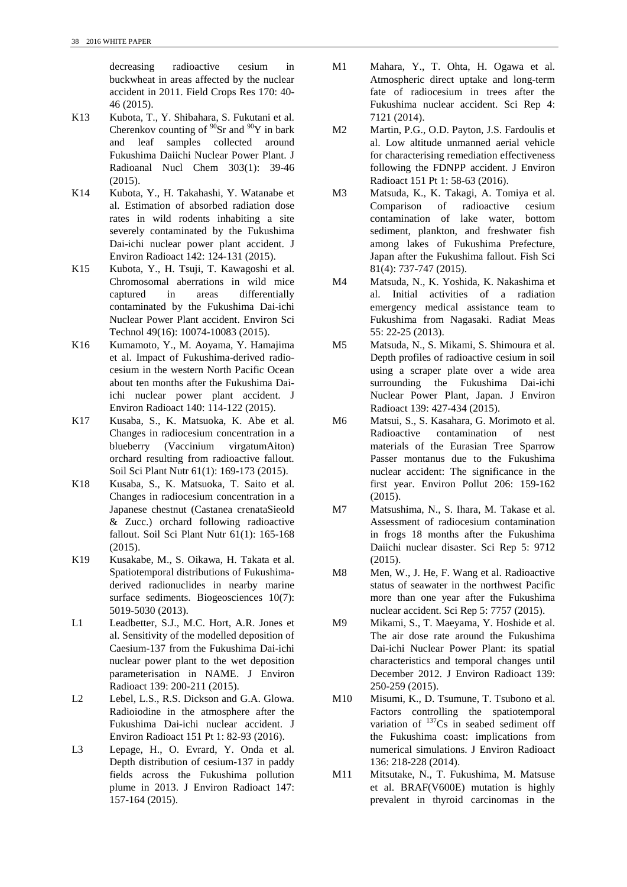decreasing radioactive cesium in buckwheat in areas affected by the nuclear accident in 2011. Field Crops Res 170: 40-46 (2015).

K13 Kubota, T., Y. Shibahara, S. Fukutani et al. Cherenkov counting of $^{90}$Sr and $^{90}$Y in bark and leaf samples collected around Fukushima Daiichi Nuclear Power Plant. J Radioanal Nucl Chem 303(1): 39-46 (2015).

K14 Kubota, Y., H. Takahashi, Y. Watanabe et al. Estimation of absorbed radiation dose rates in wild rodents inhabiting a site severely contaminated by the Fukushima Dai-ichi nuclear power plant accident. J Environ Radioact 142: 124-131 (2015).

K15 Kubota, Y., H. Tsuji, T. Kawagoshi et al. Chromosomal aberrations in wild mice captured in areas differentially contaminated by the Fukushima Dai-ichi Nuclear Power Plant accident. Environ Sci Technol 49(16): 10074-10083 (2015).

K16 Kumamoto, Y., M. Aoyama, Y. Hamajima et al. Impact of Fukushima-derived radiocesium in the western North Pacific Ocean about ten months after the Fukushima Dai-ichi nuclear power plant accident. J Environ Radioact 140: 114-122 (2015).

K17 Kusaba, S., K. Matsuoka, K. Abe et al. Changes in radiocesium concentration in a blueberry (Vaccinium virgatumAiton) orchard resulting from radioactive fallout. Soil Sci Plant Nutr 61(1): 169-173 (2015).

K18 Kusaba, S., K. Matsuoka, T. Saito et al. Changes in radiocesium concentration in a Japanese chestnut (Castanea crenataSieold & Zucc.) orchard following radioactive fallout. Soil Sci Plant Nutr 61(1): 165-168 (2015).

K19 Kusakabe, M., S. Oikawa, H. Takata et al. Spatiotemporal distributions of Fukushima-derived radionuclides in nearby marine surface sediments. Biogeosciences 10(7): 5019-5030 (2013).

L1 Leadbetter, S.J., M.C. Hort, A.R. Jones et al. Sensitivity of the modelled deposition of Caesium-137 from the Fukushima Dai-ichi nuclear power plant to the wet deposition parameterisation in NAME. J Environ Radioact 139: 200-211 (2015).

L2 Lebel, L.S., R.S. Dickson and G.A. Glowa. Radioiodine in the atmosphere after the Fukushima Dai-ichi nuclear accident. J Environ Radioact 151 Pt 1: 82-93 (2016).

L3 Lepage, H., O. Evrard, Y. Onda et al. Depth distribution of cesium-137 in paddy fields across the Fukushima pollution plume in 2013. J Environ Radioact 147: 157-164 (2015).

M1 Mahara, Y., T. Ohta, H. Ogawa et al. Atmospheric direct uptake and long-term fate of radiocesium in trees after the Fukushima nuclear accident. Sci Rep 4: 7121 (2014).

M2 Martin, P.G., O.D. Payton, J.S. Fardoulis et al. Low altitude unmanned aerial vehicle for characterising remediation effectiveness following the FDNPP accident. J Environ Radioact 151 Pt 1: 58-63 (2016).

M3 Matsuda, K., K. Takagi, A. Tomiya et al. Comparison of radioactive cesium contamination of lake water, bottom sediment, plankton, and freshwater fish among lakes of Fukushima Prefecture, Japan after the Fukushima fallout. Fish Sci 81(4): 737-747 (2015).

M4 Matsuda, N., K. Yoshida, K. Nakashima et al. Initial activities of a radiation emergency medical assistance team to Fukushima from Nagasaki. Radiat Meas 55: 22-25 (2013).

M5 Matsuda, N., S. Mikami, S. Shimoura et al. Depth profiles of radioactive cesium in soil using a scraper plate over a wide area surrounding the Fukushima Dai-ichi Nuclear Power Plant, Japan. J Environ Radioact 139: 427-434 (2015).

M6 Matsui, S., S. Kasahara, G. Morimoto et al. Radioactive contamination of nest materials of the Eurasian Tree Sparrow Passer montanus due to the Fukushima nuclear accident: The significance in the first year. Environ Pollut 206: 159-162 (2015).

M7 Matsushima, N., S. Ihara, M. Takase et al. Assessment of radiocesium contamination in frogs 18 months after the Fukushima Daiichi nuclear disaster. Sci Rep 5: 9712 (2015).

M8 Men, W., J. He, F. Wang et al. Radioactive status of seawater in the northwest Pacific more than one year after the Fukushima nuclear accident. Sci Rep 5: 7757 (2015).

M9 Mikami, S., T. Maeyama, Y. Hoshide et al. The air dose rate around the Fukushima Dai-ichi Nuclear Power Plant: its spatial characteristics and temporal changes until December 2012. J Environ Radioact 139: 250-259 (2015).

M10 Misumi, K., D. Tsumune, T. Tsubono et al. Factors controlling the spatiotemporal variation of $^{137}$Cs in seabed sediment off the Fukushima coast: implications from numerical simulations. J Environ Radioact 136: 218-228 (2014).

M11 Mitsutake, N., T. Fukushima, M. Matsuse et al. BRAF(V600E) mutation is highly prevalent in thyroid carcinomas in the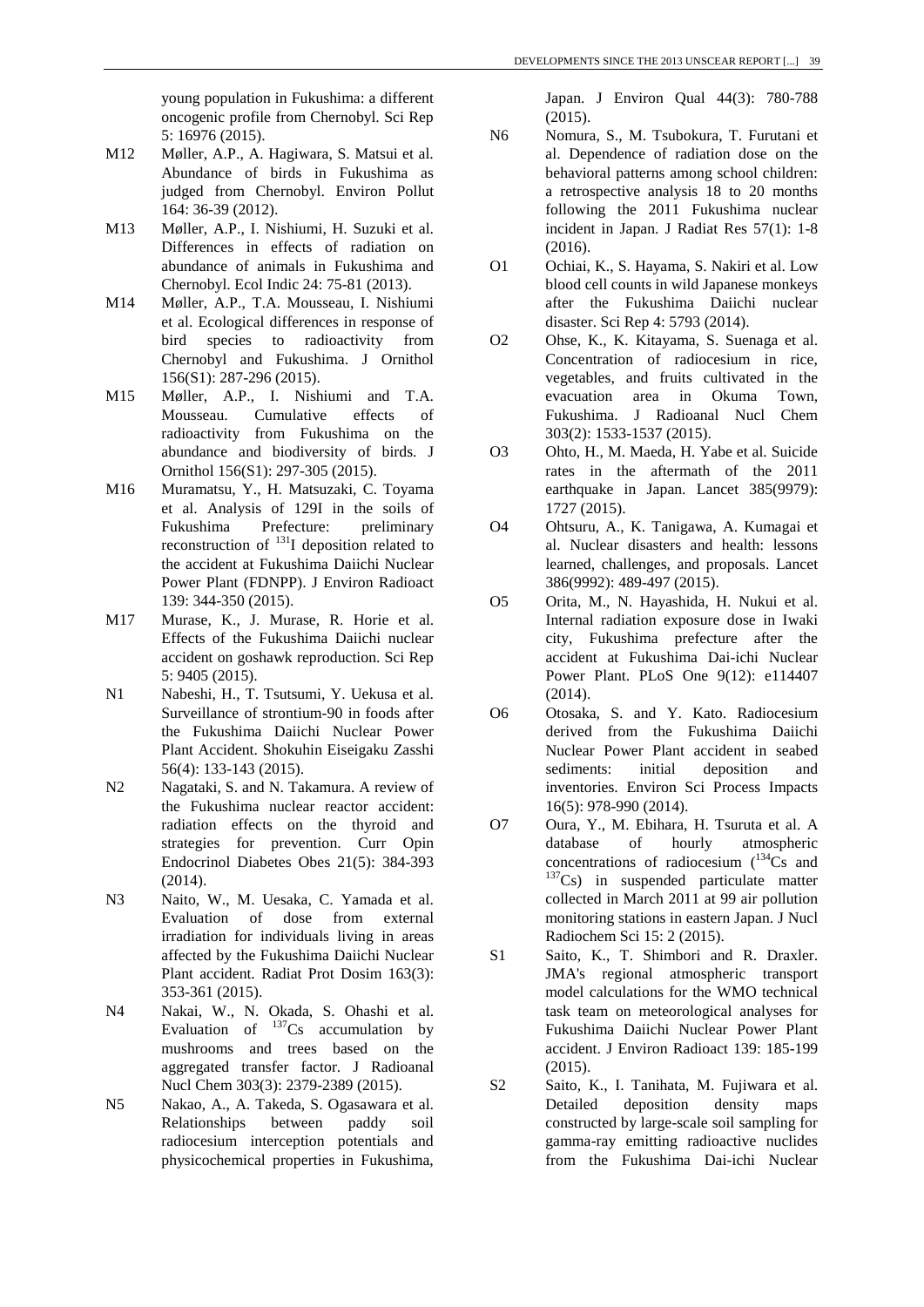young population in Fukushima: a different oncogenic profile from Chernobyl. Sci Rep 5: 16976 (2015).

M12 Møller, A.P., A. Hagiwara, S. Matsui et al. Abundance of birds in Fukushima as judged from Chernobyl. Environ Pollut 164: 36-39 (2012).

M13 Møller, A.P., I. Nishiumi, H. Suzuki et al. Differences in effects of radiation on abundance of animals in Fukushima and Chernobyl. Ecol Indic 24: 75-81 (2013).

M14 Møller, A.P., T.A. Mousseau, I. Nishiumi et al. Ecological differences in response of bird species to radioactivity from Chernobyl and Fukushima. J Ornithol 156(S1): 287-296 (2015).

M15 Møller, A.P., I. Nishiumi and T.A. Mousseau. Cumulative effects of radioactivity from Fukushima on the abundance and biodiversity of birds. J Ornithol 156(S1): 297-305 (2015).

M16 Muramatsu, Y., H. Matsuzaki, C. Toyama et al. Analysis of 129I in the soils of Fukushima Prefecture: preliminary reconstruction of $^{131}$I deposition related to the accident at Fukushima Daiichi Nuclear Power Plant (FDNPP). J Environ Radioact 139: 344-350 (2015).

M17 Murase, K., J. Murase, R. Horie et al. Effects of the Fukushima Daiichi nuclear accident on goshawk reproduction. Sci Rep 5: 9405 (2015).

N1 Nabeshi, H., T. Tsutsumi, Y. Uekusa et al. Surveillance of strontium-90 in foods after the Fukushima Daiichi Nuclear Power Plant Accident. Shokuhin Eiseigaku Zasshi 56(4): 133-143 (2015).

N2 Nagataki, S. and N. Takamura. A review of the Fukushima nuclear reactor accident: radiation effects on the thyroid and strategies for prevention. Curr Opin Endocrinol Diabetes Obes 21(5): 384-393 (2014).

N3 Naito, W., M. Uesaka, C. Yamada et al. Evaluation of dose from external irradiation for individuals living in areas affected by the Fukushima Daiichi Nuclear Plant accident. Radiat Prot Dosim 163(3): 353-361 (2015).

N4 Nakai, W., N. Okada, S. Ohashi et al. Evaluation of $^{137}$Cs accumulation by mushrooms and trees based on the aggregated transfer factor. J Radioanal Nucl Chem 303(3): 2379-2389 (2015).

N5 Nakao, A., A. Takeda, S. Ogasawara et al. Relationships between paddy soil radiocesium interception potentials and physicochemical properties in Fukushima, Japan. J Environ Qual 44(3): 780-788 (2015).

N6 Nomura, S., M. Tsubokura, T. Furutani et al. Dependence of radiation dose on the behavioral patterns among school children: a retrospective analysis 18 to 20 months following the 2011 Fukushima nuclear incident in Japan. J Radiat Res 57(1): 1-8 (2016).

O1 Ochiai, K., S. Hayama, S. Nakiri et al. Low blood cell counts in wild Japanese monkeys after the Fukushima Daiichi nuclear disaster. Sci Rep 4: 5793 (2014).

O2 Ohse, K., K. Kitayama, S. Suenaga et al. Concentration of radiocesium in rice, vegetables, and fruits cultivated in the evacuation area in Okuma Town, Fukushima. J Radioanal Nucl Chem 303(2): 1533-1537 (2015).

O3 Ohto, H., M. Maeda, H. Yabe et al. Suicide rates in the aftermath of the 2011 earthquake in Japan. Lancet 385(9979): 1727 (2015).

O4 Ohtsuru, A., K. Tanigawa, A. Kumagai et al. Nuclear disasters and health: lessons learned, challenges, and proposals. Lancet 386(9992): 489-497 (2015).

O5 Orita, M., N. Hayashida, H. Nukui et al. Internal radiation exposure dose in Iwaki city, Fukushima prefecture after the accident at Fukushima Dai-ichi Nuclear Power Plant. PLoS One 9(12): e114407 (2014).

O6 Otosaka, S. and Y. Kato. Radiocesium derived from the Fukushima Daiichi Nuclear Power Plant accident in seabed sediments: initial deposition and inventories. Environ Sci Process Impacts 16(5): 978-990 (2014).

O7 Oura, Y., M. Ebihara, H. Tsuruta et al. A database of hourly atmospheric concentrations of radiocesium ($^{134}$Cs and $^{137}$Cs) in suspended particulate matter collected in March 2011 at 99 air pollution monitoring stations in eastern Japan. J Nucl Radiochem Sci 15: 2 (2015).

S1 Saito, K., T. Shimbori and R. Draxler. JMA's regional atmospheric transport model calculations for the WMO technical task team on meteorological analyses for Fukushima Daiichi Nuclear Power Plant accident. J Environ Radioact 139: 185-199 (2015).

S2 Saito, K., I. Tanihata, M. Fujiwara et al. Detailed deposition density maps constructed by large-scale soil sampling for gamma-ray emitting radioactive nuclides from the Fukushima Dai-ichi Nuclear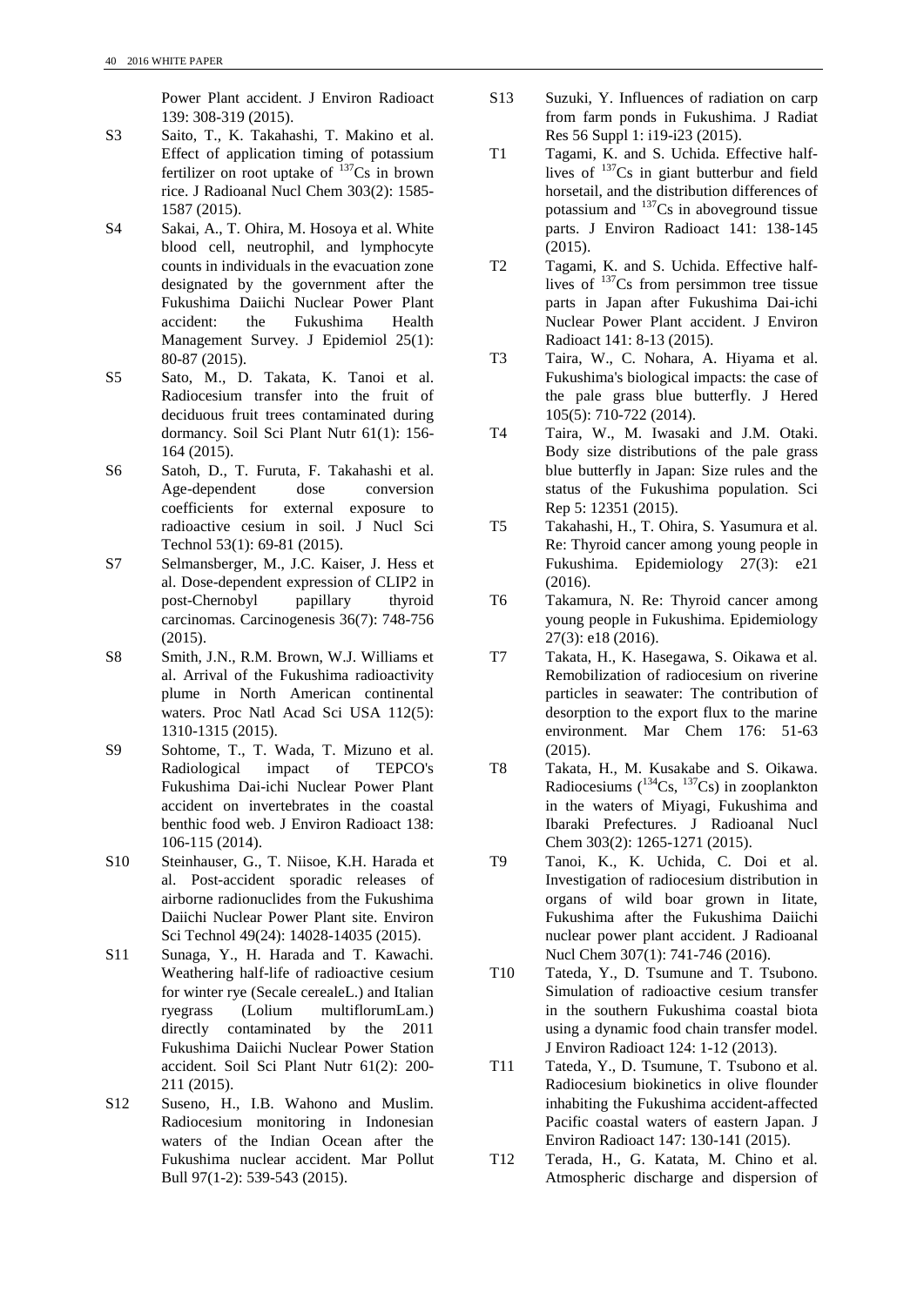Power Plant accident. J Environ Radioact 139: 308-319 (2015).

S3 Saito, T., K. Takahashi, T. Makino et al. Effect of application timing of potassium fertilizer on root uptake of $^{137}$Cs in brown rice. J Radioanal Nucl Chem 303(2): 1585-1587 (2015).

S4 Sakai, A., T. Ohira, M. Hosoya et al. White blood cell, neutrophil, and lymphocyte counts in individuals in the evacuation zone designated by the government after the Fukushima Daiichi Nuclear Power Plant accident: the Fukushima Health Management Survey. J Epidemiol 25(1): 80-87 (2015).

S5 Sato, M., D. Takata, K. Tanoi et al. Radiocesium transfer into the fruit of deciduous fruit trees contaminated during dormancy. Soil Sci Plant Nutr 61(1): 156-164 (2015).

S6 Satoh, D., T. Furuta, F. Takahashi et al. Age-dependent dose conversion coefficients for external exposure to radioactive cesium in soil. J Nucl Sci Technol 53(1): 69-81 (2015).

S7 Selmansberger, M., J.C. Kaiser, J. Hess et al. Dose-dependent expression of CLIP2 in post-Chernobyl papillary thyroid carcinomas. Carcinogenesis 36(7): 748-756 (2015).

S8 Smith, J.N., R.M. Brown, W.J. Williams et al. Arrival of the Fukushima radioactivity plume in North American continental waters. Proc Natl Acad Sci USA 112(5): 1310-1315 (2015).

S9 Sohtome, T., T. Wada, T. Mizuno et al. Radiological impact of TEPCO's Fukushima Dai-ichi Nuclear Power Plant accident on invertebrates in the coastal benthic food web. J Environ Radioact 138: 106-115 (2014).

S10 Steinhauser, G., T. Niisoe, K.H. Harada et al. Post-accident sporadic releases of airborne radionuclides from the Fukushima Daiichi Nuclear Power Plant site. Environ Sci Technol 49(24): 14028-14035 (2015).

S11 Sunaga, Y., H. Harada and T. Kawachi. Weathering half-life of radioactive cesium for winter rye (Secale cerealeL.) and Italian ryegrass (Lolium multiflorumLam.) directly contaminated by the 2011 Fukushima Daiichi Nuclear Power Station accident. Soil Sci Plant Nutr 61(2): 200-211 (2015).

S12 Suseno, H., I.B. Wahono and Muslim. Radiocesium monitoring in Indonesian waters of the Indian Ocean after the Fukushima nuclear accident. Mar Pollut Bull 97(1-2): 539-543 (2015).

S13 Suzuki, Y. Influences of radiation on carp from farm ponds in Fukushima. J Radiat Res 56 Suppl 1: i19-i23 (2015).

T1 Tagami, K. and S. Uchida. Effective half-lives of $^{137}$Cs in giant butterbur and field horsetail, and the distribution differences of potassium and $^{137}$Cs in aboveground tissue parts. J Environ Radioact 141: 138-145 (2015).

T2 Tagami, K. and S. Uchida. Effective half-lives of $^{137}$Cs from persimmon tree tissue parts in Japan after Fukushima Dai-ichi Nuclear Power Plant accident. J Environ Radioact 141: 8-13 (2015).

T3 Taira, W., C. Nohara, A. Hiyama et al. Fukushima's biological impacts: the case of the pale grass blue butterfly. J Hered 105(5): 710-722 (2014).

T4 Taira, W., M. Iwasaki and J.M. Otaki. Body size distributions of the pale grass blue butterfly in Japan: Size rules and the status of the Fukushima population. Sci Rep 5: 12351 (2015).

T5 Takahashi, H., T. Ohira, S. Yasumura et al. Re: Thyroid cancer among young people in Fukushima. Epidemiology 27(3): e21 (2016).

T6 Takamura, N. Re: Thyroid cancer among young people in Fukushima. Epidemiology 27(3): e18 (2016).

T7 Takata, H., K. Hasegawa, S. Oikawa et al. Remobilization of radiocesium on riverine particles in seawater: The contribution of desorption to the export flux to the marine environment. Mar Chem 176: 51-63 (2015).

T8 Takata, H., M. Kusakabe and S. Oikawa. Radiocesiums ($^{134}$Cs, $^{137}$Cs) in zooplankton in the waters of Miyagi, Fukushima and Ibaraki Prefectures. J Radioanal Nucl Chem 303(2): 1265-1271 (2015).

T9 Tanoi, K., K. Uchida, C. Doi et al. Investigation of radiocesium distribution in organs of wild boar grown in Iitate, Fukushima after the Fukushima Daiichi nuclear power plant accident. J Radioanal Nucl Chem 307(1): 741-746 (2016).

T10 Tateda, Y., D. Tsumune and T. Tsubono. Simulation of radioactive cesium transfer in the southern Fukushima coastal biota using a dynamic food chain transfer model. J Environ Radioact 124: 1-12 (2013).

T11 Tateda, Y., D. Tsumune, T. Tsubono et al. Radiocesium biokinetics in olive flounder inhabiting the Fukushima accident-affected Pacific coastal waters of eastern Japan. J Environ Radioact 147: 130-141 (2015).

T12 Terada, H., G. Katata, M. Chino et al. Atmospheric discharge and dispersion of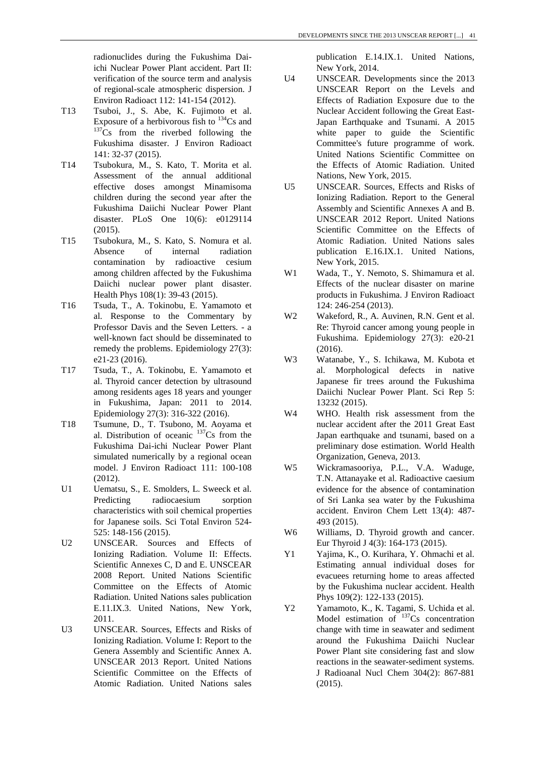radionuclides during the Fukushima Dai-ichi Nuclear Power Plant accident. Part II: verification of the source term and analysis of regional-scale atmospheric dispersion. J Environ Radioact 112: 141-154 (2012).

T13 Tsuboi, J., S. Abe, K. Fujimoto et al. Exposure of a herbivorous fish to $^{134}$Cs and $^{137}$Cs from the riverbed following the Fukushima disaster. J Environ Radioact 141: 32-37 (2015).

T14 Tsubokura, M., S. Kato, T. Morita et al. Assessment of the annual additional effective doses amongst Minamisoma children during the second year after the Fukushima Daiichi Nuclear Power Plant disaster. PLoS One 10(6): e0129114 (2015).

T15 Tsubokura, M., S. Kato, S. Nomura et al. Absence of internal radiation contamination by radioactive cesium among children affected by the Fukushima Daiichi nuclear power plant disaster. Health Phys 108(1): 39-43 (2015).

T16 Tsuda, T., A. Tokinobu, E. Yamamoto et al. Response to the Commentary by Professor Davis and the Seven Letters. - a well-known fact should be disseminated to remedy the problems. Epidemiology 27(3): e21-23 (2016).

T17 Tsuda, T., A. Tokinobu, E. Yamamoto et al. Thyroid cancer detection by ultrasound among residents ages 18 years and younger in Fukushima, Japan: 2011 to 2014. Epidemiology 27(3): 316-322 (2016).

T18 Tsumune, D., T. Tsubono, M. Aoyama et al. Distribution of oceanic $^{137}$Cs from the Fukushima Dai-ichi Nuclear Power Plant simulated numerically by a regional ocean model. J Environ Radioact 111: 100-108 (2012).

U1 Uematsu, S., E. Smolders, L. Sweeck et al. Predicting radiocaesium sorption characteristics with soil chemical properties for Japanese soils. Sci Total Environ 524-525: 148-156 (2015).

U2 UNSCEAR. Sources and Effects of Ionizing Radiation. Volume II: Effects. Scientific Annexes C, D and E. UNSCEAR 2008 Report. United Nations Scientific Committee on the Effects of Atomic Radiation. United Nations sales publication E.11.IX.3. United Nations, New York, 2011.

U3 UNSCEAR. Sources, Effects and Risks of Ionizing Radiation. Volume I: Report to the Genera Assembly and Scientific Annex A. UNSCEAR 2013 Report. United Nations Scientific Committee on the Effects of Atomic Radiation. United Nations sales publication E.14.IX.1. United Nations, New York, 2014.

U4 UNSCEAR. Developments since the 2013 UNSCEAR Report on the Levels and Effects of Radiation Exposure due to the Nuclear Accident following the Great East-Japan Earthquake and Tsunami. A 2015 white paper to guide the Scientific Committee's future programme of work. United Nations Scientific Committee on the Effects of Atomic Radiation. United Nations, New York, 2015.

U5 UNSCEAR. Sources, Effects and Risks of Ionizing Radiation. Report to the General Assembly and Scientific Annexes A and B. UNSCEAR 2012 Report. United Nations Scientific Committee on the Effects of Atomic Radiation. United Nations sales publication E.16.IX.1. United Nations, New York, 2015.

W1 Wada, T., Y. Nemoto, S. Shimamura et al. Effects of the nuclear disaster on marine products in Fukushima. J Environ Radioact 124: 246-254 (2013).

W2 Wakeford, R., A. Auvinen, R.N. Gent et al. Re: Thyroid cancer among young people in Fukushima. Epidemiology 27(3): e20-21 (2016).

W3 Watanabe, Y., S. Ichikawa, M. Kubota et al. Morphological defects in native Japanese fir trees around the Fukushima Daiichi Nuclear Power Plant. Sci Rep 5: 13232 (2015).

W4 WHO. Health risk assessment from the nuclear accident after the 2011 Great East Japan earthquake and tsunami, based on a preliminary dose estimation. World Health Organization, Geneva, 2013.

W5 Wickramasooriya, P.L., V.A. Waduge, T.N. Attanayake et al. Radioactive caesium evidence for the absence of contamination of Sri Lanka sea water by the Fukushima accident. Environ Chem Lett 13(4): 487-493 (2015).

W6 Williams, D. Thyroid growth and cancer. Eur Thyroid J 4(3): 164-173 (2015).

Y1 Yajima, K., O. Kurihara, Y. Ohmachi et al. Estimating annual individual doses for evacuees returning home to areas affected by the Fukushima nuclear accident. Health Phys 109(2): 122-133 (2015).

Y2 Yamamoto, K., K. Tagami, S. Uchida et al. Model estimation of $^{137}$Cs concentration change with time in seawater and sediment around the Fukushima Daiichi Nuclear Power Plant site considering fast and slow reactions in the seawater-sediment systems. J Radioanal Nucl Chem 304(2): 867-881 (2015).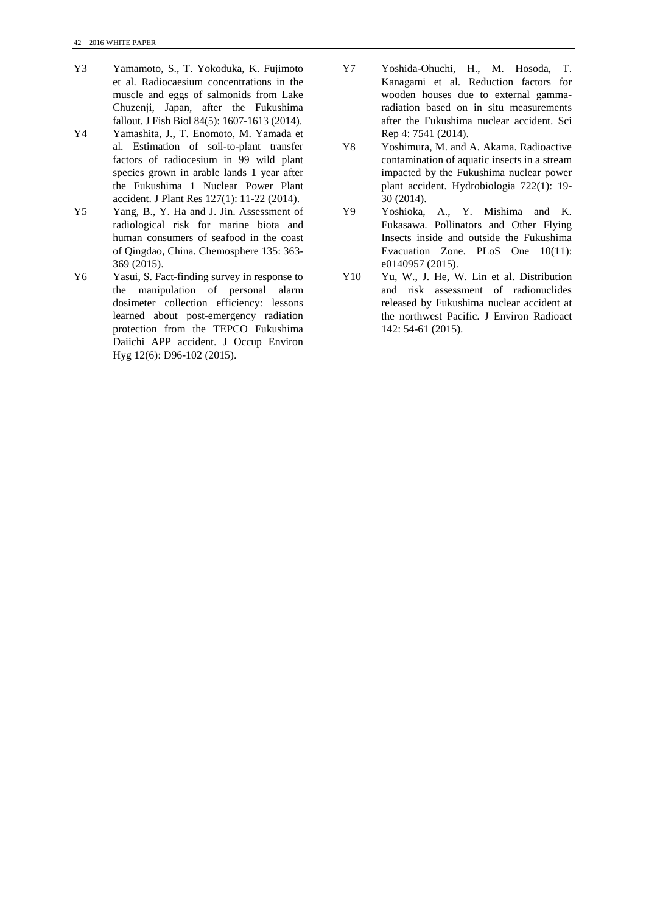Y3 Yamamoto, S., T. Yokoduka, K. Fujimoto et al. Radiocaesium concentrations in the muscle and eggs of salmonids from Lake Chuzenji, Japan, after the Fukushima fallout. J Fish Biol 84(5): 1607-1613 (2014).

Y4 Yamashita, J., T. Enomoto, M. Yamada et al. Estimation of soil-to-plant transfer factors of radiocesium in 99 wild plant species grown in arable lands 1 year after the Fukushima 1 Nuclear Power Plant accident. J Plant Res 127(1): 11-22 (2014).

Y5 Yang, B., Y. Ha and J. Jin. Assessment of radiological risk for marine biota and human consumers of seafood in the coast of Qingdao, China. Chemosphere 135: 363-369 (2015).

Y6 Yasui, S. Fact-finding survey in response to the manipulation of personal alarm dosimeter collection efficiency: lessons learned about post-emergency radiation protection from the TEPCO Fukushima Daiichi APP accident. J Occup Environ Hyg 12(6): D96-102 (2015).

Y7 Yoshida-Ohuchi, H., M. Hosoda, T. Kanagami et al. Reduction factors for wooden houses due to external gamma-radiation based on in situ measurements after the Fukushima nuclear accident. Sci Rep 4: 7541 (2014).

Y8 Yoshimura, M. and A. Akama. Radioactive contamination of aquatic insects in a stream impacted by the Fukushima nuclear power plant accident. Hydrobiologia 722(1): 19-30 (2014).

Y9 Yoshioka, A., Y. Mishima and K. Fukasawa. Pollinators and Other Flying Insects inside and outside the Fukushima Evacuation Zone. PLoS One 10(11): e0140957 (2015).

Y10 Yu, W., J. He, W. Lin et al. Distribution and risk assessment of radionuclides released by Fukushima nuclear accident at the northwest Pacific. J Environ Radioact 142: 54-61 (2015).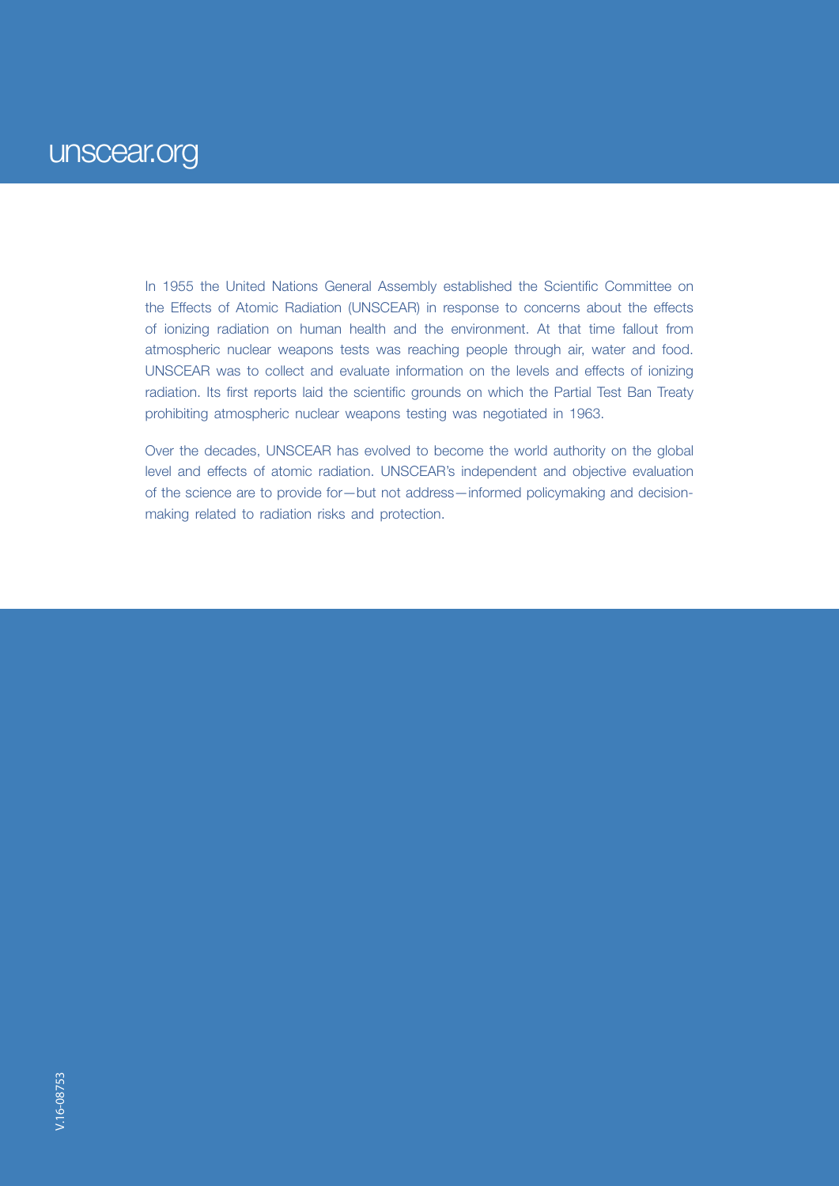unscear.org

In 1955 the United Nations General Assembly established the Scientific Committee on the Effects of Atomic Radiation (UNSCEAR) in response to concerns about the effects of ionizing radiation on human health and the environment. At that time fallout from atmospheric nuclear weapons tests was reaching people through air, water and food. UNSCEAR was to collect and evaluate information on the levels and effects of ionizing radiation. Its first reports laid the scientific grounds on which the Partial Test Ban Treaty prohibiting atmospheric nuclear weapons testing was negotiated in 1963.

Over the decades, UNSCEAR has evolved to become the world authority on the global level and effects of atomic radiation. UNSCEAR's independent and objective evaluation of the science are to provide for—but not address—informed policymaking and decision-making related to radiation risks and protection.

V.16-08753